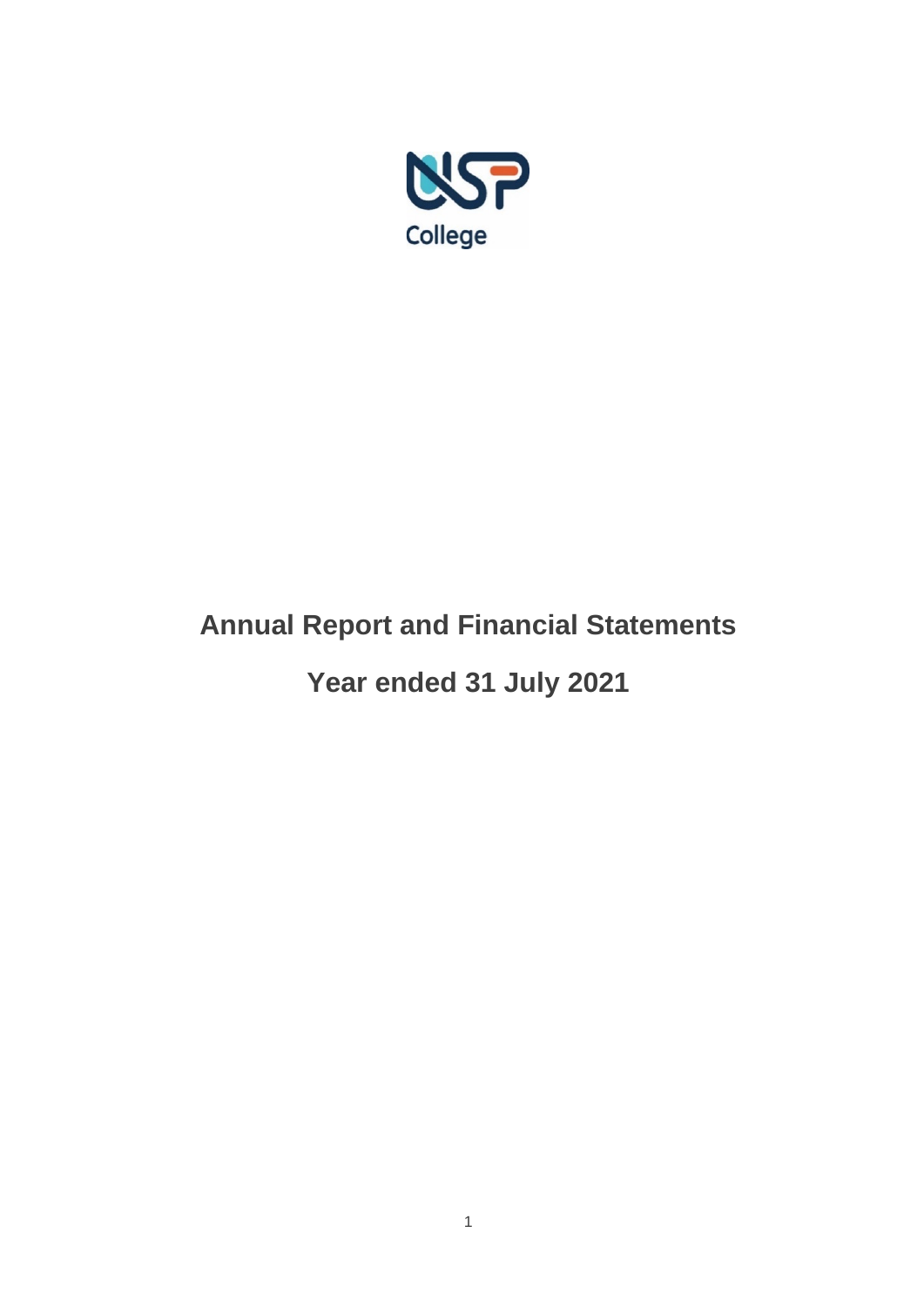NSP College

# Annual Report and Financial Statements

# Year ended 31 July 2021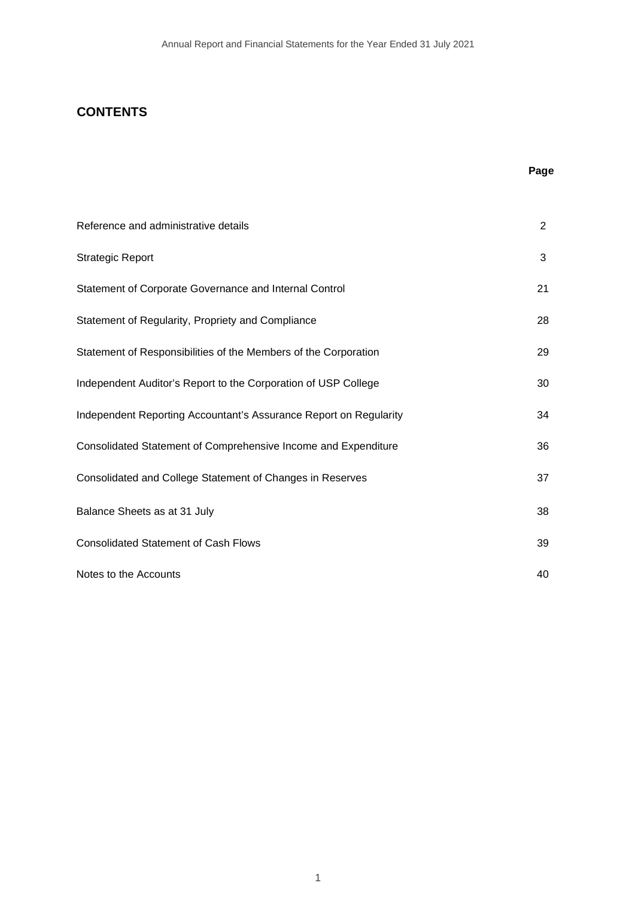# CONTENTS

| | Page |
|---|---|
| Reference and administrative details | 2 |
| Strategic Report | 3 |
| Statement of Corporate Governance and Internal Control | 21 |
| Statement of Regularity, Propriety and Compliance | 28 |
| Statement of Responsibilities of the Members of the Corporation | 29 |
| Independent Auditor's Report to the Corporation of USP College | 30 |
| Independent Reporting Accountant's Assurance Report on Regularity | 34 |
| Consolidated Statement of Comprehensive Income and Expenditure | 36 |
| Consolidated and College Statement of Changes in Reserves | 37 |
| Balance Sheets as at 31 July | 38 |
| Consolidated Statement of Cash Flows | 39 |
| Notes to the Accounts | 40 |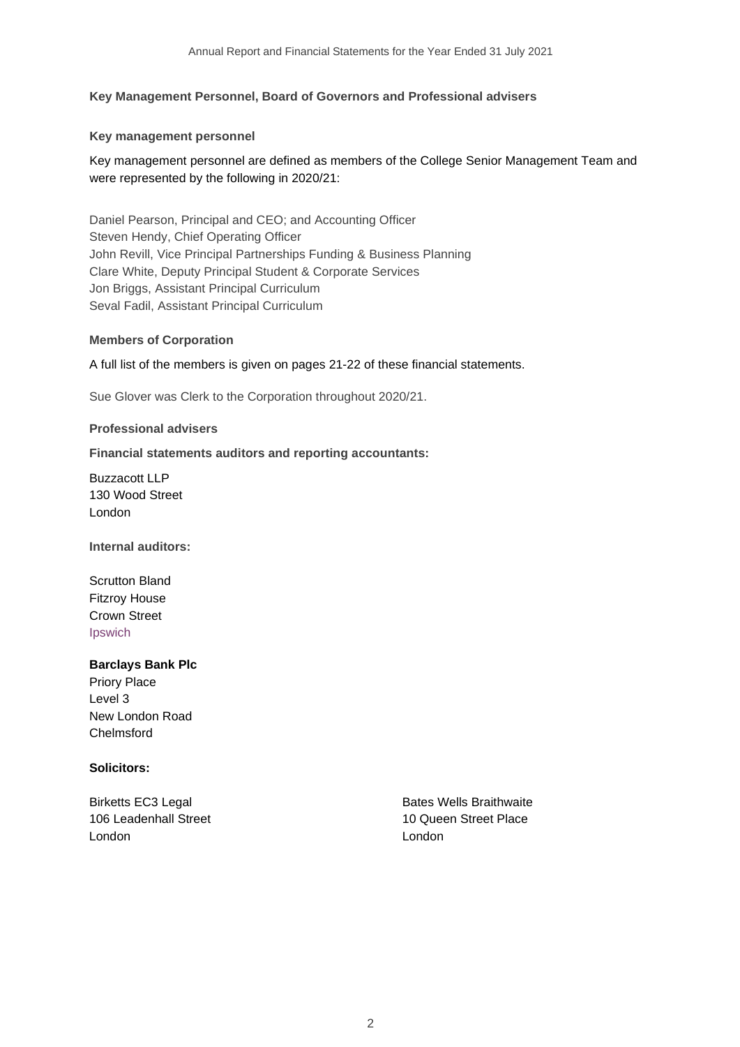## Key Management Personnel, Board of Governors and Professional advisers

### Key management personnel

Key management personnel are defined as members of the College Senior Management Team and were represented by the following in 2020/21:

Daniel Pearson, Principal and CEO; and Accounting Officer
Steven Hendy, Chief Operating Officer
John Revill, Vice Principal Partnerships Funding & Business Planning
Clare White, Deputy Principal Student & Corporate Services
Jon Briggs, Assistant Principal Curriculum
Seval Fadil, Assistant Principal Curriculum

### Members of Corporation

A full list of the members is given on pages 21-22 of these financial statements.

Sue Glover was Clerk to the Corporation throughout 2020/21.

### Professional advisers

**Financial statements auditors and reporting accountants:**

Buzzacott LLP
130 Wood Street
London

**Internal auditors:**

Scrutton Bland
Fitzroy House
Crown Street
Ipswich

**Barclays Bank Plc**
Priory Place
Level 3
New London Road
Chelmsford

**Solicitors:**

Birketts EC3 Legal
106 Leadenhall Street
London

Bates Wells Braithwaite
10 Queen Street Place
London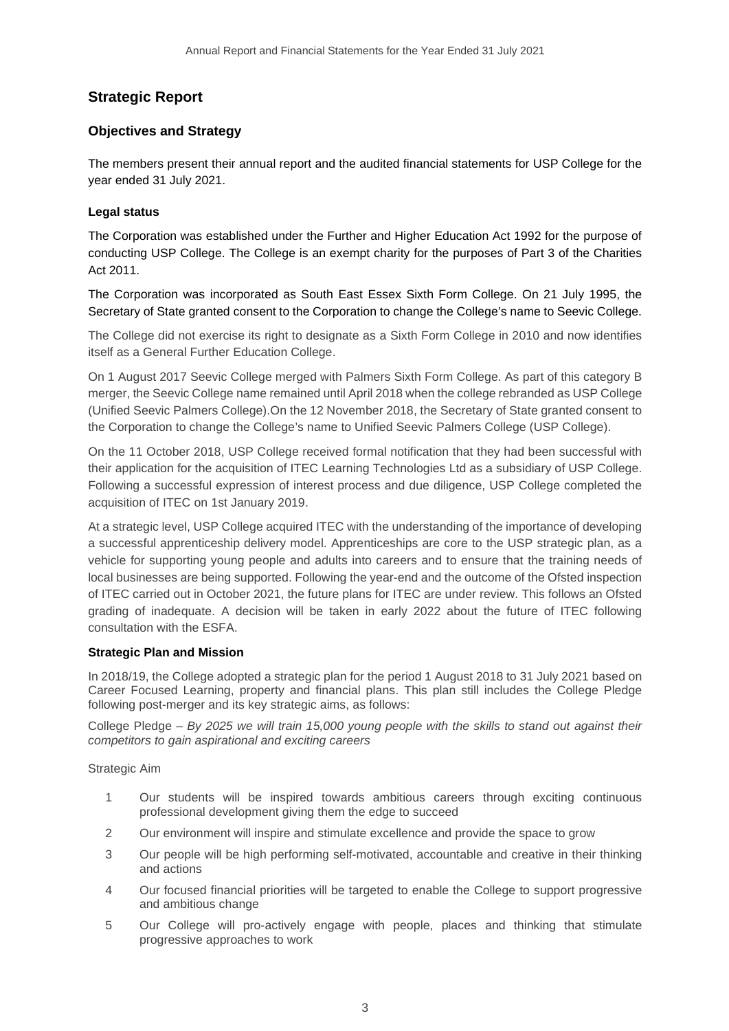## Strategic Report

### Objectives and Strategy

The members present their annual report and the audited financial statements for USP College for the year ended 31 July 2021.

#### Legal status

The Corporation was established under the Further and Higher Education Act 1992 for the purpose of conducting USP College. The College is an exempt charity for the purposes of Part 3 of the Charities Act 2011.

The Corporation was incorporated as South East Essex Sixth Form College. On 21 July 1995, the Secretary of State granted consent to the Corporation to change the College's name to Seevic College.

The College did not exercise its right to designate as a Sixth Form College in 2010 and now identifies itself as a General Further Education College.

On 1 August 2017 Seevic College merged with Palmers Sixth Form College. As part of this category B merger, the Seevic College name remained until April 2018 when the college rebranded as USP College (Unified Seevic Palmers College).On the 12 November 2018, the Secretary of State granted consent to the Corporation to change the College's name to Unified Seevic Palmers College (USP College).

On the 11 October 2018, USP College received formal notification that they had been successful with their application for the acquisition of ITEC Learning Technologies Ltd as a subsidiary of USP College. Following a successful expression of interest process and due diligence, USP College completed the acquisition of ITEC on 1st January 2019.

At a strategic level, USP College acquired ITEC with the understanding of the importance of developing a successful apprenticeship delivery model. Apprenticeships are core to the USP strategic plan, as a vehicle for supporting young people and adults into careers and to ensure that the training needs of local businesses are being supported. Following the year-end and the outcome of the Ofsted inspection of ITEC carried out in October 2021, the future plans for ITEC are under review. This follows an Ofsted grading of inadequate. A decision will be taken in early 2022 about the future of ITEC following consultation with the ESFA.

#### Strategic Plan and Mission

In 2018/19, the College adopted a strategic plan for the period 1 August 2018 to 31 July 2021 based on Career Focused Learning, property and financial plans. This plan still includes the College Pledge following post-merger and its key strategic aims, as follows:

College Pledge – *By 2025 we will train 15,000 young people with the skills to stand out against their competitors to gain aspirational and exciting careers*

Strategic Aim

1. Our students will be inspired towards ambitious careers through exciting continuous professional development giving them the edge to succeed
2. Our environment will inspire and stimulate excellence and provide the space to grow
3. Our people will be high performing self-motivated, accountable and creative in their thinking and actions
4. Our focused financial priorities will be targeted to enable the College to support progressive and ambitious change
5. Our College will pro-actively engage with people, places and thinking that stimulate progressive approaches to work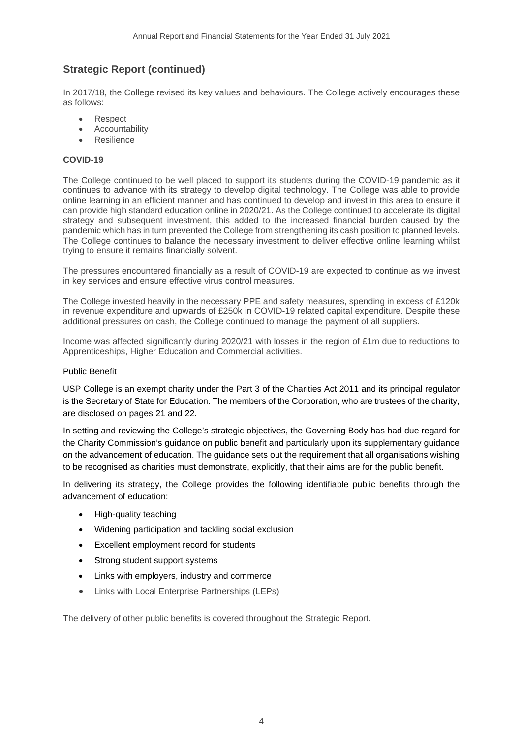## Strategic Report (continued)

In 2017/18, the College revised its key values and behaviours. The College actively encourages these as follows:

- Respect
- Accountability
- Resilience

**COVID-19**

The College continued to be well placed to support its students during the COVID-19 pandemic as it continues to advance with its strategy to develop digital technology. The College was able to provide online learning in an efficient manner and has continued to develop and invest in this area to ensure it can provide high standard education online in 2020/21. As the College continued to accelerate its digital strategy and subsequent investment, this added to the increased financial burden caused by the pandemic which has in turn prevented the College from strengthening its cash position to planned levels. The College continues to balance the necessary investment to deliver effective online learning whilst trying to ensure it remains financially solvent.

The pressures encountered financially as a result of COVID-19 are expected to continue as we invest in key services and ensure effective virus control measures.

The College invested heavily in the necessary PPE and safety measures, spending in excess of £120k in revenue expenditure and upwards of £250k in COVID-19 related capital expenditure. Despite these additional pressures on cash, the College continued to manage the payment of all suppliers.

Income was affected significantly during 2020/21 with losses in the region of £1m due to reductions to Apprenticeships, Higher Education and Commercial activities.

Public Benefit

USP College is an exempt charity under the Part 3 of the Charities Act 2011 and its principal regulator is the Secretary of State for Education. The members of the Corporation, who are trustees of the charity, are disclosed on pages 21 and 22.

In setting and reviewing the College's strategic objectives, the Governing Body has had due regard for the Charity Commission's guidance on public benefit and particularly upon its supplementary guidance on the advancement of education. The guidance sets out the requirement that all organisations wishing to be recognised as charities must demonstrate, explicitly, that their aims are for the public benefit.

In delivering its strategy, the College provides the following identifiable public benefits through the advancement of education:

- High-quality teaching
- Widening participation and tackling social exclusion
- Excellent employment record for students
- Strong student support systems
- Links with employers, industry and commerce
- Links with Local Enterprise Partnerships (LEPs)

The delivery of other public benefits is covered throughout the Strategic Report.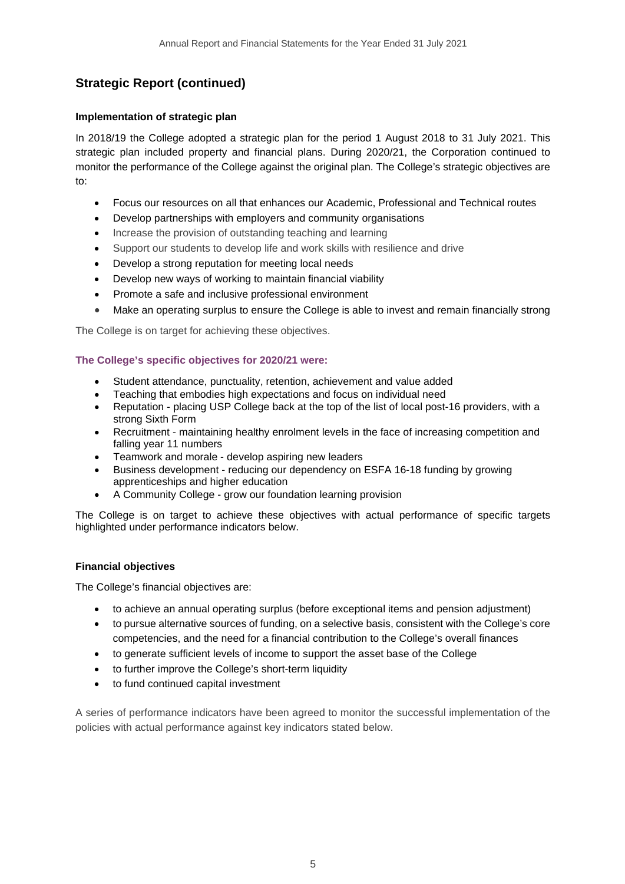## Strategic Report (continued)

### Implementation of strategic plan

In 2018/19 the College adopted a strategic plan for the period 1 August 2018 to 31 July 2021. This strategic plan included property and financial plans. During 2020/21, the Corporation continued to monitor the performance of the College against the original plan. The College's strategic objectives are to:

- Focus our resources on all that enhances our Academic, Professional and Technical routes
- Develop partnerships with employers and community organisations
- Increase the provision of outstanding teaching and learning
- Support our students to develop life and work skills with resilience and drive
- Develop a strong reputation for meeting local needs
- Develop new ways of working to maintain financial viability
- Promote a safe and inclusive professional environment
- Make an operating surplus to ensure the College is able to invest and remain financially strong

The College is on target for achieving these objectives.

**The College's specific objectives for 2020/21 were:**

- Student attendance, punctuality, retention, achievement and value added
- Teaching that embodies high expectations and focus on individual need
- Reputation - placing USP College back at the top of the list of local post-16 providers, with a strong Sixth Form
- Recruitment - maintaining healthy enrolment levels in the face of increasing competition and falling year 11 numbers
- Teamwork and morale - develop aspiring new leaders
- Business development - reducing our dependency on ESFA 16-18 funding by growing apprenticeships and higher education
- A Community College - grow our foundation learning provision

The College is on target to achieve these objectives with actual performance of specific targets highlighted under performance indicators below.

### Financial objectives

The College's financial objectives are:

- to achieve an annual operating surplus (before exceptional items and pension adjustment)
- to pursue alternative sources of funding, on a selective basis, consistent with the College's core competencies, and the need for a financial contribution to the College's overall finances
- to generate sufficient levels of income to support the asset base of the College
- to further improve the College's short-term liquidity
- to fund continued capital investment

A series of performance indicators have been agreed to monitor the successful implementation of the policies with actual performance against key indicators stated below.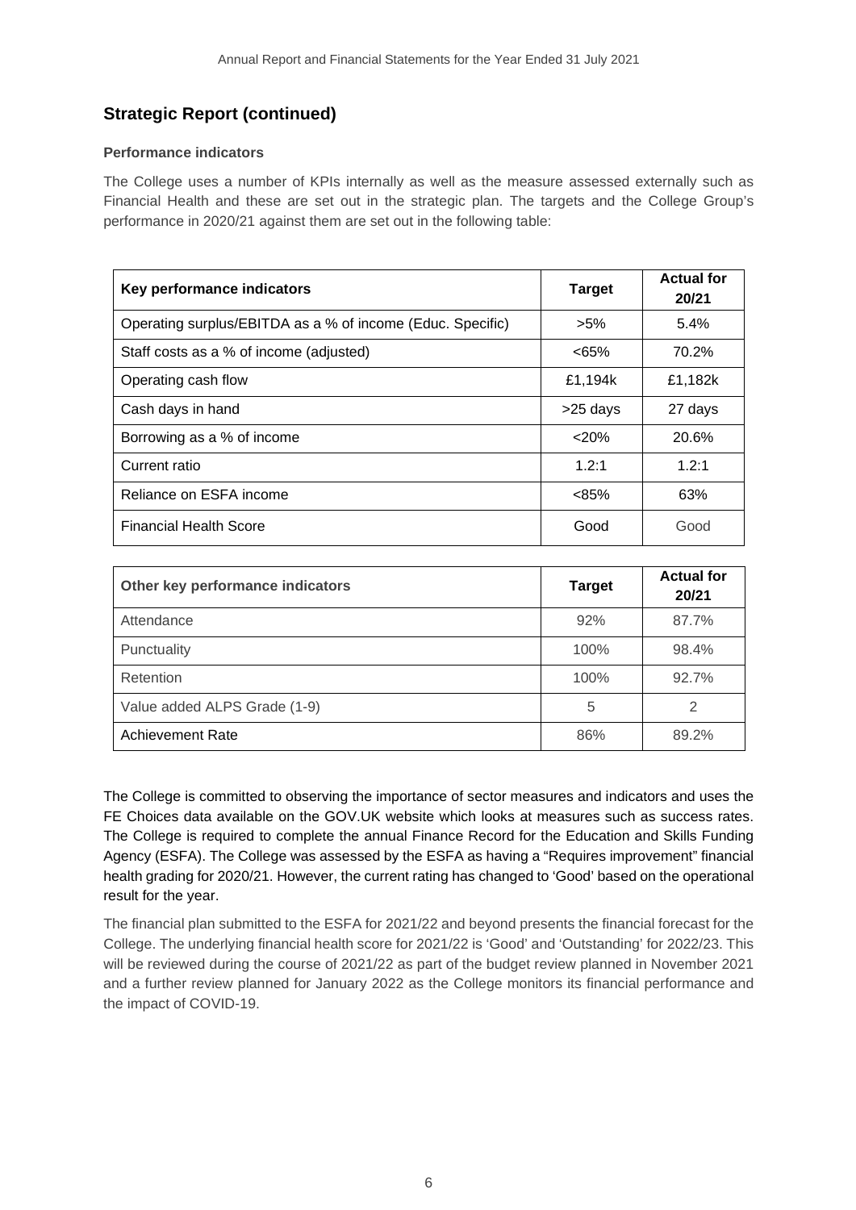## Strategic Report (continued)

### Performance indicators

The College uses a number of KPIs internally as well as the measure assessed externally such as Financial Health and these are set out in the strategic plan. The targets and the College Group's performance in 2020/21 against them are set out in the following table:

| Key performance indicators | Target | Actual for 20/21 |
|---|---|---|
| Operating surplus/EBITDA as a % of income (Educ. Specific) | >5% | 5.4% |
| Staff costs as a % of income (adjusted) | <65% | 70.2% |
| Operating cash flow | £1,194k | £1,182k |
| Cash days in hand | >25 days | 27 days |
| Borrowing as a % of income | <20% | 20.6% |
| Current ratio | 1.2:1 | 1.2:1 |
| Reliance on ESFA income | <85% | 63% |
| Financial Health Score | Good | Good |

| Other key performance indicators | Target | Actual for 20/21 |
|---|---|---|
| Attendance | 92% | 87.7% |
| Punctuality | 100% | 98.4% |
| Retention | 100% | 92.7% |
| Value added ALPS Grade (1-9) | 5 | 2 |
| Achievement Rate | 86% | 89.2% |

The College is committed to observing the importance of sector measures and indicators and uses the FE Choices data available on the GOV.UK website which looks at measures such as success rates. The College is required to complete the annual Finance Record for the Education and Skills Funding Agency (ESFA). The College was assessed by the ESFA as having a "Requires improvement" financial health grading for 2020/21. However, the current rating has changed to 'Good' based on the operational result for the year.

The financial plan submitted to the ESFA for 2021/22 and beyond presents the financial forecast for the College. The underlying financial health score for 2021/22 is 'Good' and 'Outstanding' for 2022/23. This will be reviewed during the course of 2021/22 as part of the budget review planned in November 2021 and a further review planned for January 2022 as the College monitors its financial performance and the impact of COVID-19.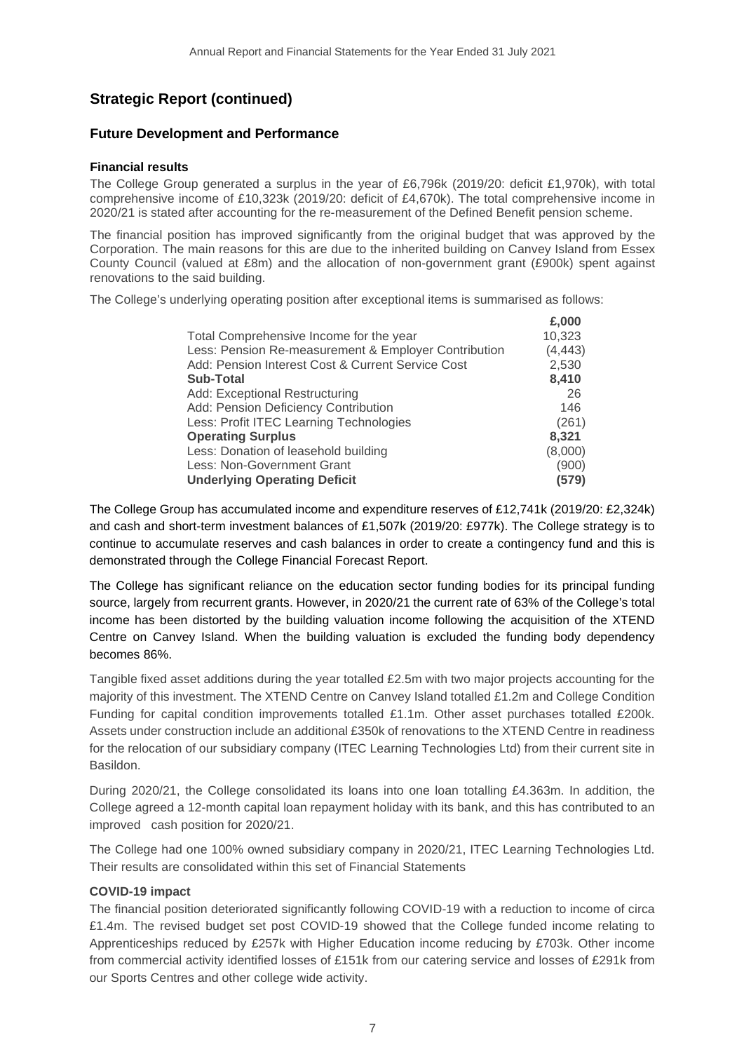## Strategic Report (continued)

### Future Development and Performance

#### Financial results

The College Group generated a surplus in the year of £6,796k (2019/20: deficit £1,970k), with total comprehensive income of £10,323k (2019/20: deficit of £4,670k). The total comprehensive income in 2020/21 is stated after accounting for the re-measurement of the Defined Benefit pension scheme.

The financial position has improved significantly from the original budget that was approved by the Corporation. The main reasons for this are due to the inherited building on Canvey Island from Essex County Council (valued at £8m) and the allocation of non-government grant (£900k) spent against renovations to the said building.

The College's underlying operating position after exceptional items is summarised as follows:

| | £,000 |
|---|---|
| Total Comprehensive Income for the year | 10,323 |
| Less: Pension Re-measurement & Employer Contribution | (4,443) |
| Add: Pension Interest Cost & Current Service Cost | 2,530 |
| **Sub-Total** | **8,410** |
| Add: Exceptional Restructuring | 26 |
| Add: Pension Deficiency Contribution | 146 |
| Less: Profit ITEC Learning Technologies | (261) |
| **Operating Surplus** | **8,321** |
| Less: Donation of leasehold building | (8,000) |
| Less: Non-Government Grant | (900) |
| **Underlying Operating Deficit** | **(579)** |

The College Group has accumulated income and expenditure reserves of £12,741k (2019/20: £2,324k) and cash and short-term investment balances of £1,507k (2019/20: £977k). The College strategy is to continue to accumulate reserves and cash balances in order to create a contingency fund and this is demonstrated through the College Financial Forecast Report.

The College has significant reliance on the education sector funding bodies for its principal funding source, largely from recurrent grants. However, in 2020/21 the current rate of 63% of the College's total income has been distorted by the building valuation income following the acquisition of the XTEND Centre on Canvey Island. When the building valuation is excluded the funding body dependency becomes 86%.

Tangible fixed asset additions during the year totalled £2.5m with two major projects accounting for the majority of this investment. The XTEND Centre on Canvey Island totalled £1.2m and College Condition Funding for capital condition improvements totalled £1.1m. Other asset purchases totalled £200k. Assets under construction include an additional £350k of renovations to the XTEND Centre in readiness for the relocation of our subsidiary company (ITEC Learning Technologies Ltd) from their current site in Basildon.

During 2020/21, the College consolidated its loans into one loan totalling £4.363m. In addition, the College agreed a 12-month capital loan repayment holiday with its bank, and this has contributed to an improved cash position for 2020/21.

The College had one 100% owned subsidiary company in 2020/21, ITEC Learning Technologies Ltd. Their results are consolidated within this set of Financial Statements

#### COVID-19 impact

The financial position deteriorated significantly following COVID-19 with a reduction to income of circa £1.4m. The revised budget set post COVID-19 showed that the College funded income relating to Apprenticeships reduced by £257k with Higher Education income reducing by £703k. Other income from commercial activity identified losses of £151k from our catering service and losses of £291k from our Sports Centres and other college wide activity.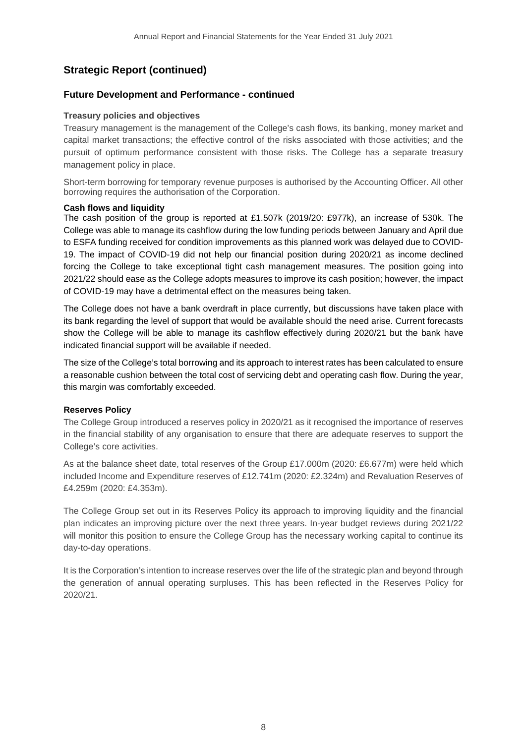## Strategic Report (continued)

### Future Development and Performance - continued

#### Treasury policies and objectives

Treasury management is the management of the College's cash flows, its banking, money market and capital market transactions; the effective control of the risks associated with those activities; and the pursuit of optimum performance consistent with those risks. The College has a separate treasury management policy in place.

Short-term borrowing for temporary revenue purposes is authorised by the Accounting Officer. All other borrowing requires the authorisation of the Corporation.

#### Cash flows and liquidity

The cash position of the group is reported at £1.507k (2019/20: £977k), an increase of 530k. The College was able to manage its cashflow during the low funding periods between January and April due to ESFA funding received for condition improvements as this planned work was delayed due to COVID-19. The impact of COVID-19 did not help our financial position during 2020/21 as income declined forcing the College to take exceptional tight cash management measures. The position going into 2021/22 should ease as the College adopts measures to improve its cash position; however, the impact of COVID-19 may have a detrimental effect on the measures being taken.

The College does not have a bank overdraft in place currently, but discussions have taken place with its bank regarding the level of support that would be available should the need arise. Current forecasts show the College will be able to manage its cashflow effectively during 2020/21 but the bank have indicated financial support will be available if needed.

The size of the College's total borrowing and its approach to interest rates has been calculated to ensure a reasonable cushion between the total cost of servicing debt and operating cash flow. During the year, this margin was comfortably exceeded.

#### Reserves Policy

The College Group introduced a reserves policy in 2020/21 as it recognised the importance of reserves in the financial stability of any organisation to ensure that there are adequate reserves to support the College's core activities.

As at the balance sheet date, total reserves of the Group £17.000m (2020: £6.677m) were held which included Income and Expenditure reserves of £12.741m (2020: £2.324m) and Revaluation Reserves of £4.259m (2020: £4.353m).

The College Group set out in its Reserves Policy its approach to improving liquidity and the financial plan indicates an improving picture over the next three years. In-year budget reviews during 2021/22 will monitor this position to ensure the College Group has the necessary working capital to continue its day-to-day operations.

It is the Corporation's intention to increase reserves over the life of the strategic plan and beyond through the generation of annual operating surpluses. This has been reflected in the Reserves Policy for 2020/21.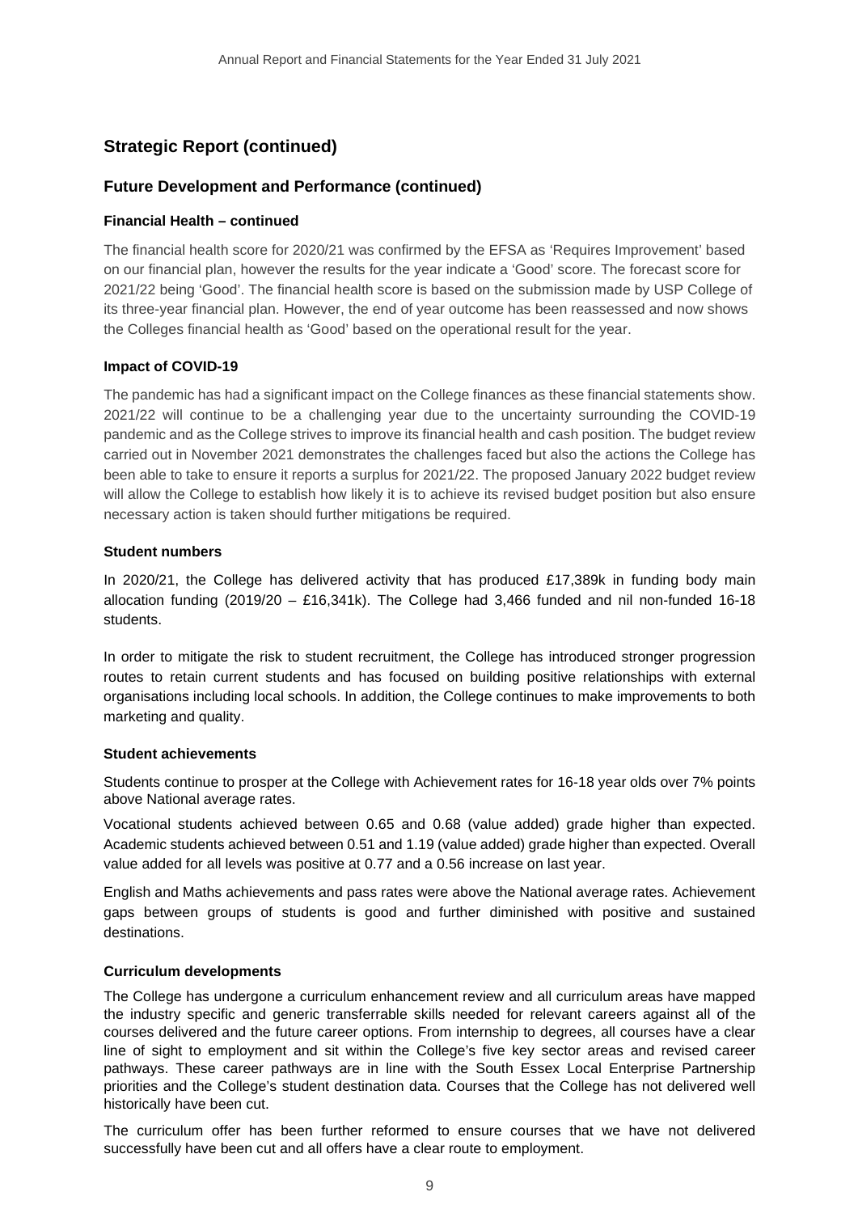## Strategic Report (continued)

### Future Development and Performance (continued)

#### Financial Health – continued

The financial health score for 2020/21 was confirmed by the EFSA as 'Requires Improvement' based on our financial plan, however the results for the year indicate a 'Good' score. The forecast score for 2021/22 being 'Good'. The financial health score is based on the submission made by USP College of its three-year financial plan. However, the end of year outcome has been reassessed and now shows the Colleges financial health as 'Good' based on the operational result for the year.

#### Impact of COVID-19

The pandemic has had a significant impact on the College finances as these financial statements show. 2021/22 will continue to be a challenging year due to the uncertainty surrounding the COVID-19 pandemic and as the College strives to improve its financial health and cash position. The budget review carried out in November 2021 demonstrates the challenges faced but also the actions the College has been able to take to ensure it reports a surplus for 2021/22. The proposed January 2022 budget review will allow the College to establish how likely it is to achieve its revised budget position but also ensure necessary action is taken should further mitigations be required.

#### Student numbers

In 2020/21, the College has delivered activity that has produced £17,389k in funding body main allocation funding (2019/20 – £16,341k). The College had 3,466 funded and nil non-funded 16-18 students.

In order to mitigate the risk to student recruitment, the College has introduced stronger progression routes to retain current students and has focused on building positive relationships with external organisations including local schools. In addition, the College continues to make improvements to both marketing and quality.

#### Student achievements

Students continue to prosper at the College with Achievement rates for 16-18 year olds over 7% points above National average rates.

Vocational students achieved between 0.65 and 0.68 (value added) grade higher than expected. Academic students achieved between 0.51 and 1.19 (value added) grade higher than expected. Overall value added for all levels was positive at 0.77 and a 0.56 increase on last year.

English and Maths achievements and pass rates were above the National average rates. Achievement gaps between groups of students is good and further diminished with positive and sustained destinations.

#### Curriculum developments

The College has undergone a curriculum enhancement review and all curriculum areas have mapped the industry specific and generic transferrable skills needed for relevant careers against all of the courses delivered and the future career options. From internship to degrees, all courses have a clear line of sight to employment and sit within the College's five key sector areas and revised career pathways. These career pathways are in line with the South Essex Local Enterprise Partnership priorities and the College's student destination data. Courses that the College has not delivered well historically have been cut.

The curriculum offer has been further reformed to ensure courses that we have not delivered successfully have been cut and all offers have a clear route to employment.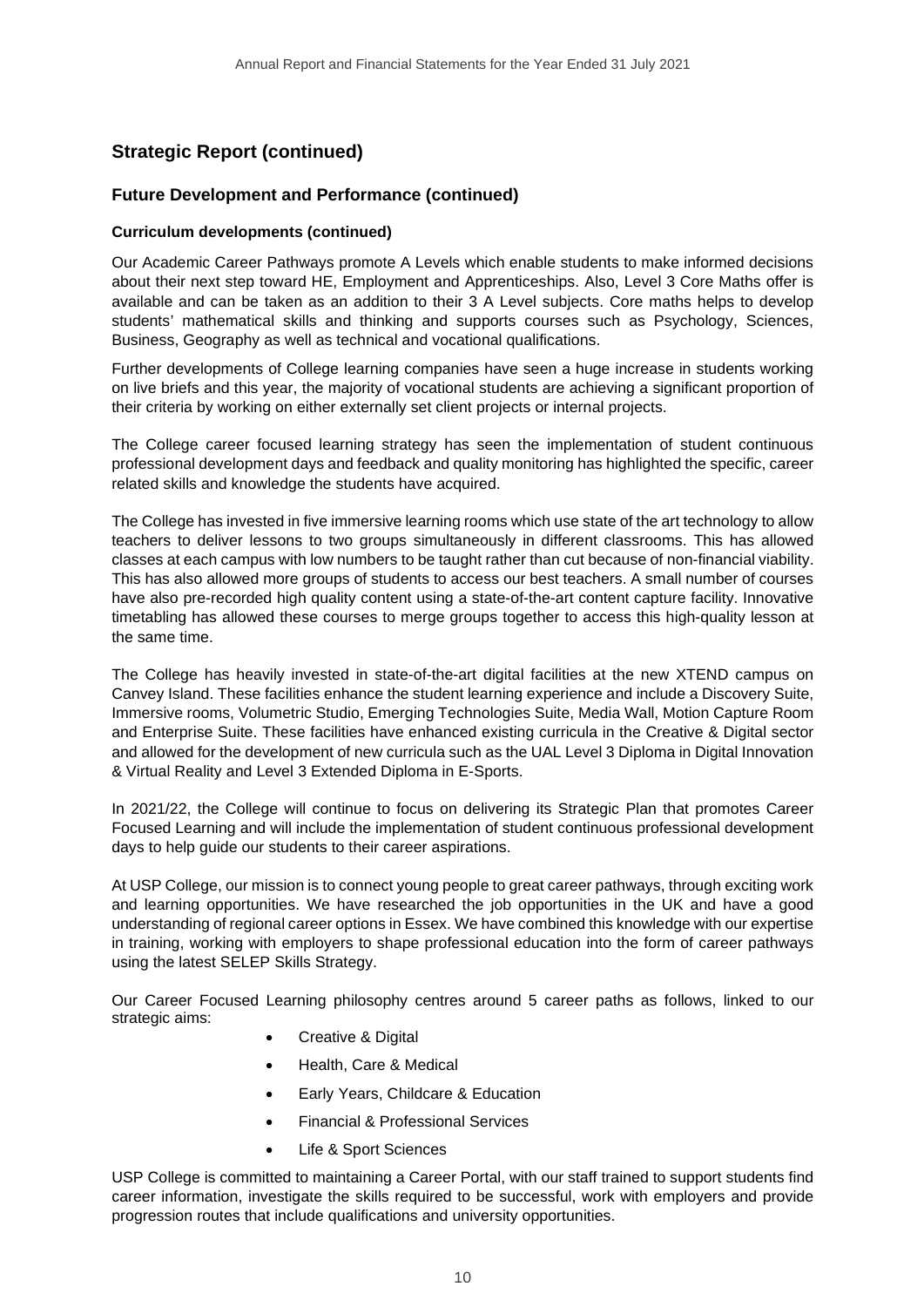## Strategic Report (continued)

### Future Development and Performance (continued)

#### Curriculum developments (continued)

Our Academic Career Pathways promote A Levels which enable students to make informed decisions about their next step toward HE, Employment and Apprenticeships. Also, Level 3 Core Maths offer is available and can be taken as an addition to their 3 A Level subjects. Core maths helps to develop students' mathematical skills and thinking and supports courses such as Psychology, Sciences, Business, Geography as well as technical and vocational qualifications.

Further developments of College learning companies have seen a huge increase in students working on live briefs and this year, the majority of vocational students are achieving a significant proportion of their criteria by working on either externally set client projects or internal projects.

The College career focused learning strategy has seen the implementation of student continuous professional development days and feedback and quality monitoring has highlighted the specific, career related skills and knowledge the students have acquired.

The College has invested in five immersive learning rooms which use state of the art technology to allow teachers to deliver lessons to two groups simultaneously in different classrooms. This has allowed classes at each campus with low numbers to be taught rather than cut because of non-financial viability. This has also allowed more groups of students to access our best teachers. A small number of courses have also pre-recorded high quality content using a state-of-the-art content capture facility. Innovative timetabling has allowed these courses to merge groups together to access this high-quality lesson at the same time.

The College has heavily invested in state-of-the-art digital facilities at the new XTEND campus on Canvey Island. These facilities enhance the student learning experience and include a Discovery Suite, Immersive rooms, Volumetric Studio, Emerging Technologies Suite, Media Wall, Motion Capture Room and Enterprise Suite. These facilities have enhanced existing curricula in the Creative & Digital sector and allowed for the development of new curricula such as the UAL Level 3 Diploma in Digital Innovation & Virtual Reality and Level 3 Extended Diploma in E-Sports.

In 2021/22, the College will continue to focus on delivering its Strategic Plan that promotes Career Focused Learning and will include the implementation of student continuous professional development days to help guide our students to their career aspirations.

At USP College, our mission is to connect young people to great career pathways, through exciting work and learning opportunities. We have researched the job opportunities in the UK and have a good understanding of regional career options in Essex. We have combined this knowledge with our expertise in training, working with employers to shape professional education into the form of career pathways using the latest SELEP Skills Strategy.

Our Career Focused Learning philosophy centres around 5 career paths as follows, linked to our strategic aims:

- Creative & Digital
- Health, Care & Medical
- Early Years, Childcare & Education
- Financial & Professional Services
- Life & Sport Sciences

USP College is committed to maintaining a Career Portal, with our staff trained to support students find career information, investigate the skills required to be successful, work with employers and provide progression routes that include qualifications and university opportunities.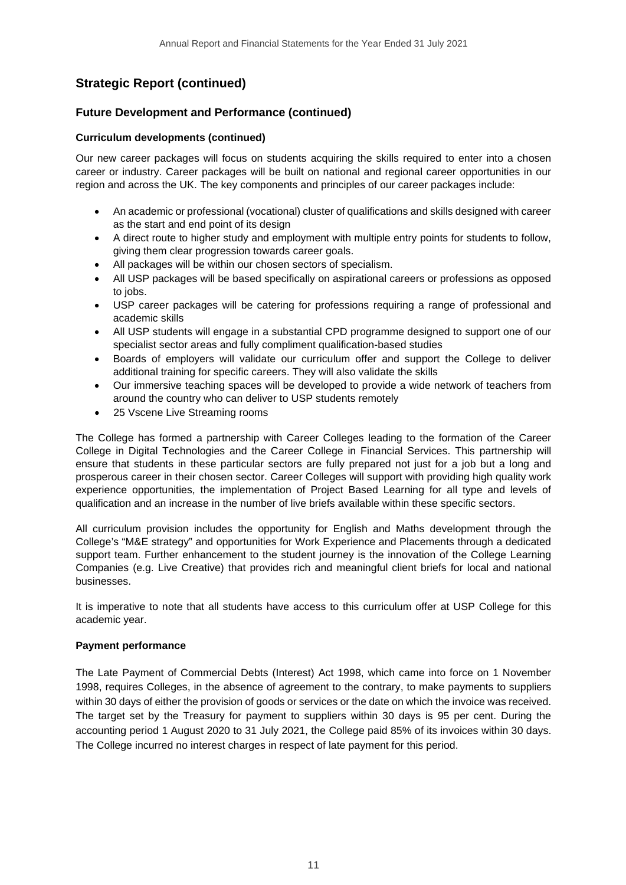## Strategic Report (continued)

### Future Development and Performance (continued)

#### Curriculum developments (continued)

Our new career packages will focus on students acquiring the skills required to enter into a chosen career or industry. Career packages will be built on national and regional career opportunities in our region and across the UK. The key components and principles of our career packages include:

- An academic or professional (vocational) cluster of qualifications and skills designed with career as the start and end point of its design
- A direct route to higher study and employment with multiple entry points for students to follow, giving them clear progression towards career goals.
- All packages will be within our chosen sectors of specialism.
- All USP packages will be based specifically on aspirational careers or professions as opposed to jobs.
- USP career packages will be catering for professions requiring a range of professional and academic skills
- All USP students will engage in a substantial CPD programme designed to support one of our specialist sector areas and fully compliment qualification-based studies
- Boards of employers will validate our curriculum offer and support the College to deliver additional training for specific careers. They will also validate the skills
- Our immersive teaching spaces will be developed to provide a wide network of teachers from around the country who can deliver to USP students remotely
- 25 Vscene Live Streaming rooms

The College has formed a partnership with Career Colleges leading to the formation of the Career College in Digital Technologies and the Career College in Financial Services. This partnership will ensure that students in these particular sectors are fully prepared not just for a job but a long and prosperous career in their chosen sector. Career Colleges will support with providing high quality work experience opportunities, the implementation of Project Based Learning for all type and levels of qualification and an increase in the number of live briefs available within these specific sectors.

All curriculum provision includes the opportunity for English and Maths development through the College's "M&E strategy" and opportunities for Work Experience and Placements through a dedicated support team. Further enhancement to the student journey is the innovation of the College Learning Companies (e.g. Live Creative) that provides rich and meaningful client briefs for local and national businesses.

It is imperative to note that all students have access to this curriculum offer at USP College for this academic year.

#### Payment performance

The Late Payment of Commercial Debts (Interest) Act 1998, which came into force on 1 November 1998, requires Colleges, in the absence of agreement to the contrary, to make payments to suppliers within 30 days of either the provision of goods or services or the date on which the invoice was received. The target set by the Treasury for payment to suppliers within 30 days is 95 per cent. During the accounting period 1 August 2020 to 31 July 2021, the College paid 85% of its invoices within 30 days. The College incurred no interest charges in respect of late payment for this period.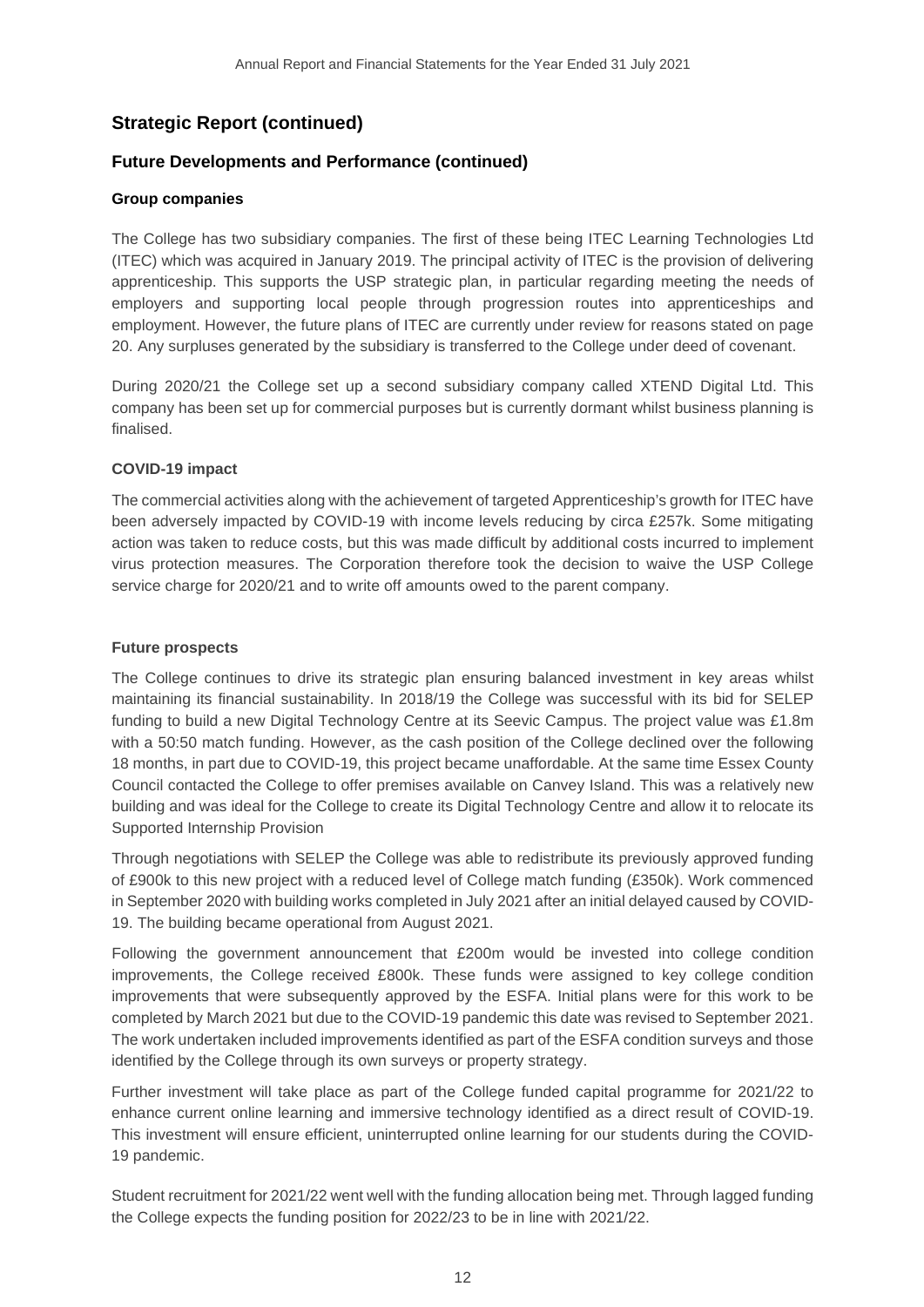## Strategic Report (continued)

### Future Developments and Performance (continued)

#### Group companies

The College has two subsidiary companies. The first of these being ITEC Learning Technologies Ltd (ITEC) which was acquired in January 2019. The principal activity of ITEC is the provision of delivering apprenticeship. This supports the USP strategic plan, in particular regarding meeting the needs of employers and supporting local people through progression routes into apprenticeships and employment. However, the future plans of ITEC are currently under review for reasons stated on page 20. Any surpluses generated by the subsidiary is transferred to the College under deed of covenant.

During 2020/21 the College set up a second subsidiary company called XTEND Digital Ltd. This company has been set up for commercial purposes but is currently dormant whilst business planning is finalised.

#### COVID-19 impact

The commercial activities along with the achievement of targeted Apprenticeship's growth for ITEC have been adversely impacted by COVID-19 with income levels reducing by circa £257k. Some mitigating action was taken to reduce costs, but this was made difficult by additional costs incurred to implement virus protection measures. The Corporation therefore took the decision to waive the USP College service charge for 2020/21 and to write off amounts owed to the parent company.

#### Future prospects

The College continues to drive its strategic plan ensuring balanced investment in key areas whilst maintaining its financial sustainability. In 2018/19 the College was successful with its bid for SELEP funding to build a new Digital Technology Centre at its Seevic Campus. The project value was £1.8m with a 50:50 match funding. However, as the cash position of the College declined over the following 18 months, in part due to COVID-19, this project became unaffordable. At the same time Essex County Council contacted the College to offer premises available on Canvey Island. This was a relatively new building and was ideal for the College to create its Digital Technology Centre and allow it to relocate its Supported Internship Provision

Through negotiations with SELEP the College was able to redistribute its previously approved funding of £900k to this new project with a reduced level of College match funding (£350k). Work commenced in September 2020 with building works completed in July 2021 after an initial delayed caused by COVID-19. The building became operational from August 2021.

Following the government announcement that £200m would be invested into college condition improvements, the College received £800k. These funds were assigned to key college condition improvements that were subsequently approved by the ESFA. Initial plans were for this work to be completed by March 2021 but due to the COVID-19 pandemic this date was revised to September 2021. The work undertaken included improvements identified as part of the ESFA condition surveys and those identified by the College through its own surveys or property strategy.

Further investment will take place as part of the College funded capital programme for 2021/22 to enhance current online learning and immersive technology identified as a direct result of COVID-19. This investment will ensure efficient, uninterrupted online learning for our students during the COVID-19 pandemic.

Student recruitment for 2021/22 went well with the funding allocation being met. Through lagged funding the College expects the funding position for 2022/23 to be in line with 2021/22.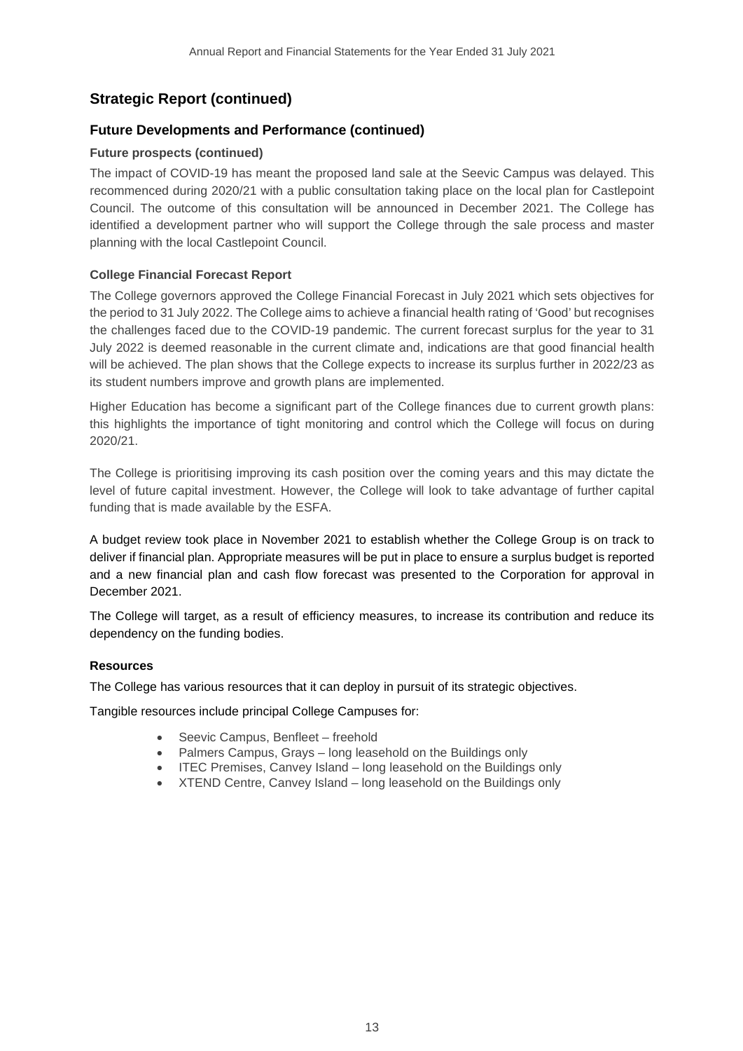## Strategic Report (continued)

### Future Developments and Performance (continued)

#### Future prospects (continued)

The impact of COVID-19 has meant the proposed land sale at the Seevic Campus was delayed. This recommenced during 2020/21 with a public consultation taking place on the local plan for Castlepoint Council. The outcome of this consultation will be announced in December 2021. The College has identified a development partner who will support the College through the sale process and master planning with the local Castlepoint Council.

#### College Financial Forecast Report

The College governors approved the College Financial Forecast in July 2021 which sets objectives for the period to 31 July 2022. The College aims to achieve a financial health rating of 'Good' but recognises the challenges faced due to the COVID-19 pandemic. The current forecast surplus for the year to 31 July 2022 is deemed reasonable in the current climate and, indications are that good financial health will be achieved. The plan shows that the College expects to increase its surplus further in 2022/23 as its student numbers improve and growth plans are implemented.

Higher Education has become a significant part of the College finances due to current growth plans: this highlights the importance of tight monitoring and control which the College will focus on during 2020/21.

The College is prioritising improving its cash position over the coming years and this may dictate the level of future capital investment. However, the College will look to take advantage of further capital funding that is made available by the ESFA.

A budget review took place in November 2021 to establish whether the College Group is on track to deliver if financial plan. Appropriate measures will be put in place to ensure a surplus budget is reported and a new financial plan and cash flow forecast was presented to the Corporation for approval in December 2021.

The College will target, as a result of efficiency measures, to increase its contribution and reduce its dependency on the funding bodies.

#### Resources

The College has various resources that it can deploy in pursuit of its strategic objectives.

Tangible resources include principal College Campuses for:

- Seevic Campus, Benfleet – freehold
- Palmers Campus, Grays – long leasehold on the Buildings only
- ITEC Premises, Canvey Island – long leasehold on the Buildings only
- XTEND Centre, Canvey Island – long leasehold on the Buildings only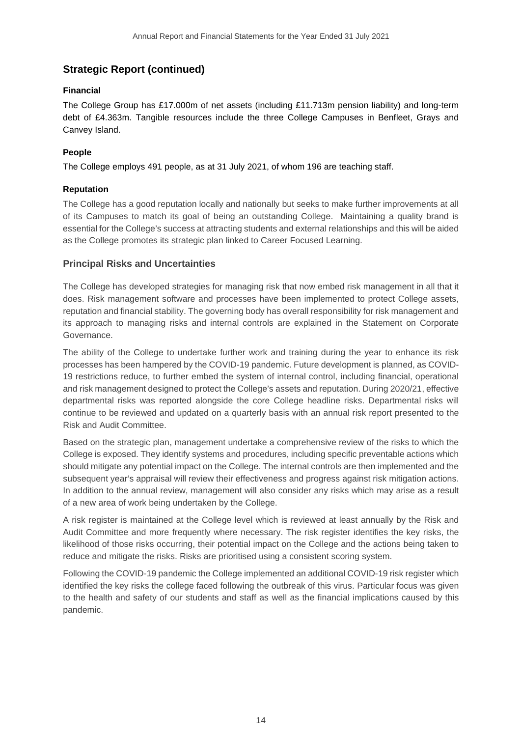## Strategic Report (continued)

### Financial

The College Group has £17.000m of net assets (including £11.713m pension liability) and long-term debt of £4.363m. Tangible resources include the three College Campuses in Benfleet, Grays and Canvey Island.

### People

The College employs 491 people, as at 31 July 2021, of whom 196 are teaching staff.

### Reputation

The College has a good reputation locally and nationally but seeks to make further improvements at all of its Campuses to match its goal of being an outstanding College. Maintaining a quality brand is essential for the College's success at attracting students and external relationships and this will be aided as the College promotes its strategic plan linked to Career Focused Learning.

## Principal Risks and Uncertainties

The College has developed strategies for managing risk that now embed risk management in all that it does. Risk management software and processes have been implemented to protect College assets, reputation and financial stability. The governing body has overall responsibility for risk management and its approach to managing risks and internal controls are explained in the Statement on Corporate Governance.

The ability of the College to undertake further work and training during the year to enhance its risk processes has been hampered by the COVID-19 pandemic. Future development is planned, as COVID-19 restrictions reduce, to further embed the system of internal control, including financial, operational and risk management designed to protect the College's assets and reputation. During 2020/21, effective departmental risks was reported alongside the core College headline risks. Departmental risks will continue to be reviewed and updated on a quarterly basis with an annual risk report presented to the Risk and Audit Committee.

Based on the strategic plan, management undertake a comprehensive review of the risks to which the College is exposed. They identify systems and procedures, including specific preventable actions which should mitigate any potential impact on the College. The internal controls are then implemented and the subsequent year's appraisal will review their effectiveness and progress against risk mitigation actions. In addition to the annual review, management will also consider any risks which may arise as a result of a new area of work being undertaken by the College.

A risk register is maintained at the College level which is reviewed at least annually by the Risk and Audit Committee and more frequently where necessary. The risk register identifies the key risks, the likelihood of those risks occurring, their potential impact on the College and the actions being taken to reduce and mitigate the risks. Risks are prioritised using a consistent scoring system.

Following the COVID-19 pandemic the College implemented an additional COVID-19 risk register which identified the key risks the college faced following the outbreak of this virus. Particular focus was given to the health and safety of our students and staff as well as the financial implications caused by this pandemic.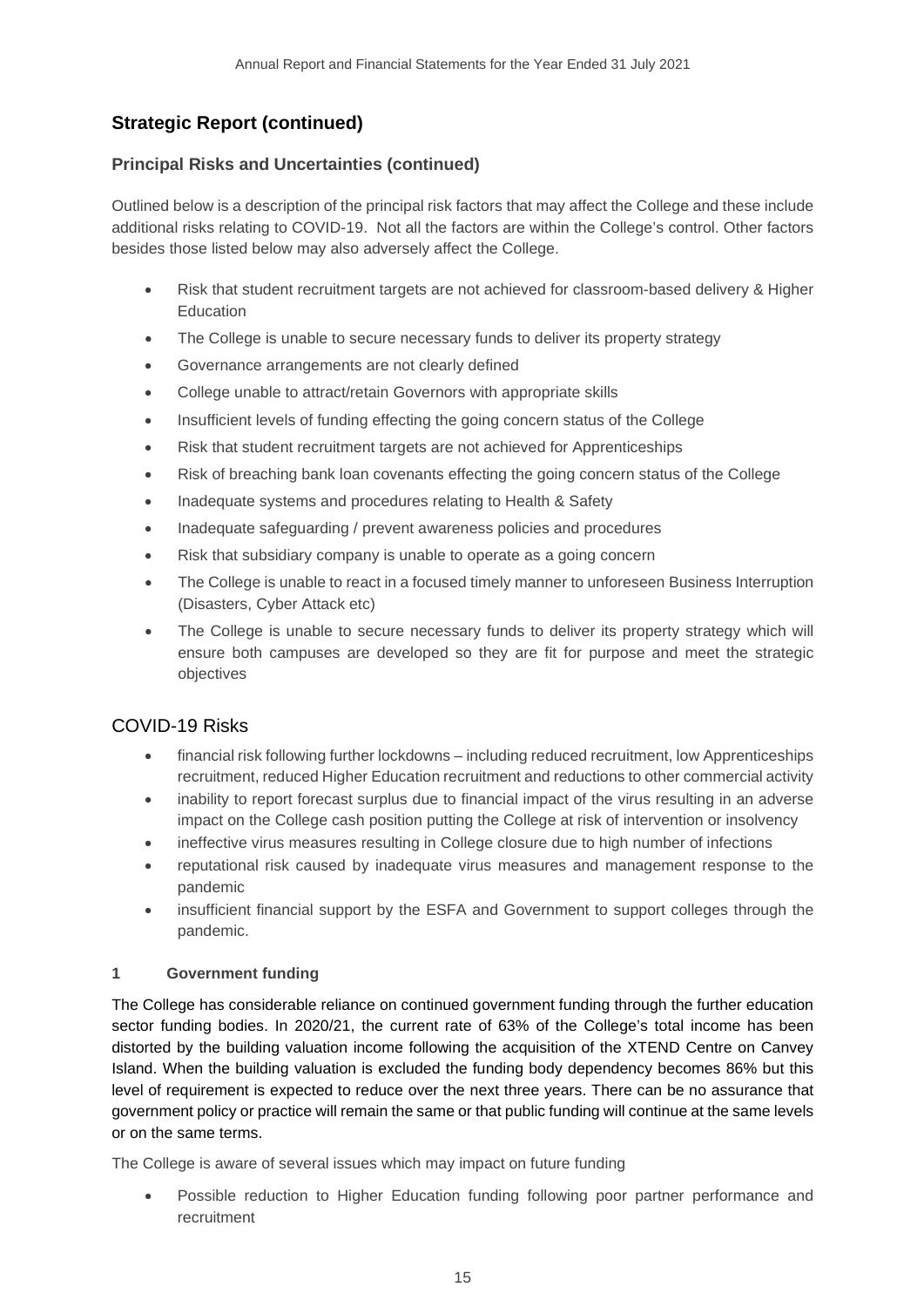## Strategic Report (continued)

### Principal Risks and Uncertainties (continued)

Outlined below is a description of the principal risk factors that may affect the College and these include additional risks relating to COVID-19. Not all the factors are within the College's control. Other factors besides those listed below may also adversely affect the College.

- Risk that student recruitment targets are not achieved for classroom-based delivery & Higher Education
- The College is unable to secure necessary funds to deliver its property strategy
- Governance arrangements are not clearly defined
- College unable to attract/retain Governors with appropriate skills
- Insufficient levels of funding effecting the going concern status of the College
- Risk that student recruitment targets are not achieved for Apprenticeships
- Risk of breaching bank loan covenants effecting the going concern status of the College
- Inadequate systems and procedures relating to Health & Safety
- Inadequate safeguarding / prevent awareness policies and procedures
- Risk that subsidiary company is unable to operate as a going concern
- The College is unable to react in a focused timely manner to unforeseen Business Interruption (Disasters, Cyber Attack etc)
- The College is unable to secure necessary funds to deliver its property strategy which will ensure both campuses are developed so they are fit for purpose and meet the strategic objectives

## COVID-19 Risks

- financial risk following further lockdowns – including reduced recruitment, low Apprenticeships recruitment, reduced Higher Education recruitment and reductions to other commercial activity
- inability to report forecast surplus due to financial impact of the virus resulting in an adverse impact on the College cash position putting the College at risk of intervention or insolvency
- ineffective virus measures resulting in College closure due to high number of infections
- reputational risk caused by inadequate virus measures and management response to the pandemic
- insufficient financial support by the ESFA and Government to support colleges through the pandemic.

#### 1 Government funding

The College has considerable reliance on continued government funding through the further education sector funding bodies. In 2020/21, the current rate of 63% of the College's total income has been distorted by the building valuation income following the acquisition of the XTEND Centre on Canvey Island. When the building valuation is excluded the funding body dependency becomes 86% but this level of requirement is expected to reduce over the next three years. There can be no assurance that government policy or practice will remain the same or that public funding will continue at the same levels or on the same terms.

The College is aware of several issues which may impact on future funding

- Possible reduction to Higher Education funding following poor partner performance and recruitment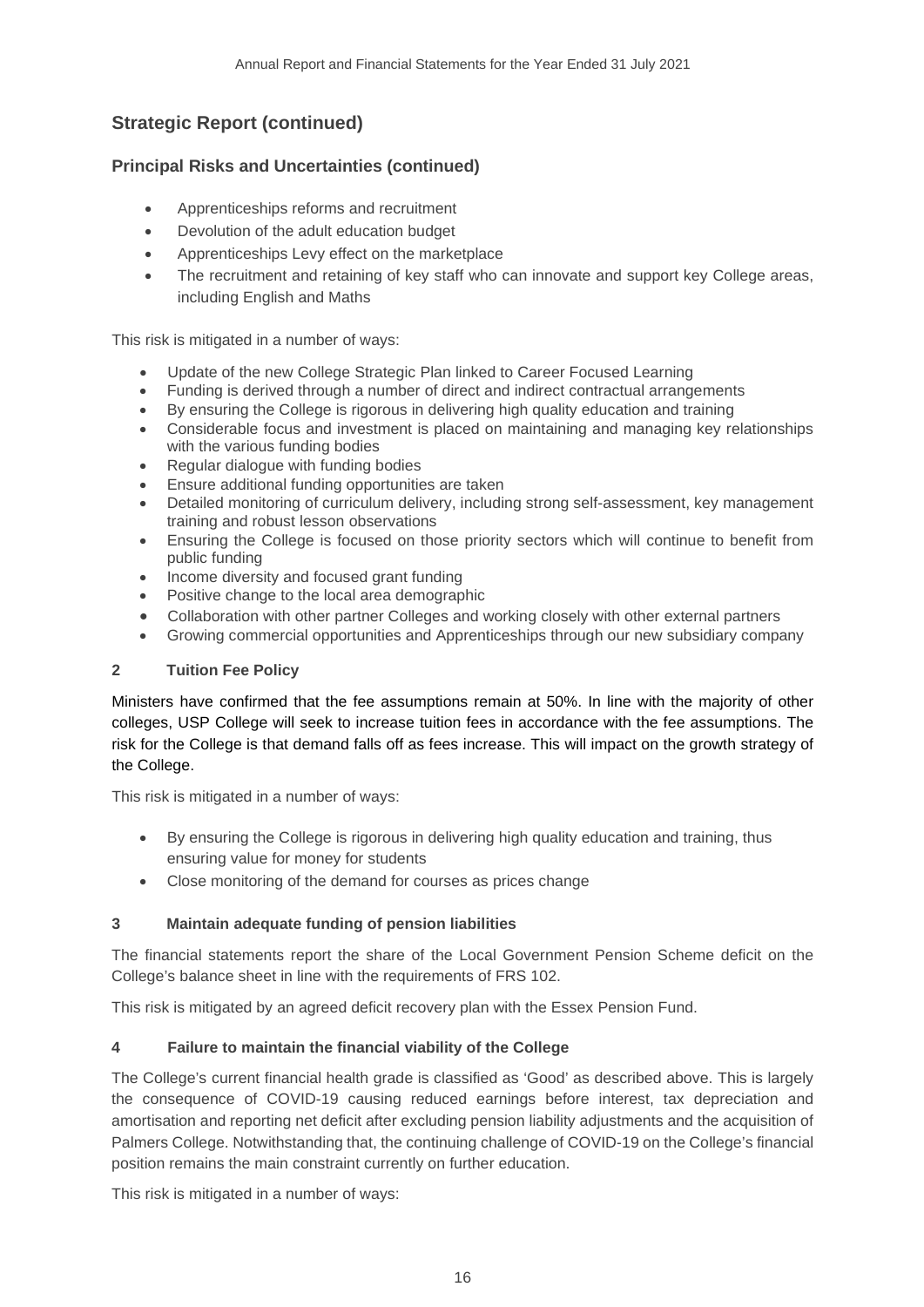## Strategic Report (continued)

### Principal Risks and Uncertainties (continued)

- Apprenticeships reforms and recruitment
- Devolution of the adult education budget
- Apprenticeships Levy effect on the marketplace
- The recruitment and retaining of key staff who can innovate and support key College areas, including English and Maths

This risk is mitigated in a number of ways:

- Update of the new College Strategic Plan linked to Career Focused Learning
- Funding is derived through a number of direct and indirect contractual arrangements
- By ensuring the College is rigorous in delivering high quality education and training
- Considerable focus and investment is placed on maintaining and managing key relationships with the various funding bodies
- Regular dialogue with funding bodies
- Ensure additional funding opportunities are taken
- Detailed monitoring of curriculum delivery, including strong self-assessment, key management training and robust lesson observations
- Ensuring the College is focused on those priority sectors which will continue to benefit from public funding
- Income diversity and focused grant funding
- Positive change to the local area demographic
- Collaboration with other partner Colleges and working closely with other external partners
- Growing commercial opportunities and Apprenticeships through our new subsidiary company

**2 Tuition Fee Policy**

Ministers have confirmed that the fee assumptions remain at 50%. In line with the majority of other colleges, USP College will seek to increase tuition fees in accordance with the fee assumptions. The risk for the College is that demand falls off as fees increase. This will impact on the growth strategy of the College.

This risk is mitigated in a number of ways:

- By ensuring the College is rigorous in delivering high quality education and training, thus ensuring value for money for students
- Close monitoring of the demand for courses as prices change

**3 Maintain adequate funding of pension liabilities**

The financial statements report the share of the Local Government Pension Scheme deficit on the College's balance sheet in line with the requirements of FRS 102.

This risk is mitigated by an agreed deficit recovery plan with the Essex Pension Fund.

**4 Failure to maintain the financial viability of the College**

The College's current financial health grade is classified as 'Good' as described above. This is largely the consequence of COVID-19 causing reduced earnings before interest, tax depreciation and amortisation and reporting net deficit after excluding pension liability adjustments and the acquisition of Palmers College. Notwithstanding that, the continuing challenge of COVID-19 on the College's financial position remains the main constraint currently on further education.

This risk is mitigated in a number of ways: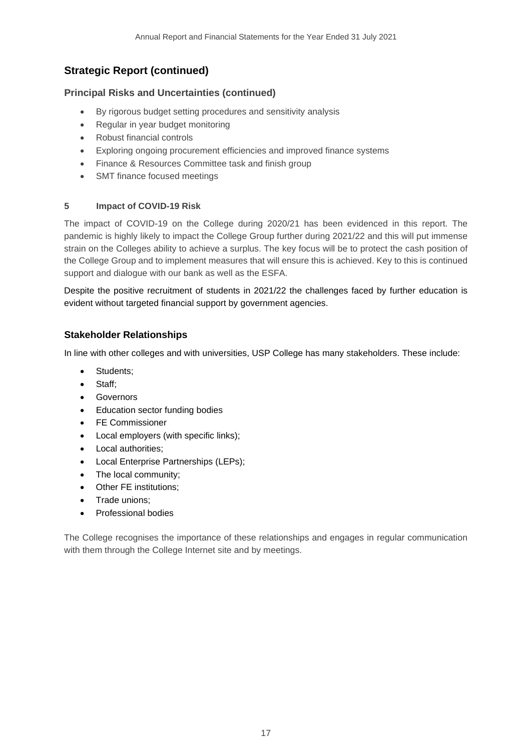## Strategic Report (continued)

### Principal Risks and Uncertainties (continued)

- By rigorous budget setting procedures and sensitivity analysis
- Regular in year budget monitoring
- Robust financial controls
- Exploring ongoing procurement efficiencies and improved finance systems
- Finance & Resources Committee task and finish group
- SMT finance focused meetings

**5 Impact of COVID-19 Risk**

The impact of COVID-19 on the College during 2020/21 has been evidenced in this report. The pandemic is highly likely to impact the College Group further during 2021/22 and this will put immense strain on the Colleges ability to achieve a surplus. The key focus will be to protect the cash position of the College Group and to implement measures that will ensure this is achieved. Key to this is continued support and dialogue with our bank as well as the ESFA.

Despite the positive recruitment of students in 2021/22 the challenges faced by further education is evident without targeted financial support by government agencies.

### Stakeholder Relationships

In line with other colleges and with universities, USP College has many stakeholders. These include:

- Students;
- Staff;
- Governors
- Education sector funding bodies
- FE Commissioner
- Local employers (with specific links);
- Local authorities;
- Local Enterprise Partnerships (LEPs);
- The local community;
- Other FE institutions;
- Trade unions;
- Professional bodies

The College recognises the importance of these relationships and engages in regular communication with them through the College Internet site and by meetings.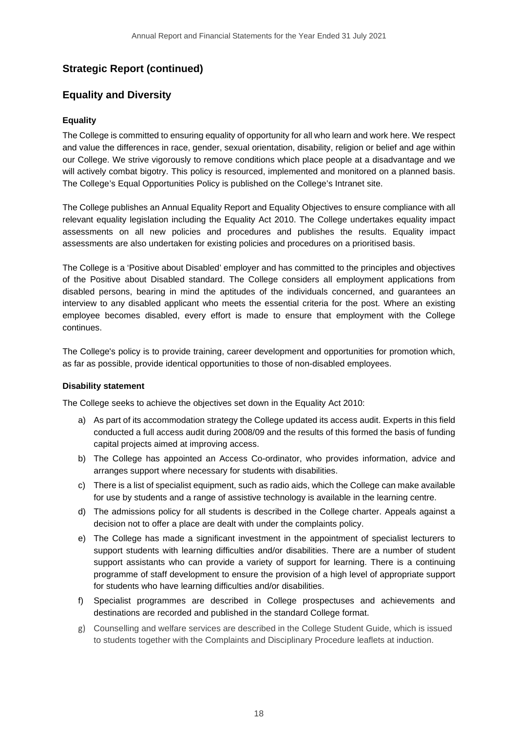## Strategic Report (continued)

## Equality and Diversity

### Equality

The College is committed to ensuring equality of opportunity for all who learn and work here. We respect and value the differences in race, gender, sexual orientation, disability, religion or belief and age within our College. We strive vigorously to remove conditions which place people at a disadvantage and we will actively combat bigotry. This policy is resourced, implemented and monitored on a planned basis. The College's Equal Opportunities Policy is published on the College's Intranet site.

The College publishes an Annual Equality Report and Equality Objectives to ensure compliance with all relevant equality legislation including the Equality Act 2010. The College undertakes equality impact assessments on all new policies and procedures and publishes the results. Equality impact assessments are also undertaken for existing policies and procedures on a prioritised basis.

The College is a 'Positive about Disabled' employer and has committed to the principles and objectives of the Positive about Disabled standard. The College considers all employment applications from disabled persons, bearing in mind the aptitudes of the individuals concerned, and guarantees an interview to any disabled applicant who meets the essential criteria for the post. Where an existing employee becomes disabled, every effort is made to ensure that employment with the College continues.

The College's policy is to provide training, career development and opportunities for promotion which, as far as possible, provide identical opportunities to those of non-disabled employees.

### Disability statement

The College seeks to achieve the objectives set down in the Equality Act 2010:

a) As part of its accommodation strategy the College updated its access audit. Experts in this field conducted a full access audit during 2008/09 and the results of this formed the basis of funding capital projects aimed at improving access.

b) The College has appointed an Access Co-ordinator, who provides information, advice and arranges support where necessary for students with disabilities.

c) There is a list of specialist equipment, such as radio aids, which the College can make available for use by students and a range of assistive technology is available in the learning centre.

d) The admissions policy for all students is described in the College charter. Appeals against a decision not to offer a place are dealt with under the complaints policy.

e) The College has made a significant investment in the appointment of specialist lecturers to support students with learning difficulties and/or disabilities. There are a number of student support assistants who can provide a variety of support for learning. There is a continuing programme of staff development to ensure the provision of a high level of appropriate support for students who have learning difficulties and/or disabilities.

f) Specialist programmes are described in College prospectuses and achievements and destinations are recorded and published in the standard College format.

g) Counselling and welfare services are described in the College Student Guide, which is issued to students together with the Complaints and Disciplinary Procedure leaflets at induction.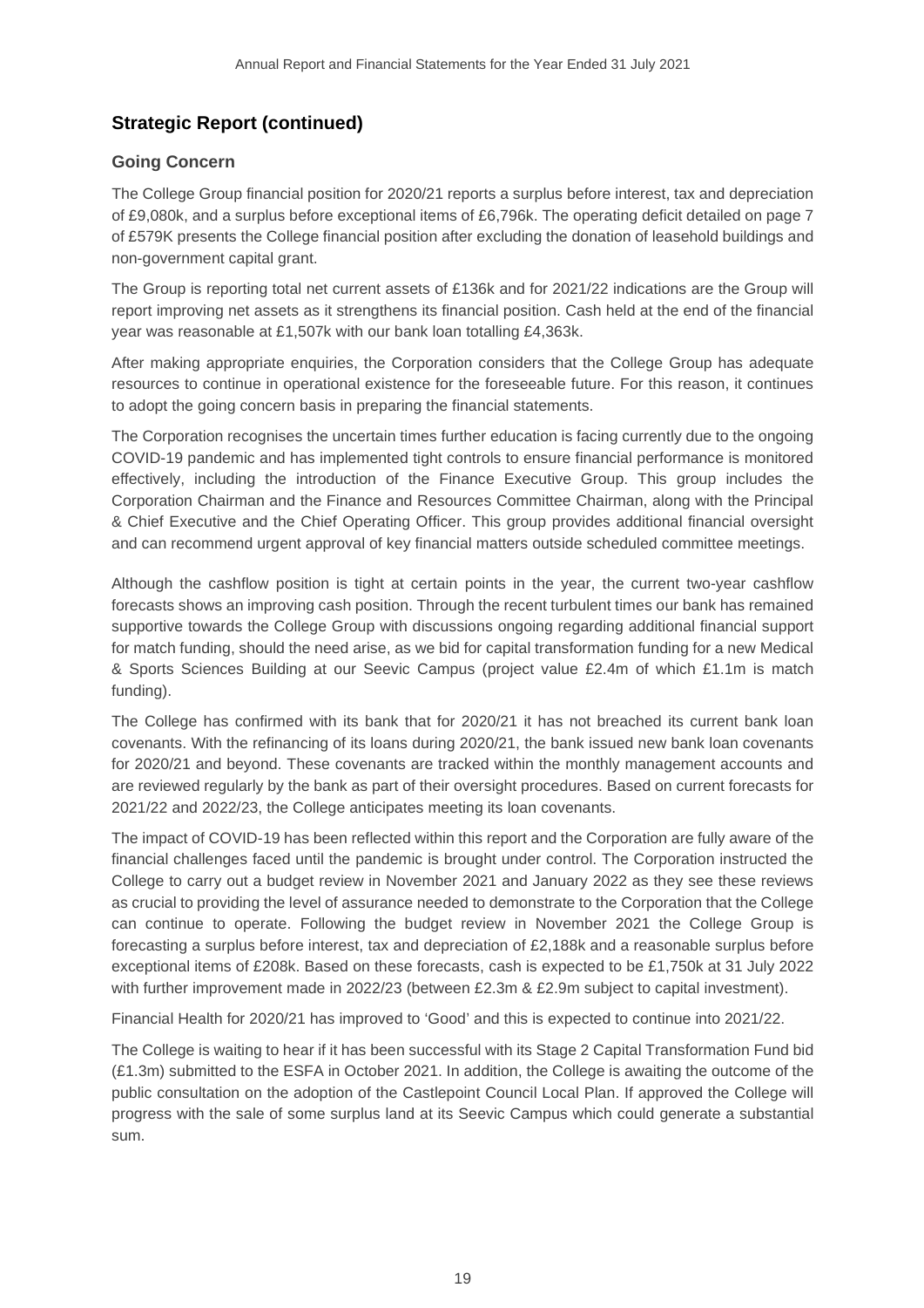## Strategic Report (continued)

### Going Concern

The College Group financial position for 2020/21 reports a surplus before interest, tax and depreciation of £9,080k, and a surplus before exceptional items of £6,796k. The operating deficit detailed on page 7 of £579K presents the College financial position after excluding the donation of leasehold buildings and non-government capital grant.

The Group is reporting total net current assets of £136k and for 2021/22 indications are the Group will report improving net assets as it strengthens its financial position. Cash held at the end of the financial year was reasonable at £1,507k with our bank loan totalling £4,363k.

After making appropriate enquiries, the Corporation considers that the College Group has adequate resources to continue in operational existence for the foreseeable future. For this reason, it continues to adopt the going concern basis in preparing the financial statements.

The Corporation recognises the uncertain times further education is facing currently due to the ongoing COVID-19 pandemic and has implemented tight controls to ensure financial performance is monitored effectively, including the introduction of the Finance Executive Group. This group includes the Corporation Chairman and the Finance and Resources Committee Chairman, along with the Principal & Chief Executive and the Chief Operating Officer. This group provides additional financial oversight and can recommend urgent approval of key financial matters outside scheduled committee meetings.

Although the cashflow position is tight at certain points in the year, the current two-year cashflow forecasts shows an improving cash position. Through the recent turbulent times our bank has remained supportive towards the College Group with discussions ongoing regarding additional financial support for match funding, should the need arise, as we bid for capital transformation funding for a new Medical & Sports Sciences Building at our Seevic Campus (project value £2.4m of which £1.1m is match funding).

The College has confirmed with its bank that for 2020/21 it has not breached its current bank loan covenants. With the refinancing of its loans during 2020/21, the bank issued new bank loan covenants for 2020/21 and beyond. These covenants are tracked within the monthly management accounts and are reviewed regularly by the bank as part of their oversight procedures. Based on current forecasts for 2021/22 and 2022/23, the College anticipates meeting its loan covenants.

The impact of COVID-19 has been reflected within this report and the Corporation are fully aware of the financial challenges faced until the pandemic is brought under control. The Corporation instructed the College to carry out a budget review in November 2021 and January 2022 as they see these reviews as crucial to providing the level of assurance needed to demonstrate to the Corporation that the College can continue to operate. Following the budget review in November 2021 the College Group is forecasting a surplus before interest, tax and depreciation of £2,188k and a reasonable surplus before exceptional items of £208k. Based on these forecasts, cash is expected to be £1,750k at 31 July 2022 with further improvement made in 2022/23 (between £2.3m & £2.9m subject to capital investment).

Financial Health for 2020/21 has improved to 'Good' and this is expected to continue into 2021/22.

The College is waiting to hear if it has been successful with its Stage 2 Capital Transformation Fund bid (£1.3m) submitted to the ESFA in October 2021. In addition, the College is awaiting the outcome of the public consultation on the adoption of the Castlepoint Council Local Plan. If approved the College will progress with the sale of some surplus land at its Seevic Campus which could generate a substantial sum.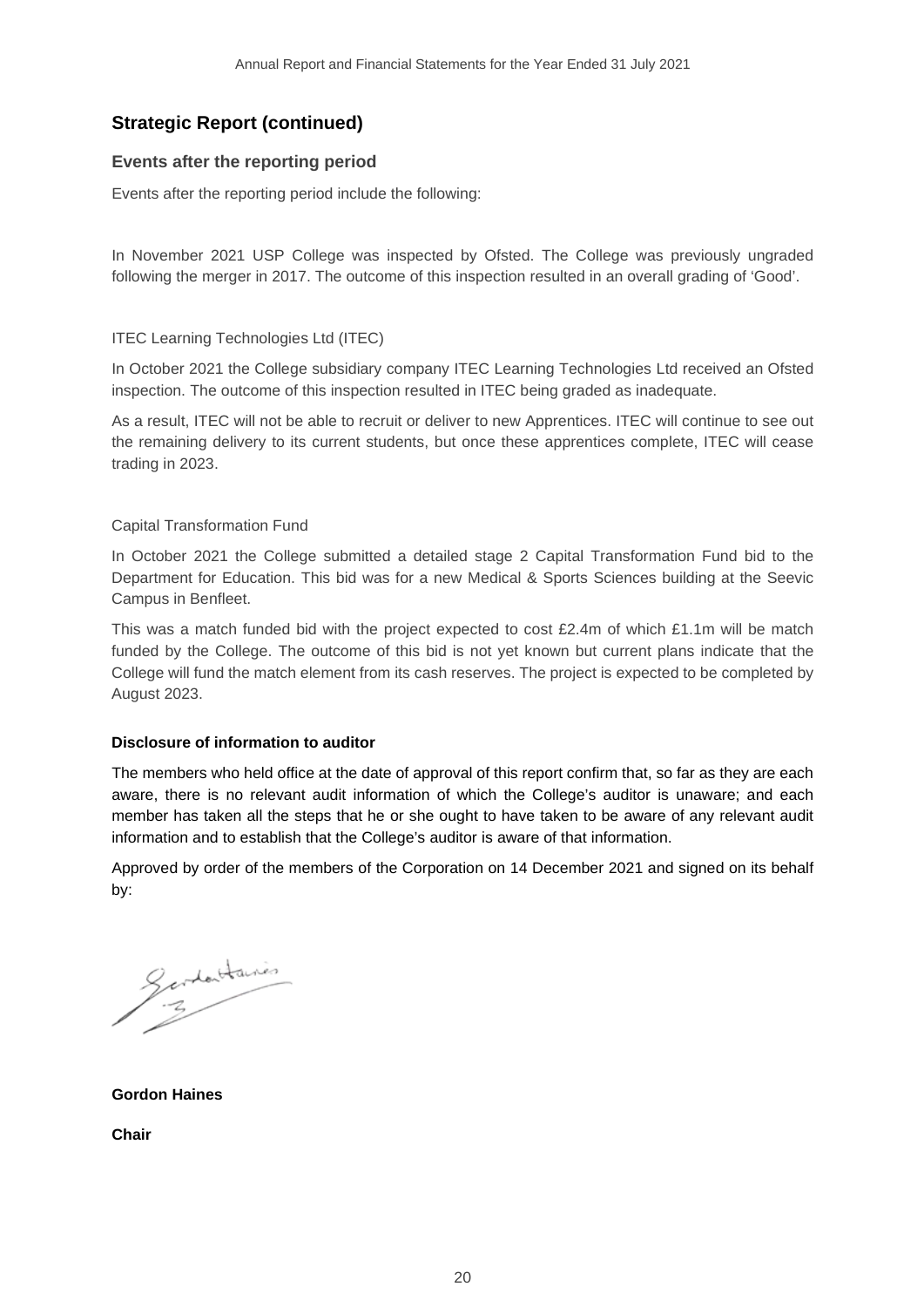## Strategic Report (continued)

### Events after the reporting period

Events after the reporting period include the following:

In November 2021 USP College was inspected by Ofsted. The College was previously ungraded following the merger in 2017. The outcome of this inspection resulted in an overall grading of 'Good'.

ITEC Learning Technologies Ltd (ITEC)

In October 2021 the College subsidiary company ITEC Learning Technologies Ltd received an Ofsted inspection. The outcome of this inspection resulted in ITEC being graded as inadequate.

As a result, ITEC will not be able to recruit or deliver to new Apprentices. ITEC will continue to see out the remaining delivery to its current students, but once these apprentices complete, ITEC will cease trading in 2023.

Capital Transformation Fund

In October 2021 the College submitted a detailed stage 2 Capital Transformation Fund bid to the Department for Education. This bid was for a new Medical & Sports Sciences building at the Seevic Campus in Benfleet.

This was a match funded bid with the project expected to cost £2.4m of which £1.1m will be match funded by the College. The outcome of this bid is not yet known but current plans indicate that the College will fund the match element from its cash reserves. The project is expected to be completed by August 2023.

**Disclosure of information to auditor**

The members who held office at the date of approval of this report confirm that, so far as they are each aware, there is no relevant audit information of which the College's auditor is unaware; and each member has taken all the steps that he or she ought to have taken to be aware of any relevant audit information and to establish that the College's auditor is aware of that information.

Approved by order of the members of the Corporation on 14 December 2021 and signed on its behalf by:

**Gordon Haines**

**Chair**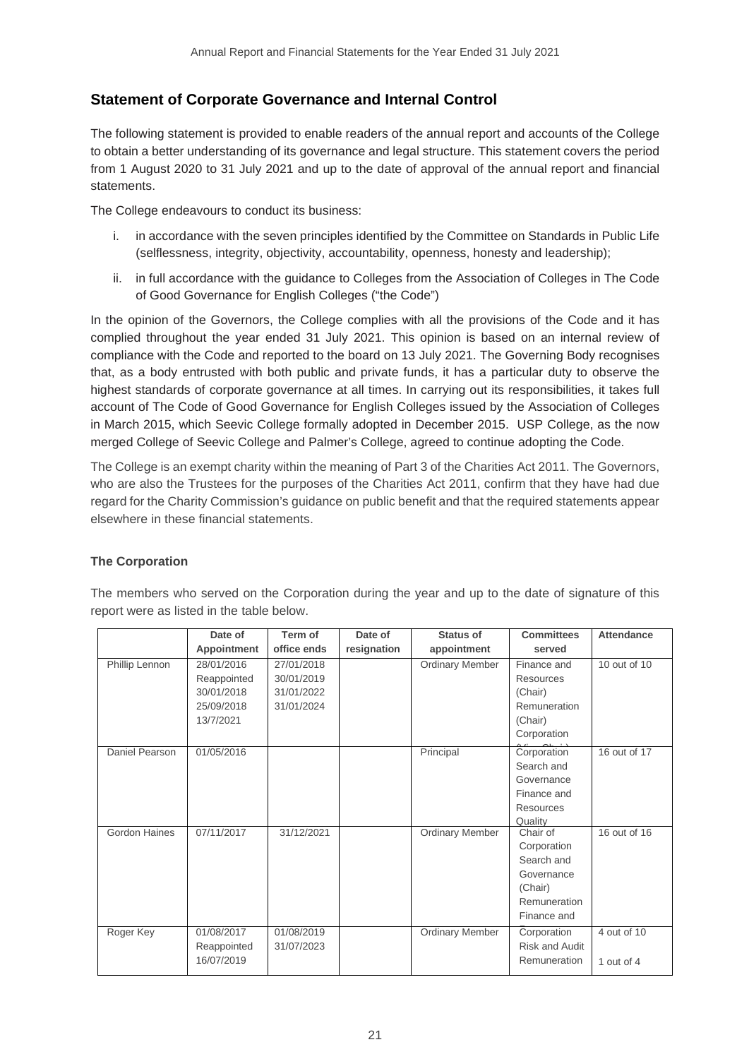## Statement of Corporate Governance and Internal Control

The following statement is provided to enable readers of the annual report and accounts of the College to obtain a better understanding of its governance and legal structure. This statement covers the period from 1 August 2020 to 31 July 2021 and up to the date of approval of the annual report and financial statements.

The College endeavours to conduct its business:

i. in accordance with the seven principles identified by the Committee on Standards in Public Life (selflessness, integrity, objectivity, accountability, openness, honesty and leadership);

ii. in full accordance with the guidance to Colleges from the Association of Colleges in The Code of Good Governance for English Colleges ("the Code")

In the opinion of the Governors, the College complies with all the provisions of the Code and it has complied throughout the year ended 31 July 2021. This opinion is based on an internal review of compliance with the Code and reported to the board on 13 July 2021. The Governing Body recognises that, as a body entrusted with both public and private funds, it has a particular duty to observe the highest standards of corporate governance at all times. In carrying out its responsibilities, it takes full account of The Code of Good Governance for English Colleges issued by the Association of Colleges in March 2015, which Seevic College formally adopted in December 2015. USP College, as the now merged College of Seevic College and Palmer's College, agreed to continue adopting the Code.

The College is an exempt charity within the meaning of Part 3 of the Charities Act 2011. The Governors, who are also the Trustees for the purposes of the Charities Act 2011, confirm that they have had due regard for the Charity Commission's guidance on public benefit and that the required statements appear elsewhere in these financial statements.

### The Corporation

The members who served on the Corporation during the year and up to the date of signature of this report were as listed in the table below.

| | Date of Appointment | Term of office ends | Date of resignation | Status of appointment | Committees served | Attendance |
|---|---|---|---|---|---|---|
| Phillip Lennon | 28/01/2016 Reappointed 30/01/2018 25/09/2018 13/7/2021 | 27/01/2018 30/01/2019 31/01/2022 31/01/2024 | | Ordinary Member | Finance and Resources (Chair) Remuneration (Chair) Corporation (Vice Chair) | 10 out of 10 |
| Daniel Pearson | 01/05/2016 | | | Principal | Corporation Search and Governance Finance and Resources Quality | 16 out of 17 |
| Gordon Haines | 07/11/2017 | 31/12/2021 | | Ordinary Member | Chair of Corporation Search and Governance (Chair) Remuneration Finance and Resources | 16 out of 16 |
| Roger Key | 01/08/2017 Reappointed 16/07/2019 | 01/08/2019 31/07/2023 | | Ordinary Member | Corporation Risk and Audit Remuneration | 4 out of 10<br>1 out of 4 |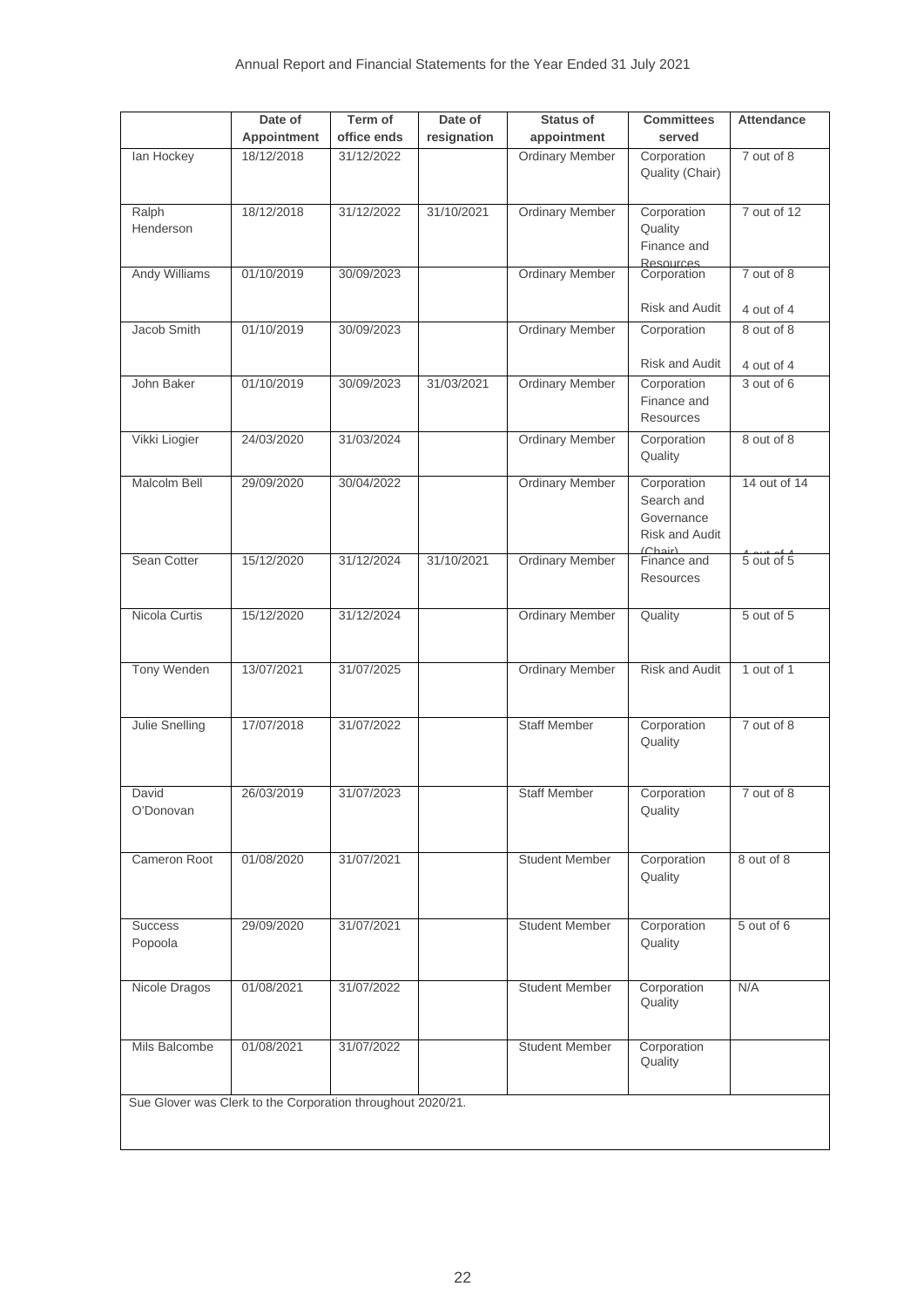| | Date of Appointment | Term of office ends | Date of resignation | Status of appointment | Committees served | Attendance |
|---|---|---|---|---|---|---|
| Ian Hockey | 18/12/2018 | 31/12/2022 | | Ordinary Member | Corporation Quality (Chair) | 7 out of 8 |
| Ralph Henderson | 18/12/2018 | 31/12/2022 | 31/10/2021 | Ordinary Member | Corporation Quality Finance and Resources | 7 out of 12 |
| Andy Williams | 01/10/2019 | 30/09/2023 | | Ordinary Member | Corporation<br>Risk and Audit | 7 out of 8<br>4 out of 4 |
| Jacob Smith | 01/10/2019 | 30/09/2023 | | Ordinary Member | Corporation<br>Risk and Audit | 8 out of 8<br>4 out of 4 |
| John Baker | 01/10/2019 | 30/09/2023 | 31/03/2021 | Ordinary Member | Corporation Finance and Resources | 3 out of 6 |
| Vikki Liogier | 24/03/2020 | 31/03/2024 | | Ordinary Member | Corporation Quality | 8 out of 8 |
| Malcolm Bell | 29/09/2020 | 30/04/2022 | | Ordinary Member | Corporation Search and Governance Risk and Audit (Chair) | 14 out of 14<br>4 out of 4 |
| Sean Cotter | 15/12/2020 | 31/12/2024 | 31/10/2021 | Ordinary Member | Finance and Resources | 5 out of 5 |
| Nicola Curtis | 15/12/2020 | 31/12/2024 | | Ordinary Member | Quality | 5 out of 5 |
| Tony Wenden | 13/07/2021 | 31/07/2025 | | Ordinary Member | Risk and Audit | 1 out of 1 |
| Julie Snelling | 17/07/2018 | 31/07/2022 | | Staff Member | Corporation Quality | 7 out of 8 |
| David O'Donovan | 26/03/2019 | 31/07/2023 | | Staff Member | Corporation Quality | 7 out of 8 |
| Cameron Root | 01/08/2020 | 31/07/2021 | | Student Member | Corporation Quality | 8 out of 8 |
| Success Popoola | 29/09/2020 | 31/07/2021 | | Student Member | Corporation Quality | 5 out of 6 |
| Nicole Dragos | 01/08/2021 | 31/07/2022 | | Student Member | Corporation Quality | N/A |
| Mils Balcombe | 01/08/2021 | 31/07/2022 | | Student Member | Corporation Quality | |

Sue Glover was Clerk to the Corporation throughout 2020/21.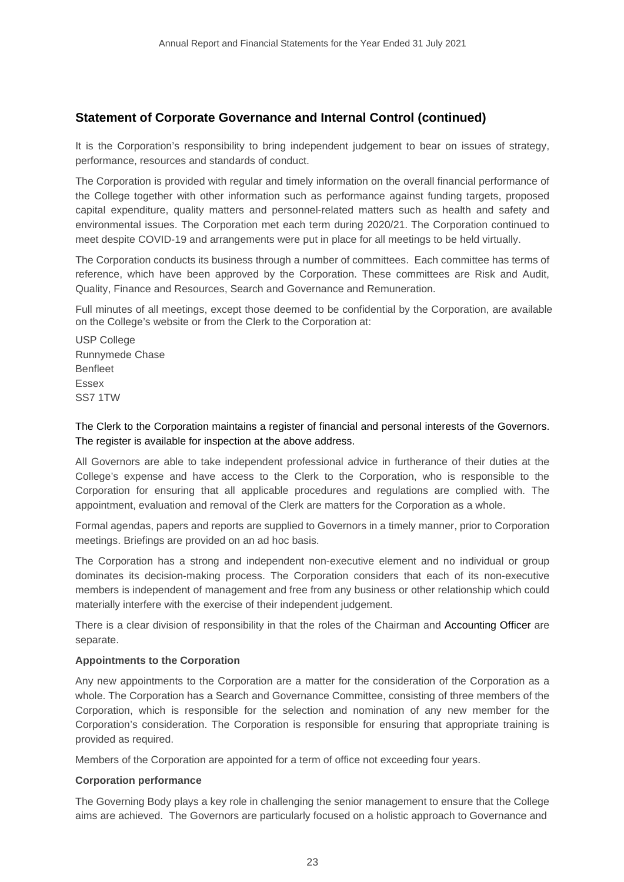## Statement of Corporate Governance and Internal Control (continued)

It is the Corporation's responsibility to bring independent judgement to bear on issues of strategy, performance, resources and standards of conduct.

The Corporation is provided with regular and timely information on the overall financial performance of the College together with other information such as performance against funding targets, proposed capital expenditure, quality matters and personnel-related matters such as health and safety and environmental issues. The Corporation met each term during 2020/21. The Corporation continued to meet despite COVID-19 and arrangements were put in place for all meetings to be held virtually.

The Corporation conducts its business through a number of committees. Each committee has terms of reference, which have been approved by the Corporation. These committees are Risk and Audit, Quality, Finance and Resources, Search and Governance and Remuneration.

Full minutes of all meetings, except those deemed to be confidential by the Corporation, are available on the College's website or from the Clerk to the Corporation at:

USP College  
Runnymede Chase  
Benfleet  
Essex  
SS7 1TW

The Clerk to the Corporation maintains a register of financial and personal interests of the Governors. The register is available for inspection at the above address.

All Governors are able to take independent professional advice in furtherance of their duties at the College's expense and have access to the Clerk to the Corporation, who is responsible to the Corporation for ensuring that all applicable procedures and regulations are complied with. The appointment, evaluation and removal of the Clerk are matters for the Corporation as a whole.

Formal agendas, papers and reports are supplied to Governors in a timely manner, prior to Corporation meetings. Briefings are provided on an ad hoc basis.

The Corporation has a strong and independent non-executive element and no individual or group dominates its decision-making process. The Corporation considers that each of its non-executive members is independent of management and free from any business or other relationship which could materially interfere with the exercise of their independent judgement.

There is a clear division of responsibility in that the roles of the Chairman and Accounting Officer are separate.

**Appointments to the Corporation**

Any new appointments to the Corporation are a matter for the consideration of the Corporation as a whole. The Corporation has a Search and Governance Committee, consisting of three members of the Corporation, which is responsible for the selection and nomination of any new member for the Corporation's consideration. The Corporation is responsible for ensuring that appropriate training is provided as required.

Members of the Corporation are appointed for a term of office not exceeding four years.

**Corporation performance**

The Governing Body plays a key role in challenging the senior management to ensure that the College aims are achieved. The Governors are particularly focused on a holistic approach to Governance and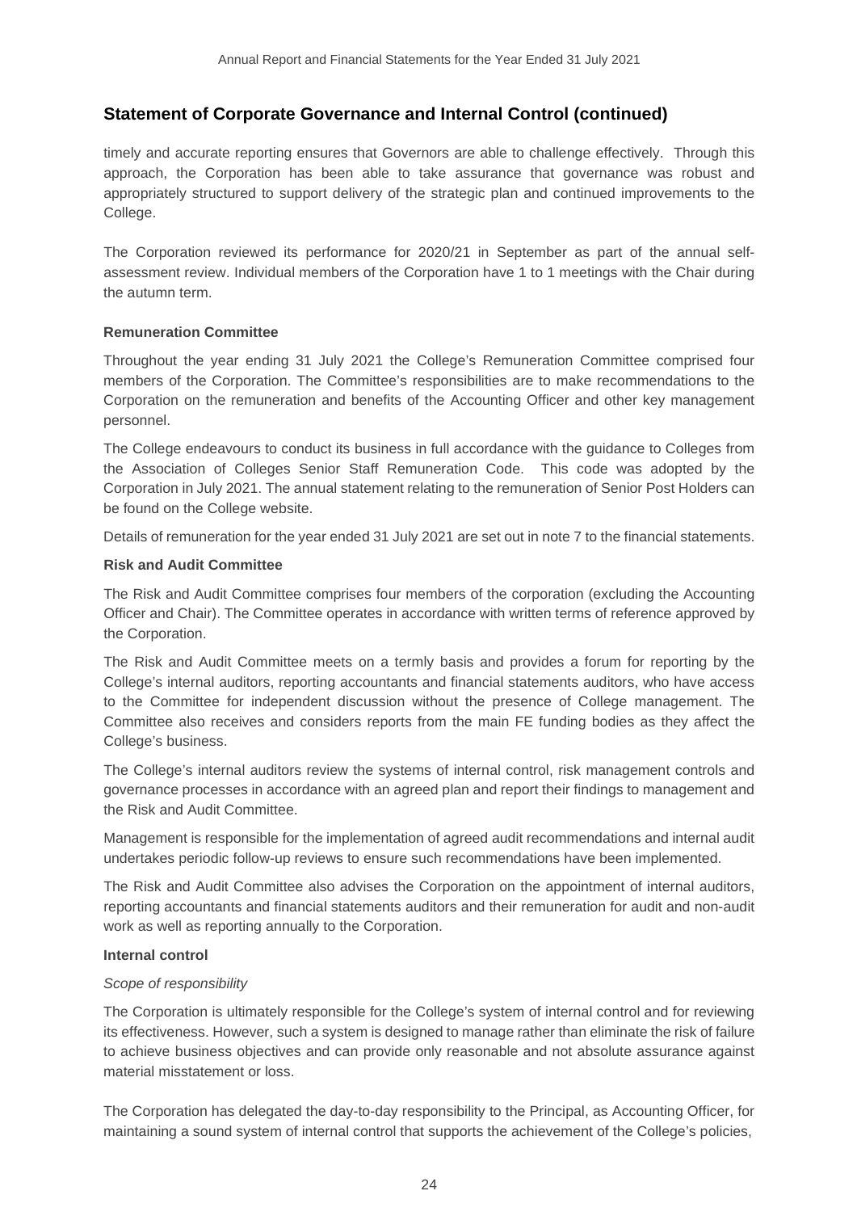## Statement of Corporate Governance and Internal Control (continued)

timely and accurate reporting ensures that Governors are able to challenge effectively. Through this approach, the Corporation has been able to take assurance that governance was robust and appropriately structured to support delivery of the strategic plan and continued improvements to the College.

The Corporation reviewed its performance for 2020/21 in September as part of the annual self-assessment review. Individual members of the Corporation have 1 to 1 meetings with the Chair during the autumn term.

**Remuneration Committee**

Throughout the year ending 31 July 2021 the College's Remuneration Committee comprised four members of the Corporation. The Committee's responsibilities are to make recommendations to the Corporation on the remuneration and benefits of the Accounting Officer and other key management personnel.

The College endeavours to conduct its business in full accordance with the guidance to Colleges from the Association of Colleges Senior Staff Remuneration Code. This code was adopted by the Corporation in July 2021. The annual statement relating to the remuneration of Senior Post Holders can be found on the College website.

Details of remuneration for the year ended 31 July 2021 are set out in note 7 to the financial statements.

**Risk and Audit Committee**

The Risk and Audit Committee comprises four members of the corporation (excluding the Accounting Officer and Chair). The Committee operates in accordance with written terms of reference approved by the Corporation.

The Risk and Audit Committee meets on a termly basis and provides a forum for reporting by the College's internal auditors, reporting accountants and financial statements auditors, who have access to the Committee for independent discussion without the presence of College management. The Committee also receives and considers reports from the main FE funding bodies as they affect the College's business.

The College's internal auditors review the systems of internal control, risk management controls and governance processes in accordance with an agreed plan and report their findings to management and the Risk and Audit Committee.

Management is responsible for the implementation of agreed audit recommendations and internal audit undertakes periodic follow-up reviews to ensure such recommendations have been implemented.

The Risk and Audit Committee also advises the Corporation on the appointment of internal auditors, reporting accountants and financial statements auditors and their remuneration for audit and non-audit work as well as reporting annually to the Corporation.

**Internal control**

*Scope of responsibility*

The Corporation is ultimately responsible for the College's system of internal control and for reviewing its effectiveness. However, such a system is designed to manage rather than eliminate the risk of failure to achieve business objectives and can provide only reasonable and not absolute assurance against material misstatement or loss.

The Corporation has delegated the day-to-day responsibility to the Principal, as Accounting Officer, for maintaining a sound system of internal control that supports the achievement of the College's policies,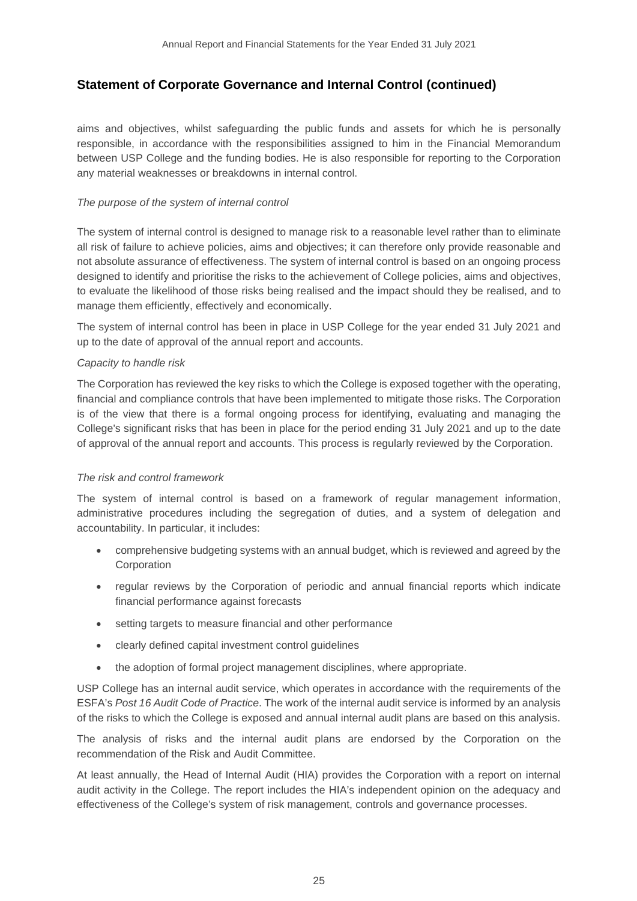## Statement of Corporate Governance and Internal Control (continued)

aims and objectives, whilst safeguarding the public funds and assets for which he is personally responsible, in accordance with the responsibilities assigned to him in the Financial Memorandum between USP College and the funding bodies. He is also responsible for reporting to the Corporation any material weaknesses or breakdowns in internal control.

*The purpose of the system of internal control*

The system of internal control is designed to manage risk to a reasonable level rather than to eliminate all risk of failure to achieve policies, aims and objectives; it can therefore only provide reasonable and not absolute assurance of effectiveness. The system of internal control is based on an ongoing process designed to identify and prioritise the risks to the achievement of College policies, aims and objectives, to evaluate the likelihood of those risks being realised and the impact should they be realised, and to manage them efficiently, effectively and economically.

The system of internal control has been in place in USP College for the year ended 31 July 2021 and up to the date of approval of the annual report and accounts.

*Capacity to handle risk*

The Corporation has reviewed the key risks to which the College is exposed together with the operating, financial and compliance controls that have been implemented to mitigate those risks. The Corporation is of the view that there is a formal ongoing process for identifying, evaluating and managing the College's significant risks that has been in place for the period ending 31 July 2021 and up to the date of approval of the annual report and accounts. This process is regularly reviewed by the Corporation.

*The risk and control framework*

The system of internal control is based on a framework of regular management information, administrative procedures including the segregation of duties, and a system of delegation and accountability. In particular, it includes:

- comprehensive budgeting systems with an annual budget, which is reviewed and agreed by the Corporation
- regular reviews by the Corporation of periodic and annual financial reports which indicate financial performance against forecasts
- setting targets to measure financial and other performance
- clearly defined capital investment control guidelines
- the adoption of formal project management disciplines, where appropriate.

USP College has an internal audit service, which operates in accordance with the requirements of the ESFA's *Post 16 Audit Code of Practice*. The work of the internal audit service is informed by an analysis of the risks to which the College is exposed and annual internal audit plans are based on this analysis.

The analysis of risks and the internal audit plans are endorsed by the Corporation on the recommendation of the Risk and Audit Committee.

At least annually, the Head of Internal Audit (HIA) provides the Corporation with a report on internal audit activity in the College. The report includes the HIA's independent opinion on the adequacy and effectiveness of the College's system of risk management, controls and governance processes.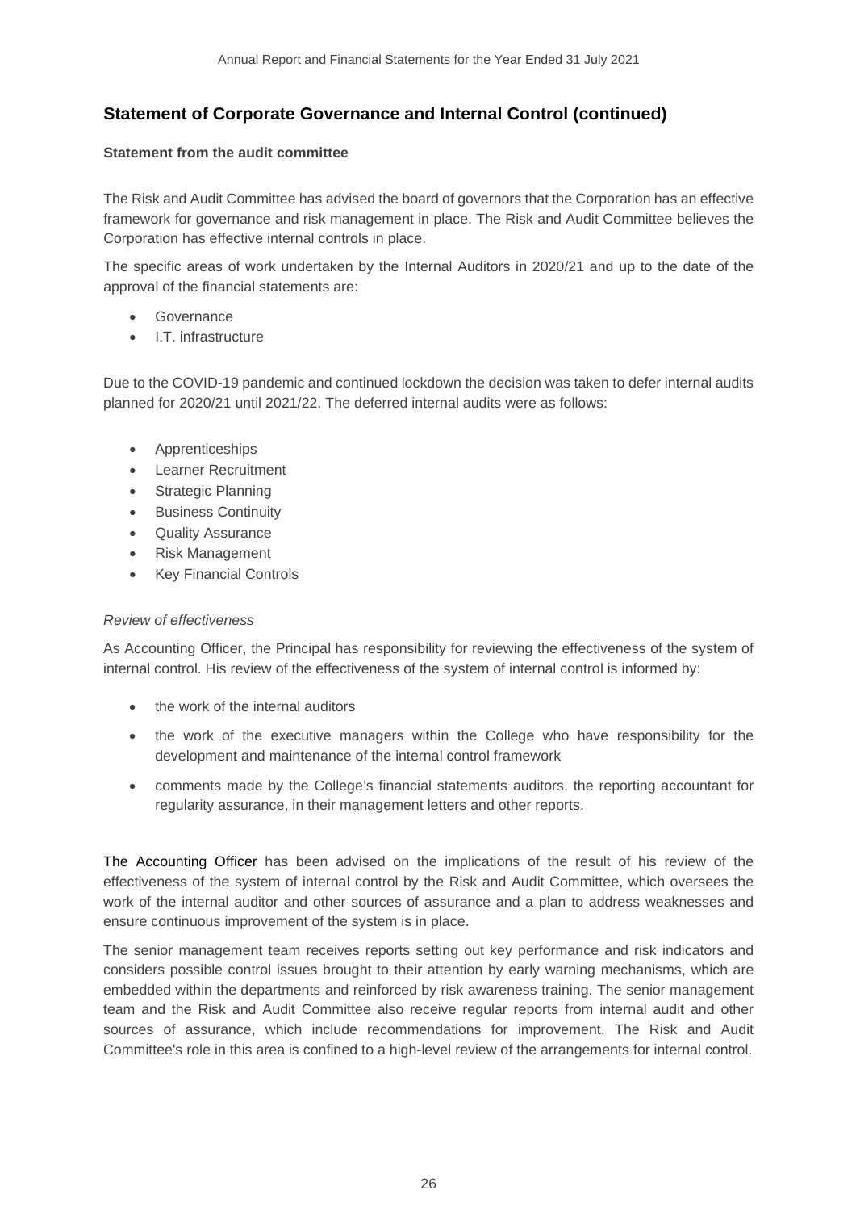## Statement of Corporate Governance and Internal Control (continued)

**Statement from the audit committee**

The Risk and Audit Committee has advised the board of governors that the Corporation has an effective framework for governance and risk management in place. The Risk and Audit Committee believes the Corporation has effective internal controls in place.

The specific areas of work undertaken by the Internal Auditors in 2020/21 and up to the date of the approval of the financial statements are:

- Governance
- I.T. infrastructure

Due to the COVID-19 pandemic and continued lockdown the decision was taken to defer internal audits planned for 2020/21 until 2021/22. The deferred internal audits were as follows:

- Apprenticeships
- Learner Recruitment
- Strategic Planning
- Business Continuity
- Quality Assurance
- Risk Management
- Key Financial Controls

*Review of effectiveness*

As Accounting Officer, the Principal has responsibility for reviewing the effectiveness of the system of internal control. His review of the effectiveness of the system of internal control is informed by:

- the work of the internal auditors
- the work of the executive managers within the College who have responsibility for the development and maintenance of the internal control framework
- comments made by the College's financial statements auditors, the reporting accountant for regularity assurance, in their management letters and other reports.

The Accounting Officer has been advised on the implications of the result of his review of the effectiveness of the system of internal control by the Risk and Audit Committee, which oversees the work of the internal auditor and other sources of assurance and a plan to address weaknesses and ensure continuous improvement of the system is in place.

The senior management team receives reports setting out key performance and risk indicators and considers possible control issues brought to their attention by early warning mechanisms, which are embedded within the departments and reinforced by risk awareness training. The senior management team and the Risk and Audit Committee also receive regular reports from internal audit and other sources of assurance, which include recommendations for improvement. The Risk and Audit Committee's role in this area is confined to a high-level review of the arrangements for internal control.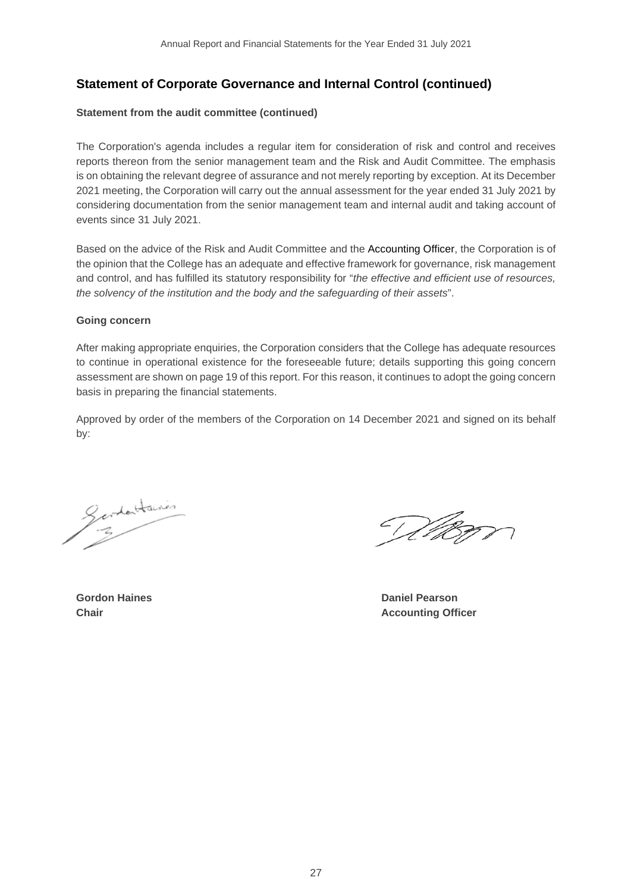## Statement of Corporate Governance and Internal Control (continued)

**Statement from the audit committee (continued)**

The Corporation's agenda includes a regular item for consideration of risk and control and receives reports thereon from the senior management team and the Risk and Audit Committee. The emphasis is on obtaining the relevant degree of assurance and not merely reporting by exception. At its December 2021 meeting, the Corporation will carry out the annual assessment for the year ended 31 July 2021 by considering documentation from the senior management team and internal audit and taking account of events since 31 July 2021.

Based on the advice of the Risk and Audit Committee and the Accounting Officer, the Corporation is of the opinion that the College has an adequate and effective framework for governance, risk management and control, and has fulfilled its statutory responsibility for "*the effective and efficient use of resources, the solvency of the institution and the body and the safeguarding of their assets*".

**Going concern**

After making appropriate enquiries, the Corporation considers that the College has adequate resources to continue in operational existence for the foreseeable future; details supporting this going concern assessment are shown on page 19 of this report. For this reason, it continues to adopt the going concern basis in preparing the financial statements.

Approved by order of the members of the Corporation on 14 December 2021 and signed on its behalf by:

**Gordon Haines**
**Chair**

**Daniel Pearson**
**Accounting Officer**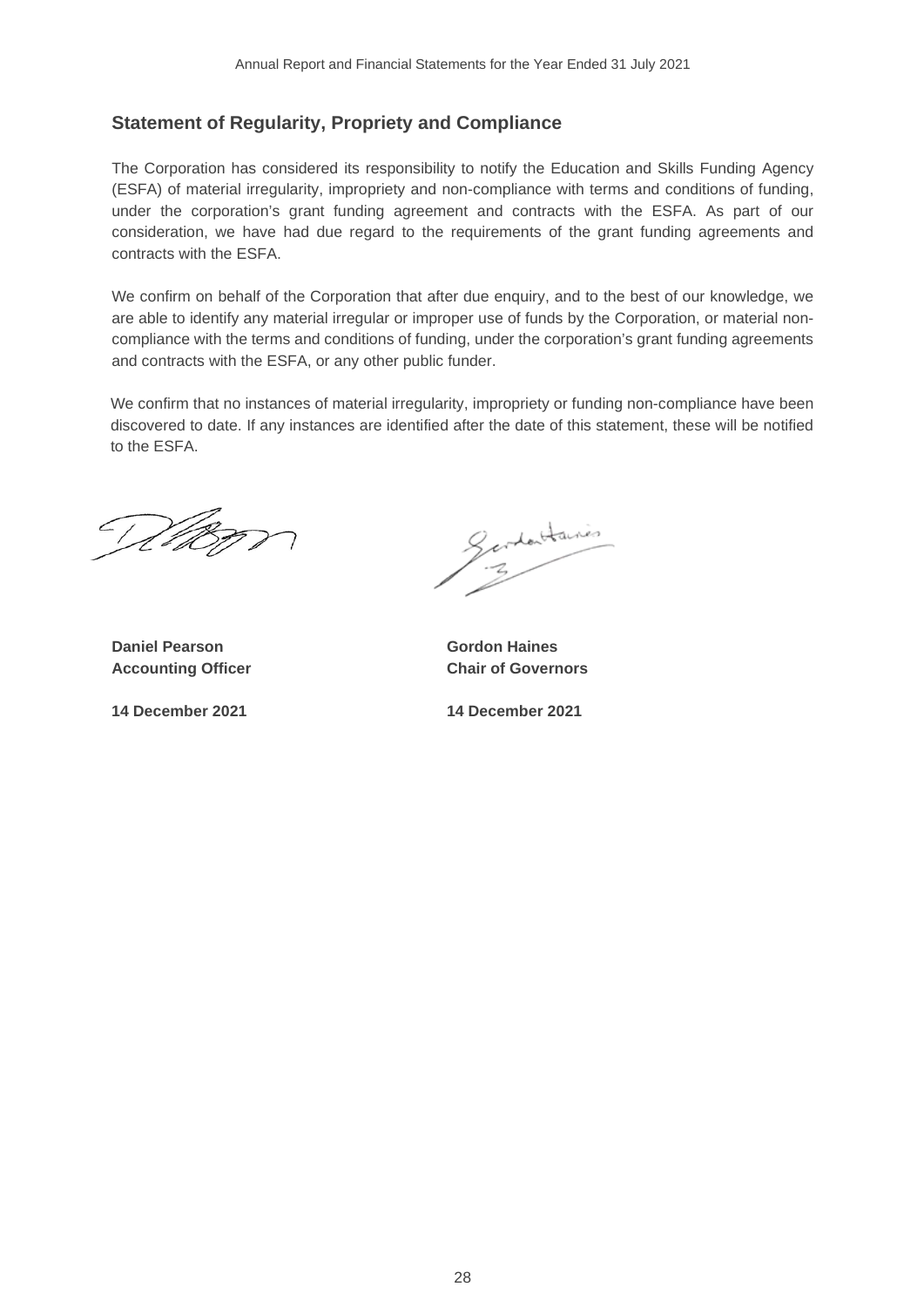## Statement of Regularity, Propriety and Compliance

The Corporation has considered its responsibility to notify the Education and Skills Funding Agency (ESFA) of material irregularity, impropriety and non-compliance with terms and conditions of funding, under the corporation's grant funding agreement and contracts with the ESFA. As part of our consideration, we have had due regard to the requirements of the grant funding agreements and contracts with the ESFA.

We confirm on behalf of the Corporation that after due enquiry, and to the best of our knowledge, we are able to identify any material irregular or improper use of funds by the Corporation, or material non-compliance with the terms and conditions of funding, under the corporation's grant funding agreements and contracts with the ESFA, or any other public funder.

We confirm that no instances of material irregularity, impropriety or funding non-compliance have been discovered to date. If any instances are identified after the date of this statement, these will be notified to the ESFA.

**Daniel Pearson**
**Accounting Officer**

**14 December 2021**

**Gordon Haines**
**Chair of Governors**

**14 December 2021**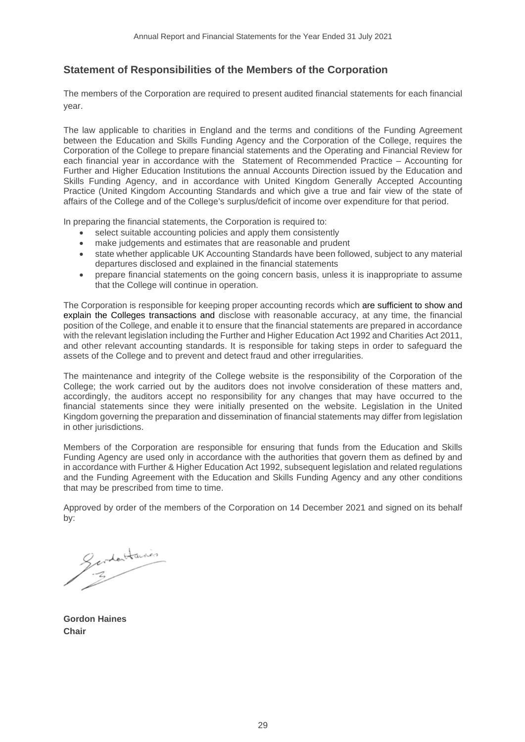## Statement of Responsibilities of the Members of the Corporation

The members of the Corporation are required to present audited financial statements for each financial year.

The law applicable to charities in England and the terms and conditions of the Funding Agreement between the Education and Skills Funding Agency and the Corporation of the College, requires the Corporation of the College to prepare financial statements and the Operating and Financial Review for each financial year in accordance with the Statement of Recommended Practice – Accounting for Further and Higher Education Institutions the annual Accounts Direction issued by the Education and Skills Funding Agency, and in accordance with United Kingdom Generally Accepted Accounting Practice (United Kingdom Accounting Standards and which give a true and fair view of the state of affairs of the College and of the College's surplus/deficit of income over expenditure for that period.

In preparing the financial statements, the Corporation is required to:

- select suitable accounting policies and apply them consistently
- make judgements and estimates that are reasonable and prudent
- state whether applicable UK Accounting Standards have been followed, subject to any material departures disclosed and explained in the financial statements
- prepare financial statements on the going concern basis, unless it is inappropriate to assume that the College will continue in operation.

The Corporation is responsible for keeping proper accounting records which are sufficient to show and explain the Colleges transactions and disclose with reasonable accuracy, at any time, the financial position of the College, and enable it to ensure that the financial statements are prepared in accordance with the relevant legislation including the Further and Higher Education Act 1992 and Charities Act 2011, and other relevant accounting standards. It is responsible for taking steps in order to safeguard the assets of the College and to prevent and detect fraud and other irregularities.

The maintenance and integrity of the College website is the responsibility of the Corporation of the College; the work carried out by the auditors does not involve consideration of these matters and, accordingly, the auditors accept no responsibility for any changes that may have occurred to the financial statements since they were initially presented on the website. Legislation in the United Kingdom governing the preparation and dissemination of financial statements may differ from legislation in other jurisdictions.

Members of the Corporation are responsible for ensuring that funds from the Education and Skills Funding Agency are used only in accordance with the authorities that govern them as defined by and in accordance with Further & Higher Education Act 1992, subsequent legislation and related regulations and the Funding Agreement with the Education and Skills Funding Agency and any other conditions that may be prescribed from time to time.

Approved by order of the members of the Corporation on 14 December 2021 and signed on its behalf by:

**Gordon Haines**
**Chair**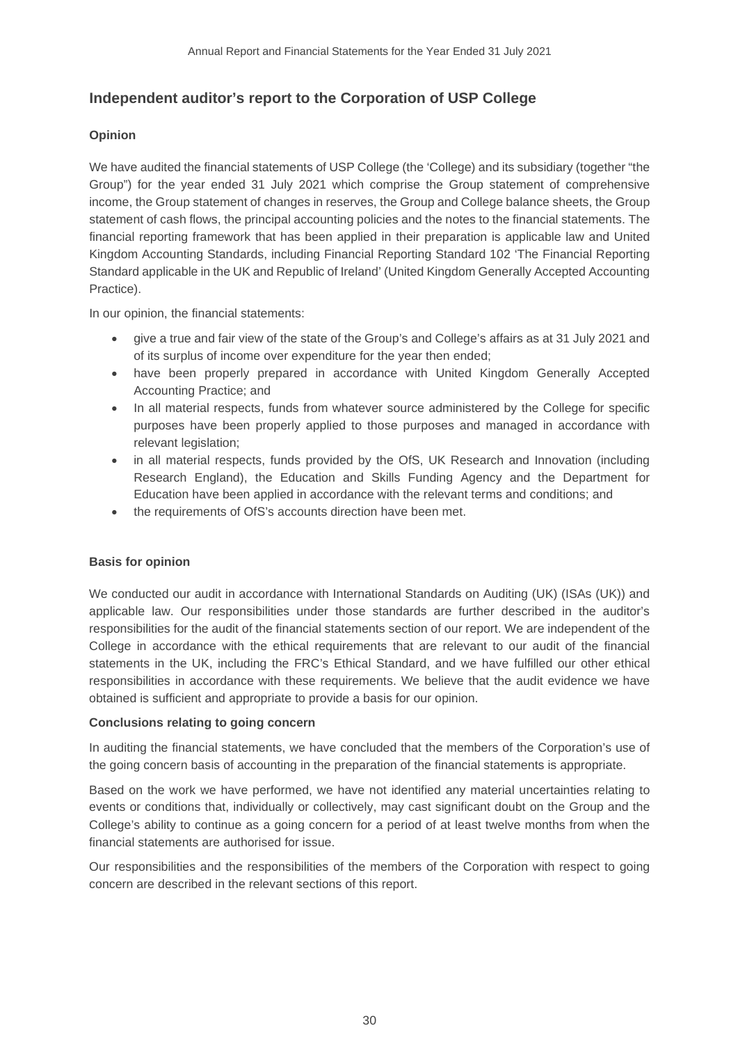## Independent auditor's report to the Corporation of USP College

### Opinion

We have audited the financial statements of USP College (the 'College) and its subsidiary (together "the Group") for the year ended 31 July 2021 which comprise the Group statement of comprehensive income, the Group statement of changes in reserves, the Group and College balance sheets, the Group statement of cash flows, the principal accounting policies and the notes to the financial statements. The financial reporting framework that has been applied in their preparation is applicable law and United Kingdom Accounting Standards, including Financial Reporting Standard 102 'The Financial Reporting Standard applicable in the UK and Republic of Ireland' (United Kingdom Generally Accepted Accounting Practice).

In our opinion, the financial statements:

- give a true and fair view of the state of the Group's and College's affairs as at 31 July 2021 and of its surplus of income over expenditure for the year then ended;
- have been properly prepared in accordance with United Kingdom Generally Accepted Accounting Practice; and
- In all material respects, funds from whatever source administered by the College for specific purposes have been properly applied to those purposes and managed in accordance with relevant legislation;
- in all material respects, funds provided by the OfS, UK Research and Innovation (including Research England), the Education and Skills Funding Agency and the Department for Education have been applied in accordance with the relevant terms and conditions; and
- the requirements of OfS's accounts direction have been met.

### Basis for opinion

We conducted our audit in accordance with International Standards on Auditing (UK) (ISAs (UK)) and applicable law. Our responsibilities under those standards are further described in the auditor's responsibilities for the audit of the financial statements section of our report. We are independent of the College in accordance with the ethical requirements that are relevant to our audit of the financial statements in the UK, including the FRC's Ethical Standard, and we have fulfilled our other ethical responsibilities in accordance with these requirements. We believe that the audit evidence we have obtained is sufficient and appropriate to provide a basis for our opinion.

### Conclusions relating to going concern

In auditing the financial statements, we have concluded that the members of the Corporation's use of the going concern basis of accounting in the preparation of the financial statements is appropriate.

Based on the work we have performed, we have not identified any material uncertainties relating to events or conditions that, individually or collectively, may cast significant doubt on the Group and the College's ability to continue as a going concern for a period of at least twelve months from when the financial statements are authorised for issue.

Our responsibilities and the responsibilities of the members of the Corporation with respect to going concern are described in the relevant sections of this report.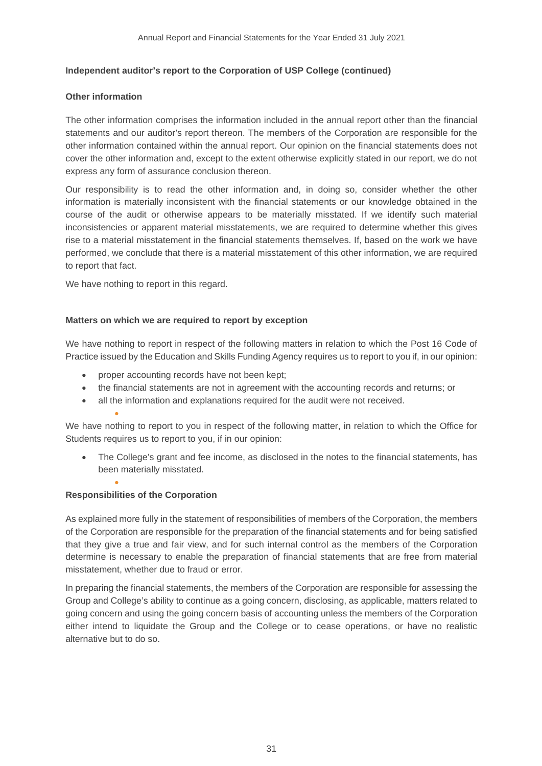**Independent auditor's report to the Corporation of USP College (continued)**

**Other information**

The other information comprises the information included in the annual report other than the financial statements and our auditor's report thereon. The members of the Corporation are responsible for the other information contained within the annual report. Our opinion on the financial statements does not cover the other information and, except to the extent otherwise explicitly stated in our report, we do not express any form of assurance conclusion thereon.

Our responsibility is to read the other information and, in doing so, consider whether the other information is materially inconsistent with the financial statements or our knowledge obtained in the course of the audit or otherwise appears to be materially misstated. If we identify such material inconsistencies or apparent material misstatements, we are required to determine whether this gives rise to a material misstatement in the financial statements themselves. If, based on the work we have performed, we conclude that there is a material misstatement of this other information, we are required to report that fact.

We have nothing to report in this regard.

**Matters on which we are required to report by exception**

We have nothing to report in respect of the following matters in relation to which the Post 16 Code of Practice issued by the Education and Skills Funding Agency requires us to report to you if, in our opinion:

- proper accounting records have not been kept;
- the financial statements are not in agreement with the accounting records and returns; or
- all the information and explanations required for the audit were not received.

We have nothing to report to you in respect of the following matter, in relation to which the Office for Students requires us to report to you, if in our opinion:

- The College's grant and fee income, as disclosed in the notes to the financial statements, has been materially misstated.

**Responsibilities of the Corporation**

As explained more fully in the statement of responsibilities of members of the Corporation, the members of the Corporation are responsible for the preparation of the financial statements and for being satisfied that they give a true and fair view, and for such internal control as the members of the Corporation determine is necessary to enable the preparation of financial statements that are free from material misstatement, whether due to fraud or error.

In preparing the financial statements, the members of the Corporation are responsible for assessing the Group and College's ability to continue as a going concern, disclosing, as applicable, matters related to going concern and using the going concern basis of accounting unless the members of the Corporation either intend to liquidate the Group and the College or to cease operations, or have no realistic alternative but to do so.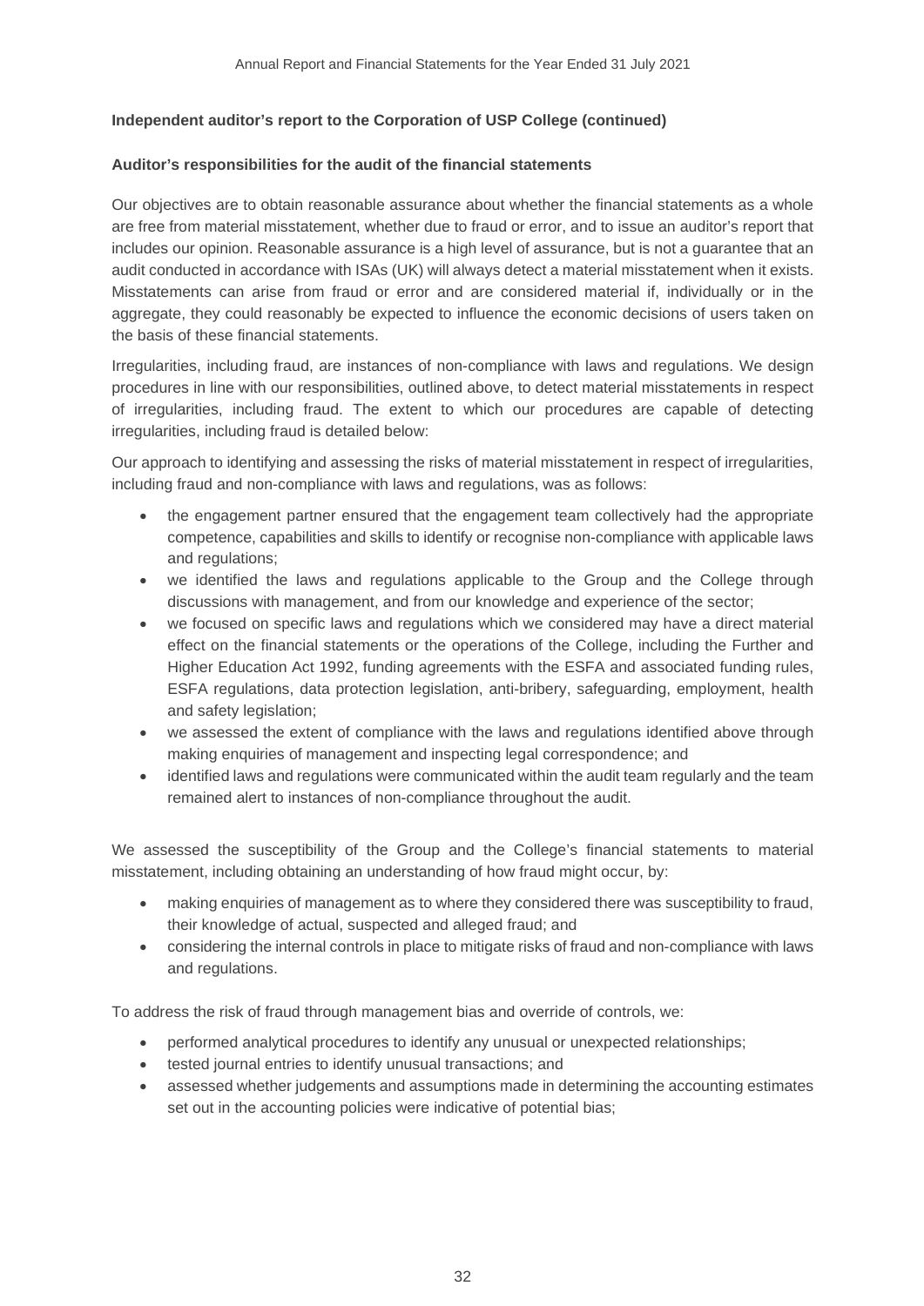**Independent auditor's report to the Corporation of USP College (continued)**

**Auditor's responsibilities for the audit of the financial statements**

Our objectives are to obtain reasonable assurance about whether the financial statements as a whole are free from material misstatement, whether due to fraud or error, and to issue an auditor's report that includes our opinion. Reasonable assurance is a high level of assurance, but is not a guarantee that an audit conducted in accordance with ISAs (UK) will always detect a material misstatement when it exists. Misstatements can arise from fraud or error and are considered material if, individually or in the aggregate, they could reasonably be expected to influence the economic decisions of users taken on the basis of these financial statements.

Irregularities, including fraud, are instances of non-compliance with laws and regulations. We design procedures in line with our responsibilities, outlined above, to detect material misstatements in respect of irregularities, including fraud. The extent to which our procedures are capable of detecting irregularities, including fraud is detailed below:

Our approach to identifying and assessing the risks of material misstatement in respect of irregularities, including fraud and non-compliance with laws and regulations, was as follows:

- the engagement partner ensured that the engagement team collectively had the appropriate competence, capabilities and skills to identify or recognise non-compliance with applicable laws and regulations;
- we identified the laws and regulations applicable to the Group and the College through discussions with management, and from our knowledge and experience of the sector;
- we focused on specific laws and regulations which we considered may have a direct material effect on the financial statements or the operations of the College, including the Further and Higher Education Act 1992, funding agreements with the ESFA and associated funding rules, ESFA regulations, data protection legislation, anti-bribery, safeguarding, employment, health and safety legislation;
- we assessed the extent of compliance with the laws and regulations identified above through making enquiries of management and inspecting legal correspondence; and
- identified laws and regulations were communicated within the audit team regularly and the team remained alert to instances of non-compliance throughout the audit.

We assessed the susceptibility of the Group and the College's financial statements to material misstatement, including obtaining an understanding of how fraud might occur, by:

- making enquiries of management as to where they considered there was susceptibility to fraud, their knowledge of actual, suspected and alleged fraud; and
- considering the internal controls in place to mitigate risks of fraud and non-compliance with laws and regulations.

To address the risk of fraud through management bias and override of controls, we:

- performed analytical procedures to identify any unusual or unexpected relationships;
- tested journal entries to identify unusual transactions; and
- assessed whether judgements and assumptions made in determining the accounting estimates set out in the accounting policies were indicative of potential bias;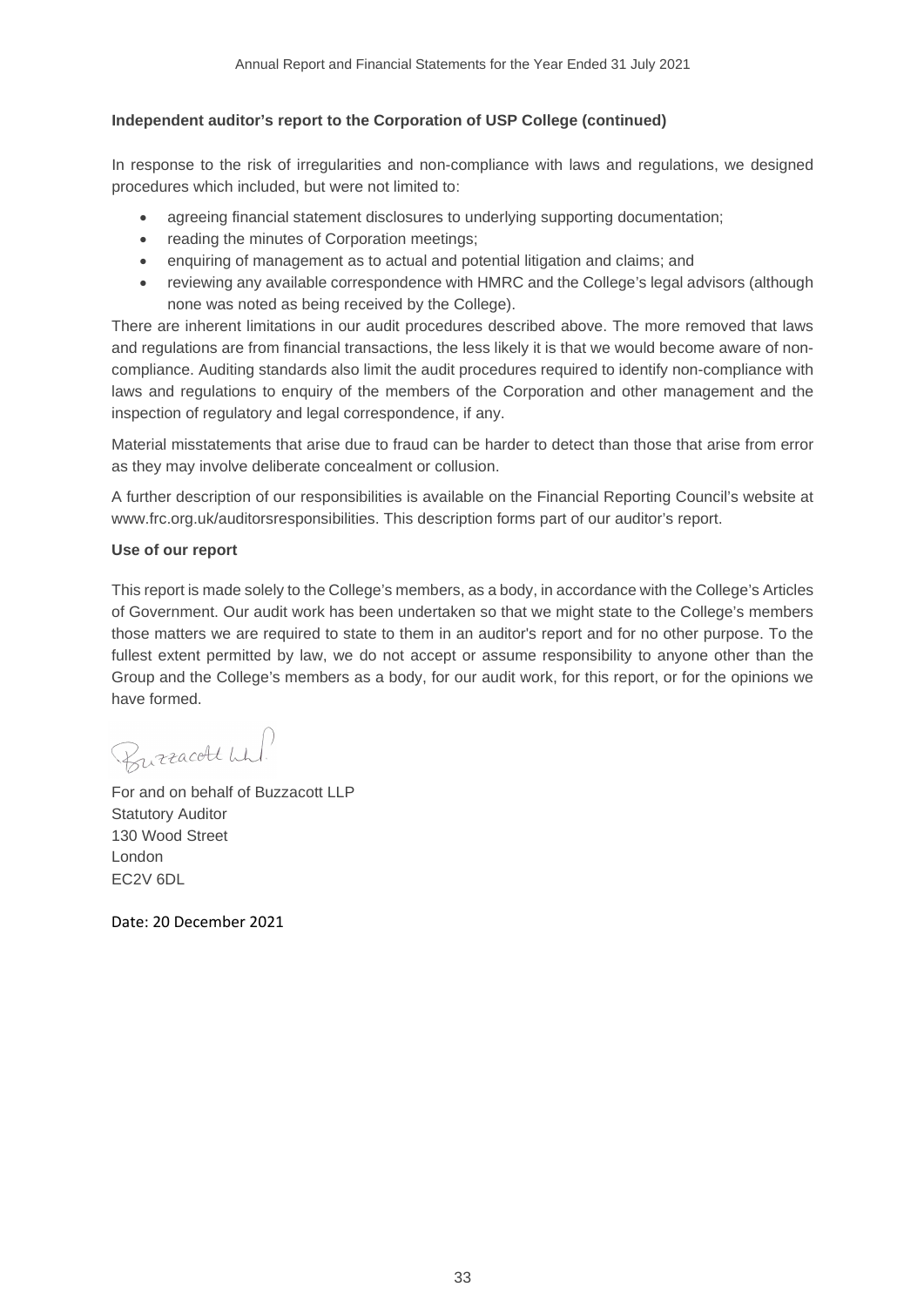**Independent auditor's report to the Corporation of USP College (continued)**

In response to the risk of irregularities and non-compliance with laws and regulations, we designed procedures which included, but were not limited to:

- agreeing financial statement disclosures to underlying supporting documentation;
- reading the minutes of Corporation meetings;
- enquiring of management as to actual and potential litigation and claims; and
- reviewing any available correspondence with HMRC and the College's legal advisors (although none was noted as being received by the College).

There are inherent limitations in our audit procedures described above. The more removed that laws and regulations are from financial transactions, the less likely it is that we would become aware of non-compliance. Auditing standards also limit the audit procedures required to identify non-compliance with laws and regulations to enquiry of the members of the Corporation and other management and the inspection of regulatory and legal correspondence, if any.

Material misstatements that arise due to fraud can be harder to detect than those that arise from error as they may involve deliberate concealment or collusion.

A further description of our responsibilities is available on the Financial Reporting Council's website at www.frc.org.uk/auditorsresponsibilities. This description forms part of our auditor's report.

**Use of our report**

This report is made solely to the College's members, as a body, in accordance with the College's Articles of Government. Our audit work has been undertaken so that we might state to the College's members those matters we are required to state to them in an auditor's report and for no other purpose. To the fullest extent permitted by law, we do not accept or assume responsibility to anyone other than the Group and the College's members as a body, for our audit work, for this report, or for the opinions we have formed.

Buzzacott LLP

For and on behalf of Buzzacott LLP
Statutory Auditor
130 Wood Street
London
EC2V 6DL

Date: 20 December 2021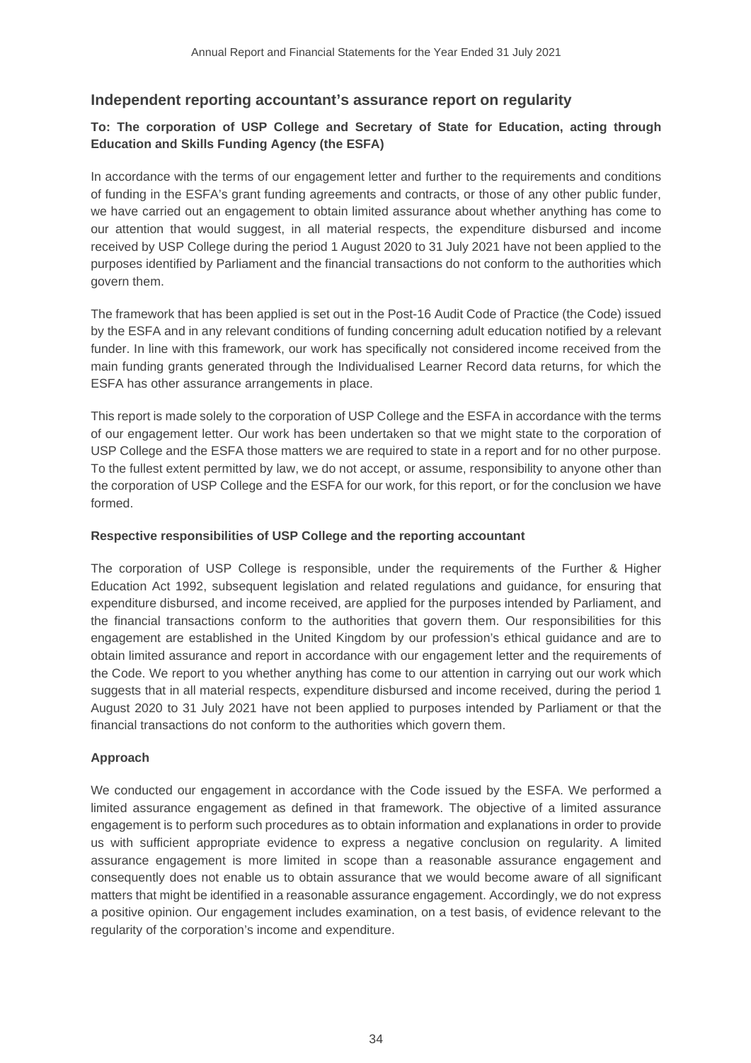## Independent reporting accountant's assurance report on regularity

**To: The corporation of USP College and Secretary of State for Education, acting through Education and Skills Funding Agency (the ESFA)**

In accordance with the terms of our engagement letter and further to the requirements and conditions of funding in the ESFA's grant funding agreements and contracts, or those of any other public funder, we have carried out an engagement to obtain limited assurance about whether anything has come to our attention that would suggest, in all material respects, the expenditure disbursed and income received by USP College during the period 1 August 2020 to 31 July 2021 have not been applied to the purposes identified by Parliament and the financial transactions do not conform to the authorities which govern them.

The framework that has been applied is set out in the Post-16 Audit Code of Practice (the Code) issued by the ESFA and in any relevant conditions of funding concerning adult education notified by a relevant funder. In line with this framework, our work has specifically not considered income received from the main funding grants generated through the Individualised Learner Record data returns, for which the ESFA has other assurance arrangements in place.

This report is made solely to the corporation of USP College and the ESFA in accordance with the terms of our engagement letter. Our work has been undertaken so that we might state to the corporation of USP College and the ESFA those matters we are required to state in a report and for no other purpose. To the fullest extent permitted by law, we do not accept, or assume, responsibility to anyone other than the corporation of USP College and the ESFA for our work, for this report, or for the conclusion we have formed.

**Respective responsibilities of USP College and the reporting accountant**

The corporation of USP College is responsible, under the requirements of the Further & Higher Education Act 1992, subsequent legislation and related regulations and guidance, for ensuring that expenditure disbursed, and income received, are applied for the purposes intended by Parliament, and the financial transactions conform to the authorities that govern them. Our responsibilities for this engagement are established in the United Kingdom by our profession's ethical guidance and are to obtain limited assurance and report in accordance with our engagement letter and the requirements of the Code. We report to you whether anything has come to our attention in carrying out our work which suggests that in all material respects, expenditure disbursed and income received, during the period 1 August 2020 to 31 July 2021 have not been applied to purposes intended by Parliament or that the financial transactions do not conform to the authorities which govern them.

**Approach**

We conducted our engagement in accordance with the Code issued by the ESFA. We performed a limited assurance engagement as defined in that framework. The objective of a limited assurance engagement is to perform such procedures as to obtain information and explanations in order to provide us with sufficient appropriate evidence to express a negative conclusion on regularity. A limited assurance engagement is more limited in scope than a reasonable assurance engagement and consequently does not enable us to obtain assurance that we would become aware of all significant matters that might be identified in a reasonable assurance engagement. Accordingly, we do not express a positive opinion. Our engagement includes examination, on a test basis, of evidence relevant to the regularity of the corporation's income and expenditure.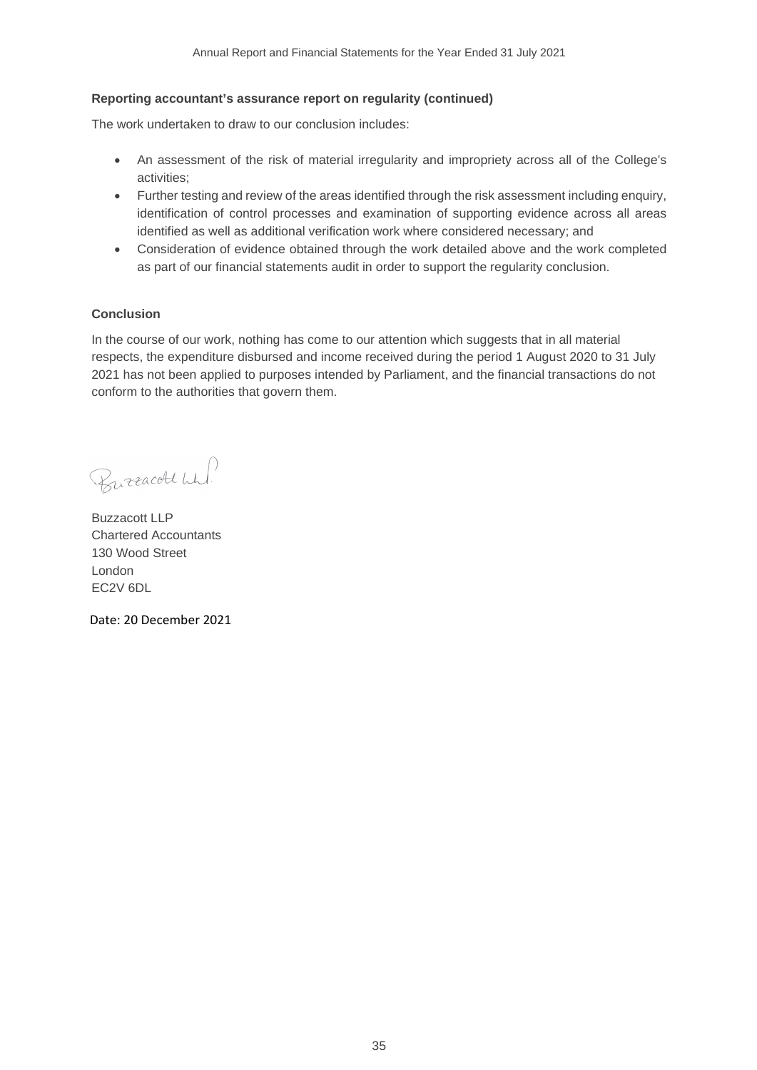**Reporting accountant's assurance report on regularity (continued)**

The work undertaken to draw to our conclusion includes:

- An assessment of the risk of material irregularity and impropriety across all of the College's activities;
- Further testing and review of the areas identified through the risk assessment including enquiry, identification of control processes and examination of supporting evidence across all areas identified as well as additional verification work where considered necessary; and
- Consideration of evidence obtained through the work detailed above and the work completed as part of our financial statements audit in order to support the regularity conclusion.

**Conclusion**

In the course of our work, nothing has come to our attention which suggests that in all material respects, the expenditure disbursed and income received during the period 1 August 2020 to 31 July 2021 has not been applied to purposes intended by Parliament, and the financial transactions do not conform to the authorities that govern them.

Buzzacott LLP

Buzzacott LLP
Chartered Accountants
130 Wood Street
London
EC2V 6DL

Date: 20 December 2021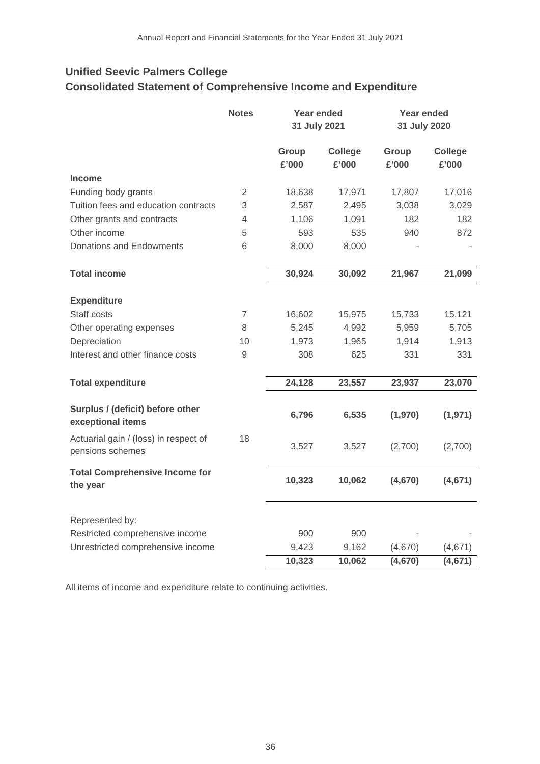## Unified Seevic Palmers College
## Consolidated Statement of Comprehensive Income and Expenditure

| | Notes | Year ended 31 July 2021 | | Year ended 31 July 2020 | |
|---|---|---|---|---|---|
| | | Group £'000 | College £'000 | Group £'000 | College £'000 |
| **Income** | | | | | |
| Funding body grants | 2 | 18,638 | 17,971 | 17,807 | 17,016 |
| Tuition fees and education contracts | 3 | 2,587 | 2,495 | 3,038 | 3,029 |
| Other grants and contracts | 4 | 1,106 | 1,091 | 182 | 182 |
| Other income | 5 | 593 | 535 | 940 | 872 |
| Donations and Endowments | 6 | 8,000 | 8,000 | - | - |
| **Total income** | | **30,924** | **30,092** | **21,967** | **21,099** |
| **Expenditure** | | | | | |
| Staff costs | 7 | 16,602 | 15,975 | 15,733 | 15,121 |
| Other operating expenses | 8 | 5,245 | 4,992 | 5,959 | 5,705 |
| Depreciation | 10 | 1,973 | 1,965 | 1,914 | 1,913 |
| Interest and other finance costs | 9 | 308 | 625 | 331 | 331 |
| **Total expenditure** | | **24,128** | **23,557** | **23,937** | **23,070** |
| **Surplus / (deficit) before other exceptional items** | | **6,796** | **6,535** | **(1,970)** | **(1,971)** |
| Actuarial gain / (loss) in respect of pensions schemes | 18 | 3,527 | 3,527 | (2,700) | (2,700) |
| **Total Comprehensive Income for the year** | | **10,323** | **10,062** | **(4,670)** | **(4,671)** |
| Represented by: | | | | | |
| Restricted comprehensive income | | 900 | 900 | - | - |
| Unrestricted comprehensive income | | 9,423 | 9,162 | (4,670) | (4,671) |
| | | **10,323** | **10,062** | **(4,670)** | **(4,671)** |

All items of income and expenditure relate to continuing activities.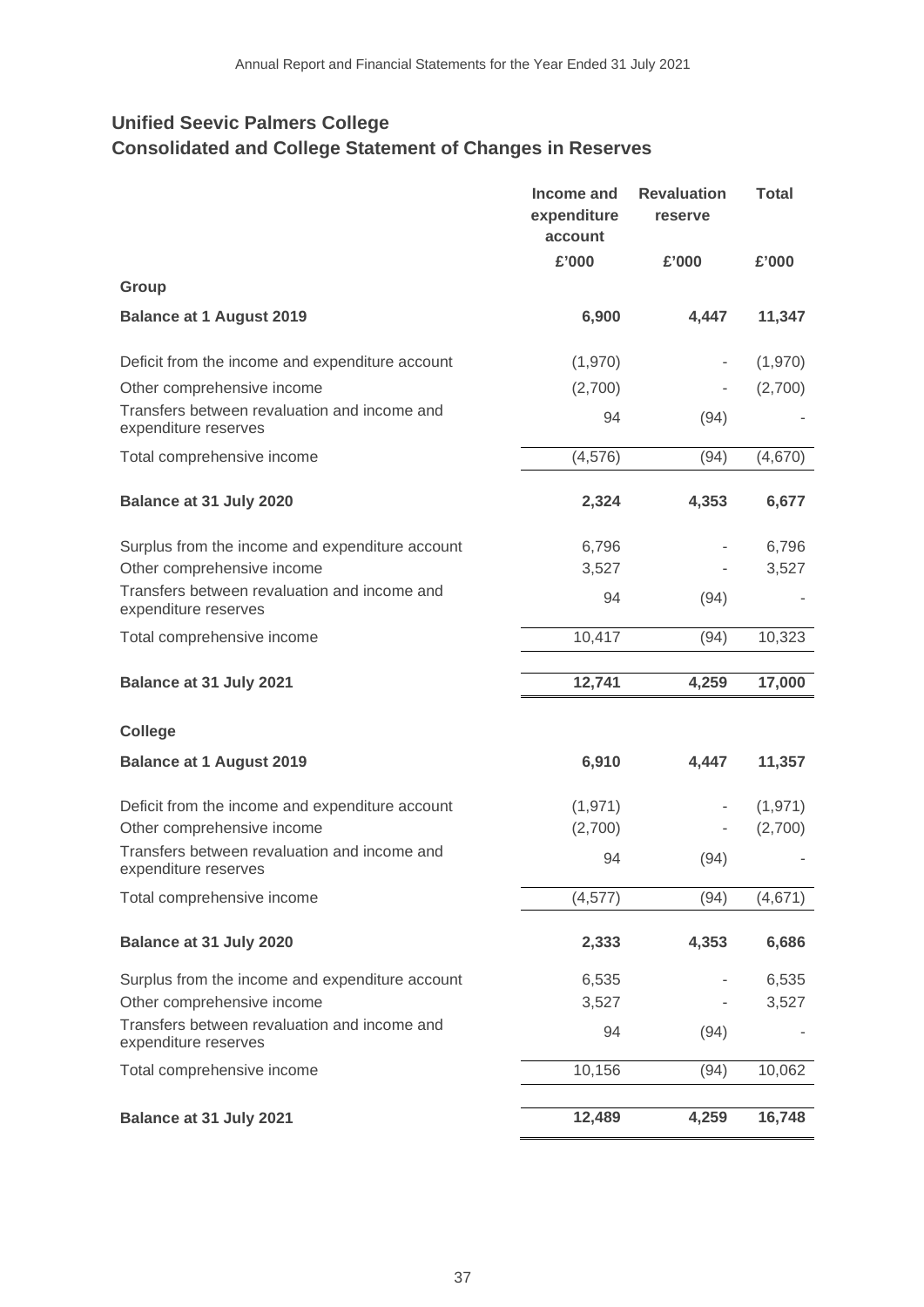## Unified Seevic Palmers College
## Consolidated and College Statement of Changes in Reserves

| | Income and expenditure account | Revaluation reserve | Total |
|---|---|---|---|
| | £'000 | £'000 | £'000 |
| **Group** | | | |
| **Balance at 1 August 2019** | **6,900** | **4,447** | **11,347** |
| Deficit from the income and expenditure account | (1,970) | - | (1,970) |
| Other comprehensive income | (2,700) | - | (2,700) |
| Transfers between revaluation and income and expenditure reserves | 94 | (94) | - |
| Total comprehensive income | (4,576) | (94) | (4,670) |
| **Balance at 31 July 2020** | **2,324** | **4,353** | **6,677** |
| Surplus from the income and expenditure account | 6,796 | - | 6,796 |
| Other comprehensive income | 3,527 | - | 3,527 |
| Transfers between revaluation and income and expenditure reserves | 94 | (94) | - |
| Total comprehensive income | 10,417 | (94) | 10,323 |
| **Balance at 31 July 2021** | **12,741** | **4,259** | **17,000** |
| **College** | | | |
| **Balance at 1 August 2019** | **6,910** | **4,447** | **11,357** |
| Deficit from the income and expenditure account | (1,971) | - | (1,971) |
| Other comprehensive income | (2,700) | - | (2,700) |
| Transfers between revaluation and income and expenditure reserves | 94 | (94) | - |
| Total comprehensive income | (4,577) | (94) | (4,671) |
| **Balance at 31 July 2020** | **2,333** | **4,353** | **6,686** |
| Surplus from the income and expenditure account | 6,535 | - | 6,535 |
| Other comprehensive income | 3,527 | - | 3,527 |
| Transfers between revaluation and income and expenditure reserves | 94 | (94) | - |
| Total comprehensive income | 10,156 | (94) | 10,062 |
| **Balance at 31 July 2021** | **12,489** | **4,259** | **16,748** |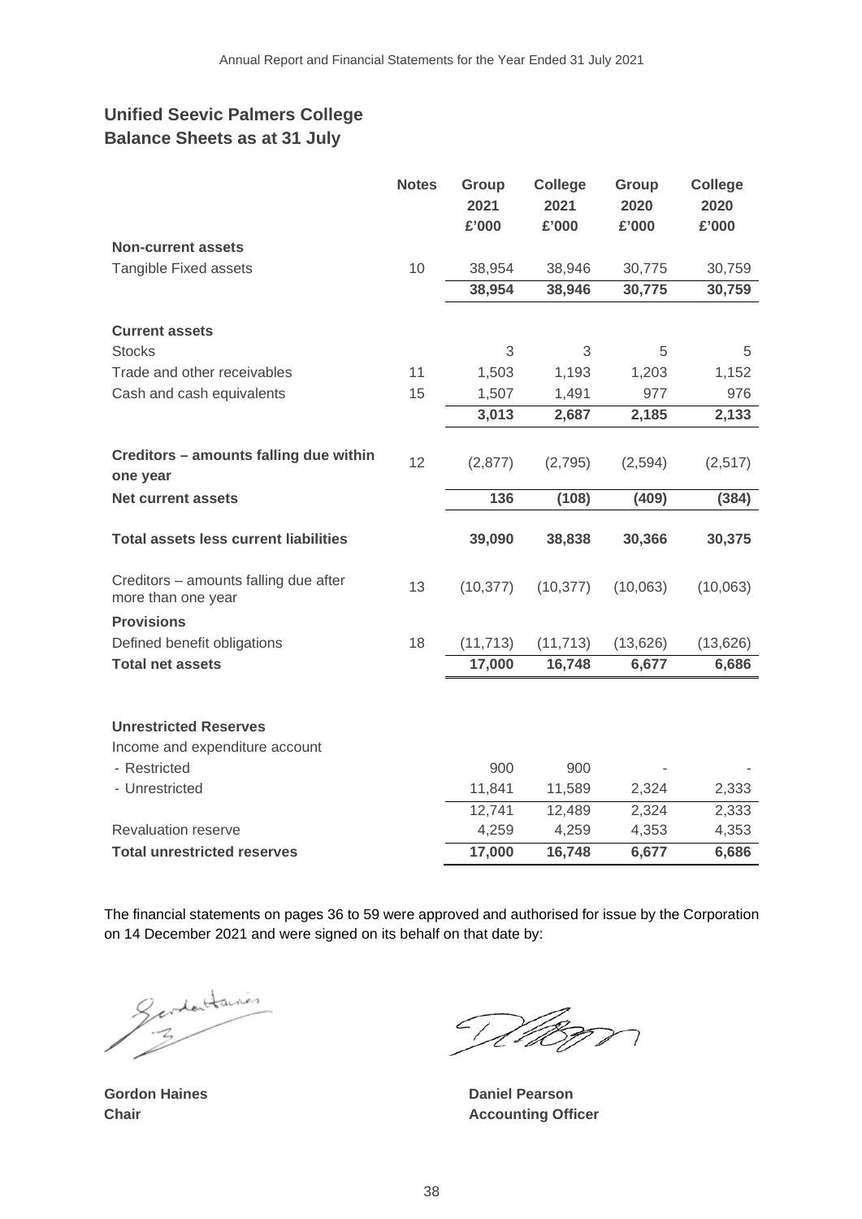# Unified Seevic Palmers College
## Balance Sheets as at 31 July

| | Notes | Group 2021 £'000 | College 2021 £'000 | Group 2020 £'000 | College 2020 £'000 |
|---|---|---|---|---|---|
| **Non-current assets** | | | | | |
| Tangible Fixed assets | 10 | 38,954 | 38,946 | 30,775 | 30,759 |
| | | **38,954** | **38,946** | **30,775** | **30,759** |
| **Current assets** | | | | | |
| Stocks | | 3 | 3 | 5 | 5 |
| Trade and other receivables | 11 | 1,503 | 1,193 | 1,203 | 1,152 |
| Cash and cash equivalents | 15 | 1,507 | 1,491 | 977 | 976 |
| | | **3,013** | **2,687** | **2,185** | **2,133** |
| **Creditors – amounts falling due within one year** | 12 | (2,877) | (2,795) | (2,594) | (2,517) |
| **Net current assets** | | **136** | **(108)** | **(409)** | **(384)** |
| **Total assets less current liabilities** | | **39,090** | **38,838** | **30,366** | **30,375** |
| Creditors – amounts falling due after more than one year | 13 | (10,377) | (10,377) | (10,063) | (10,063) |
| **Provisions** | | | | | |
| Defined benefit obligations | 18 | (11,713) | (11,713) | (13,626) | (13,626) |
| **Total net assets** | | **17,000** | **16,748** | **6,677** | **6,686** |
| | | | | | |
| **Unrestricted Reserves** | | | | | |
| Income and expenditure account | | | | | |
| - Restricted | | 900 | 900 | - | - |
| - Unrestricted | | 11,841 | 11,589 | 2,324 | 2,333 |
| | | 12,741 | 12,489 | 2,324 | 2,333 |
| Revaluation reserve | | 4,259 | 4,259 | 4,353 | 4,353 |
| **Total unrestricted reserves** | | **17,000** | **16,748** | **6,677** | **6,686** |

The financial statements on pages 36 to 59 were approved and authorised for issue by the Corporation on 14 December 2021 and were signed on its behalf on that date by:

**Gordon Haines**
**Chair**

**Daniel Pearson**
**Accounting Officer**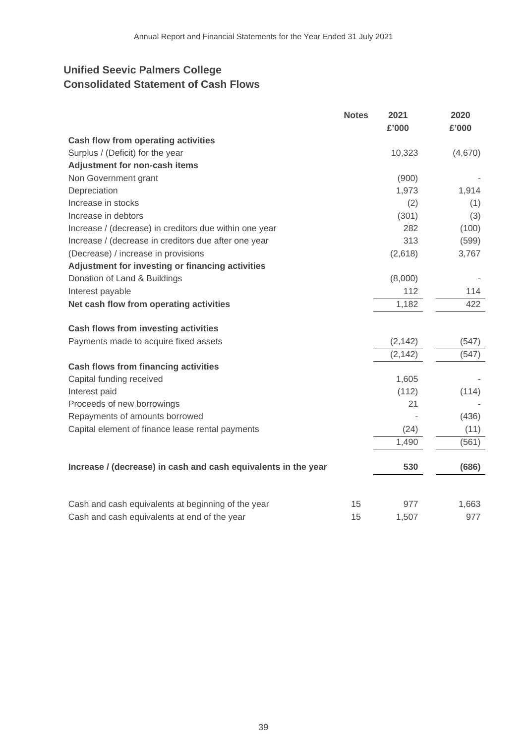# Unified Seevic Palmers College
## Consolidated Statement of Cash Flows

| | Notes | 2021 £'000 | 2020 £'000 |
|---|---|---|---|
| **Cash flow from operating activities** | | | |
| Surplus / (Deficit) for the year | | 10,323 | (4,670) |
| **Adjustment for non-cash items** | | | |
| Non Government grant | | (900) | - |
| Depreciation | | 1,973 | 1,914 |
| Increase in stocks | | (2) | (1) |
| Increase in debtors | | (301) | (3) |
| Increase / (decrease) in creditors due within one year | | 282 | (100) |
| Increase / (decrease in creditors due after one year | | 313 | (599) |
| (Decrease) / increase in provisions | | (2,618) | 3,767 |
| **Adjustment for investing or financing activities** | | | |
| Donation of Land & Buildings | | (8,000) | - |
| Interest payable | | 112 | 114 |
| **Net cash flow from operating activities** | | 1,182 | 422 |
| | | | |
| **Cash flows from investing activities** | | | |
| Payments made to acquire fixed assets | | (2,142) | (547) |
| | | (2,142) | (547) |
| **Cash flows from financing activities** | | | |
| Capital funding received | | 1,605 | - |
| Interest paid | | (112) | (114) |
| Proceeds of new borrowings | | 21 | - |
| Repayments of amounts borrowed | | - | (436) |
| Capital element of finance lease rental payments | | (24) | (11) |
| | | 1,490 | (561) |
| | | | |
| **Increase / (decrease) in cash and cash equivalents in the year** | | **530** | **(686)** |
| | | | |
| Cash and cash equivalents at beginning of the year | 15 | 977 | 1,663 |
| Cash and cash equivalents at end of the year | 15 | 1,507 | 977 |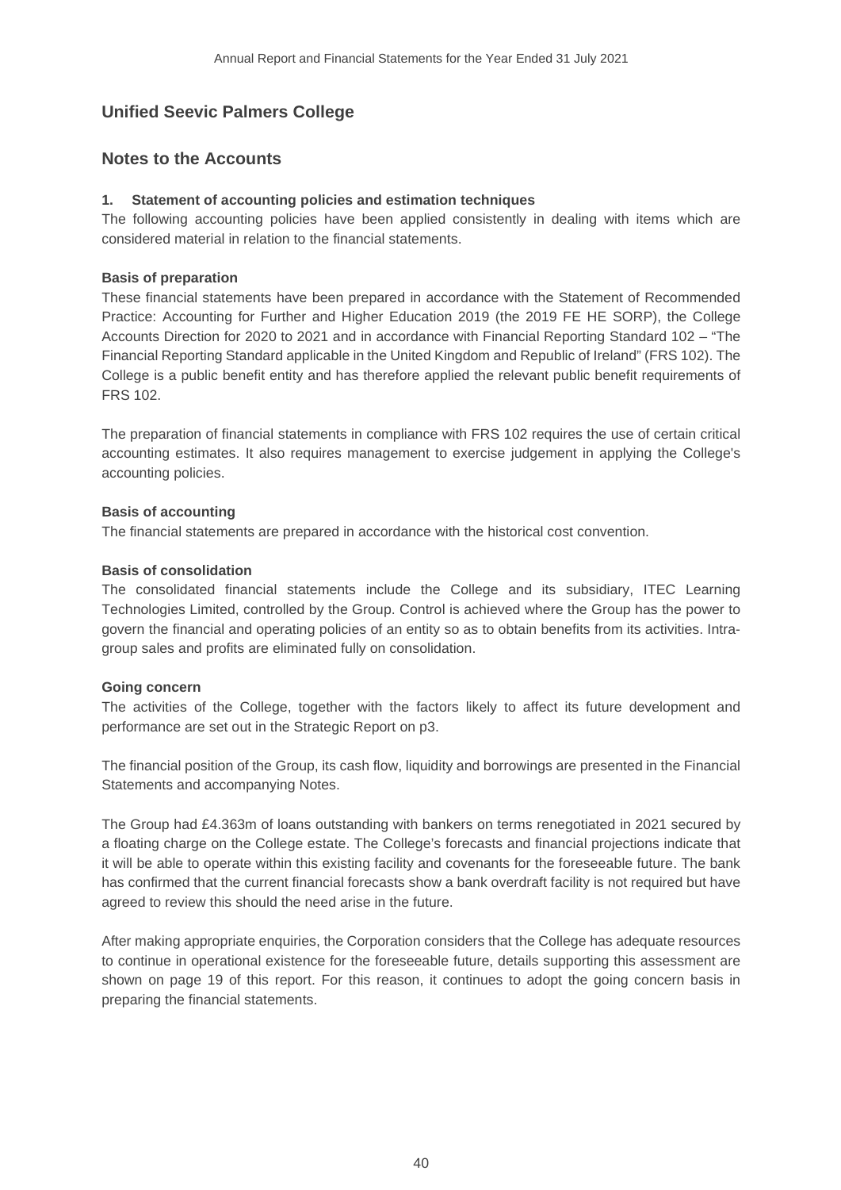## Unified Seevic Palmers College

## Notes to the Accounts

### 1. Statement of accounting policies and estimation techniques

The following accounting policies have been applied consistently in dealing with items which are considered material in relation to the financial statements.

**Basis of preparation**

These financial statements have been prepared in accordance with the Statement of Recommended Practice: Accounting for Further and Higher Education 2019 (the 2019 FE HE SORP), the College Accounts Direction for 2020 to 2021 and in accordance with Financial Reporting Standard 102 – "The Financial Reporting Standard applicable in the United Kingdom and Republic of Ireland" (FRS 102). The College is a public benefit entity and has therefore applied the relevant public benefit requirements of FRS 102.

The preparation of financial statements in compliance with FRS 102 requires the use of certain critical accounting estimates. It also requires management to exercise judgement in applying the College's accounting policies.

**Basis of accounting**

The financial statements are prepared in accordance with the historical cost convention.

**Basis of consolidation**

The consolidated financial statements include the College and its subsidiary, ITEC Learning Technologies Limited, controlled by the Group. Control is achieved where the Group has the power to govern the financial and operating policies of an entity so as to obtain benefits from its activities. Intra-group sales and profits are eliminated fully on consolidation.

**Going concern**

The activities of the College, together with the factors likely to affect its future development and performance are set out in the Strategic Report on p3.

The financial position of the Group, its cash flow, liquidity and borrowings are presented in the Financial Statements and accompanying Notes.

The Group had £4.363m of loans outstanding with bankers on terms renegotiated in 2021 secured by a floating charge on the College estate. The College's forecasts and financial projections indicate that it will be able to operate within this existing facility and covenants for the foreseeable future. The bank has confirmed that the current financial forecasts show a bank overdraft facility is not required but have agreed to review this should the need arise in the future.

After making appropriate enquiries, the Corporation considers that the College has adequate resources to continue in operational existence for the foreseeable future, details supporting this assessment are shown on page 19 of this report. For this reason, it continues to adopt the going concern basis in preparing the financial statements.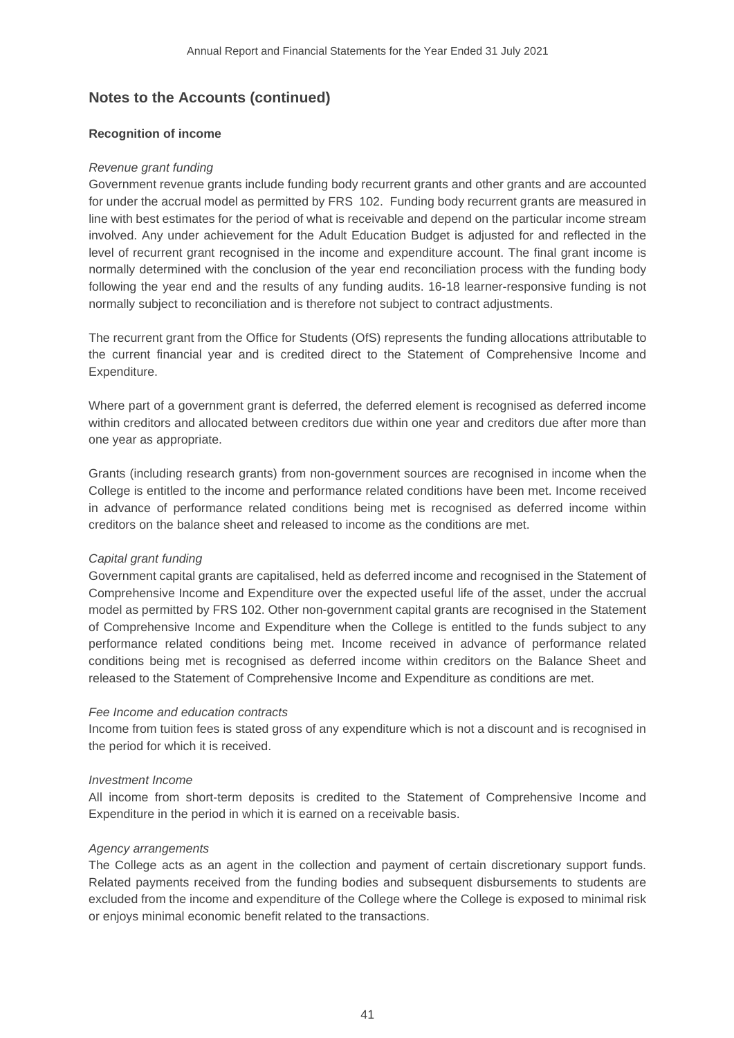## Notes to the Accounts (continued)

**Recognition of income**

*Revenue grant funding*

Government revenue grants include funding body recurrent grants and other grants and are accounted for under the accrual model as permitted by FRS 102. Funding body recurrent grants are measured in line with best estimates for the period of what is receivable and depend on the particular income stream involved. Any under achievement for the Adult Education Budget is adjusted for and reflected in the level of recurrent grant recognised in the income and expenditure account. The final grant income is normally determined with the conclusion of the year end reconciliation process with the funding body following the year end and the results of any funding audits. 16-18 learner-responsive funding is not normally subject to reconciliation and is therefore not subject to contract adjustments.

The recurrent grant from the Office for Students (OfS) represents the funding allocations attributable to the current financial year and is credited direct to the Statement of Comprehensive Income and Expenditure.

Where part of a government grant is deferred, the deferred element is recognised as deferred income within creditors and allocated between creditors due within one year and creditors due after more than one year as appropriate.

Grants (including research grants) from non-government sources are recognised in income when the College is entitled to the income and performance related conditions have been met. Income received in advance of performance related conditions being met is recognised as deferred income within creditors on the balance sheet and released to income as the conditions are met.

*Capital grant funding*

Government capital grants are capitalised, held as deferred income and recognised in the Statement of Comprehensive Income and Expenditure over the expected useful life of the asset, under the accrual model as permitted by FRS 102. Other non-government capital grants are recognised in the Statement of Comprehensive Income and Expenditure when the College is entitled to the funds subject to any performance related conditions being met. Income received in advance of performance related conditions being met is recognised as deferred income within creditors on the Balance Sheet and released to the Statement of Comprehensive Income and Expenditure as conditions are met.

*Fee Income and education contracts*

Income from tuition fees is stated gross of any expenditure which is not a discount and is recognised in the period for which it is received.

*Investment Income*

All income from short-term deposits is credited to the Statement of Comprehensive Income and Expenditure in the period in which it is earned on a receivable basis.

*Agency arrangements*

The College acts as an agent in the collection and payment of certain discretionary support funds. Related payments received from the funding bodies and subsequent disbursements to students are excluded from the income and expenditure of the College where the College is exposed to minimal risk or enjoys minimal economic benefit related to the transactions.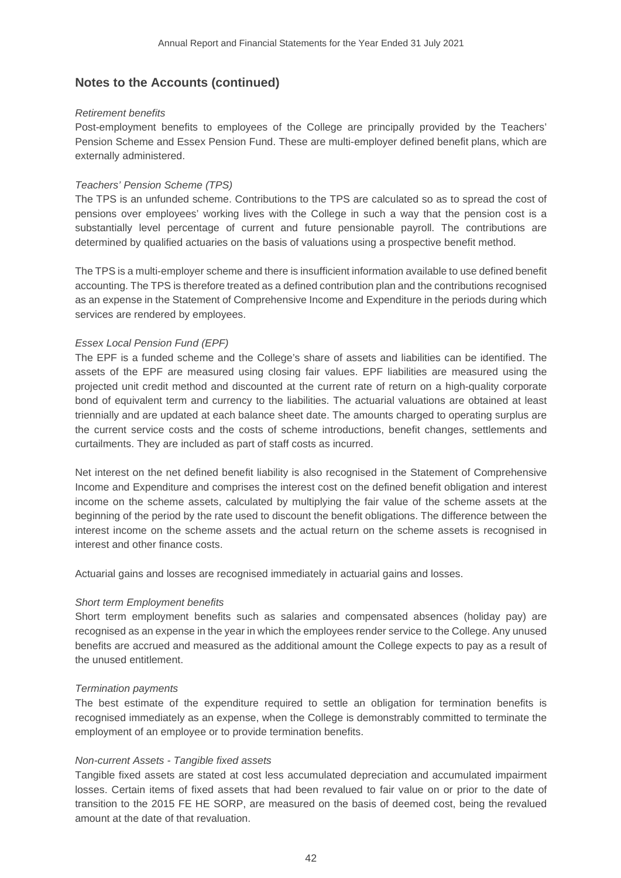## Notes to the Accounts (continued)

*Retirement benefits*

Post-employment benefits to employees of the College are principally provided by the Teachers' Pension Scheme and Essex Pension Fund. These are multi-employer defined benefit plans, which are externally administered.

*Teachers' Pension Scheme (TPS)*

The TPS is an unfunded scheme. Contributions to the TPS are calculated so as to spread the cost of pensions over employees' working lives with the College in such a way that the pension cost is a substantially level percentage of current and future pensionable payroll. The contributions are determined by qualified actuaries on the basis of valuations using a prospective benefit method.

The TPS is a multi-employer scheme and there is insufficient information available to use defined benefit accounting. The TPS is therefore treated as a defined contribution plan and the contributions recognised as an expense in the Statement of Comprehensive Income and Expenditure in the periods during which services are rendered by employees.

*Essex Local Pension Fund (EPF)*

The EPF is a funded scheme and the College's share of assets and liabilities can be identified. The assets of the EPF are measured using closing fair values. EPF liabilities are measured using the projected unit credit method and discounted at the current rate of return on a high-quality corporate bond of equivalent term and currency to the liabilities. The actuarial valuations are obtained at least triennially and are updated at each balance sheet date. The amounts charged to operating surplus are the current service costs and the costs of scheme introductions, benefit changes, settlements and curtailments. They are included as part of staff costs as incurred.

Net interest on the net defined benefit liability is also recognised in the Statement of Comprehensive Income and Expenditure and comprises the interest cost on the defined benefit obligation and interest income on the scheme assets, calculated by multiplying the fair value of the scheme assets at the beginning of the period by the rate used to discount the benefit obligations. The difference between the interest income on the scheme assets and the actual return on the scheme assets is recognised in interest and other finance costs.

Actuarial gains and losses are recognised immediately in actuarial gains and losses.

*Short term Employment benefits*

Short term employment benefits such as salaries and compensated absences (holiday pay) are recognised as an expense in the year in which the employees render service to the College. Any unused benefits are accrued and measured as the additional amount the College expects to pay as a result of the unused entitlement.

*Termination payments*

The best estimate of the expenditure required to settle an obligation for termination benefits is recognised immediately as an expense, when the College is demonstrably committed to terminate the employment of an employee or to provide termination benefits.

*Non-current Assets - Tangible fixed assets*

Tangible fixed assets are stated at cost less accumulated depreciation and accumulated impairment losses. Certain items of fixed assets that had been revalued to fair value on or prior to the date of transition to the 2015 FE HE SORP, are measured on the basis of deemed cost, being the revalued amount at the date of that revaluation.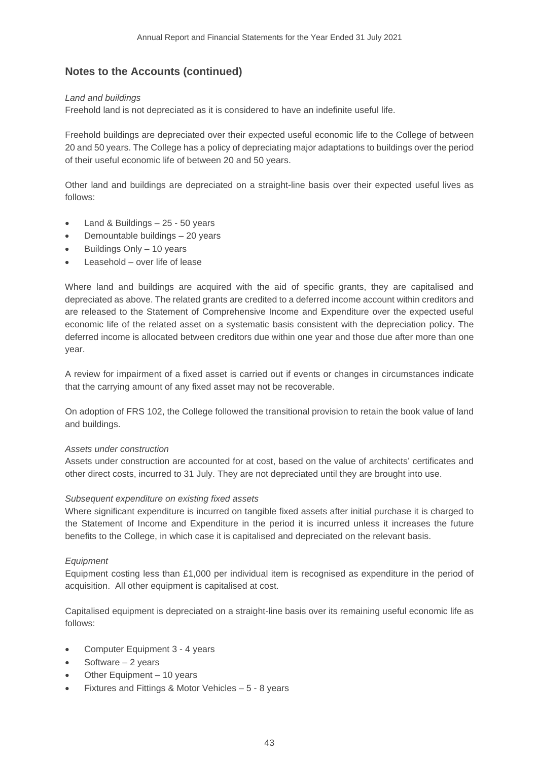## Notes to the Accounts (continued)

*Land and buildings*

Freehold land is not depreciated as it is considered to have an indefinite useful life.

Freehold buildings are depreciated over their expected useful economic life to the College of between 20 and 50 years. The College has a policy of depreciating major adaptations to buildings over the period of their useful economic life of between 20 and 50 years.

Other land and buildings are depreciated on a straight-line basis over their expected useful lives as follows:

- Land & Buildings – 25 - 50 years
- Demountable buildings – 20 years
- Buildings Only – 10 years
- Leasehold – over life of lease

Where land and buildings are acquired with the aid of specific grants, they are capitalised and depreciated as above. The related grants are credited to a deferred income account within creditors and are released to the Statement of Comprehensive Income and Expenditure over the expected useful economic life of the related asset on a systematic basis consistent with the depreciation policy. The deferred income is allocated between creditors due within one year and those due after more than one year.

A review for impairment of a fixed asset is carried out if events or changes in circumstances indicate that the carrying amount of any fixed asset may not be recoverable.

On adoption of FRS 102, the College followed the transitional provision to retain the book value of land and buildings.

*Assets under construction*

Assets under construction are accounted for at cost, based on the value of architects' certificates and other direct costs, incurred to 31 July. They are not depreciated until they are brought into use.

*Subsequent expenditure on existing fixed assets*

Where significant expenditure is incurred on tangible fixed assets after initial purchase it is charged to the Statement of Income and Expenditure in the period it is incurred unless it increases the future benefits to the College, in which case it is capitalised and depreciated on the relevant basis.

*Equipment*

Equipment costing less than £1,000 per individual item is recognised as expenditure in the period of acquisition. All other equipment is capitalised at cost.

Capitalised equipment is depreciated on a straight-line basis over its remaining useful economic life as follows:

- Computer Equipment 3 - 4 years
- Software – 2 years
- Other Equipment – 10 years
- Fixtures and Fittings & Motor Vehicles – 5 - 8 years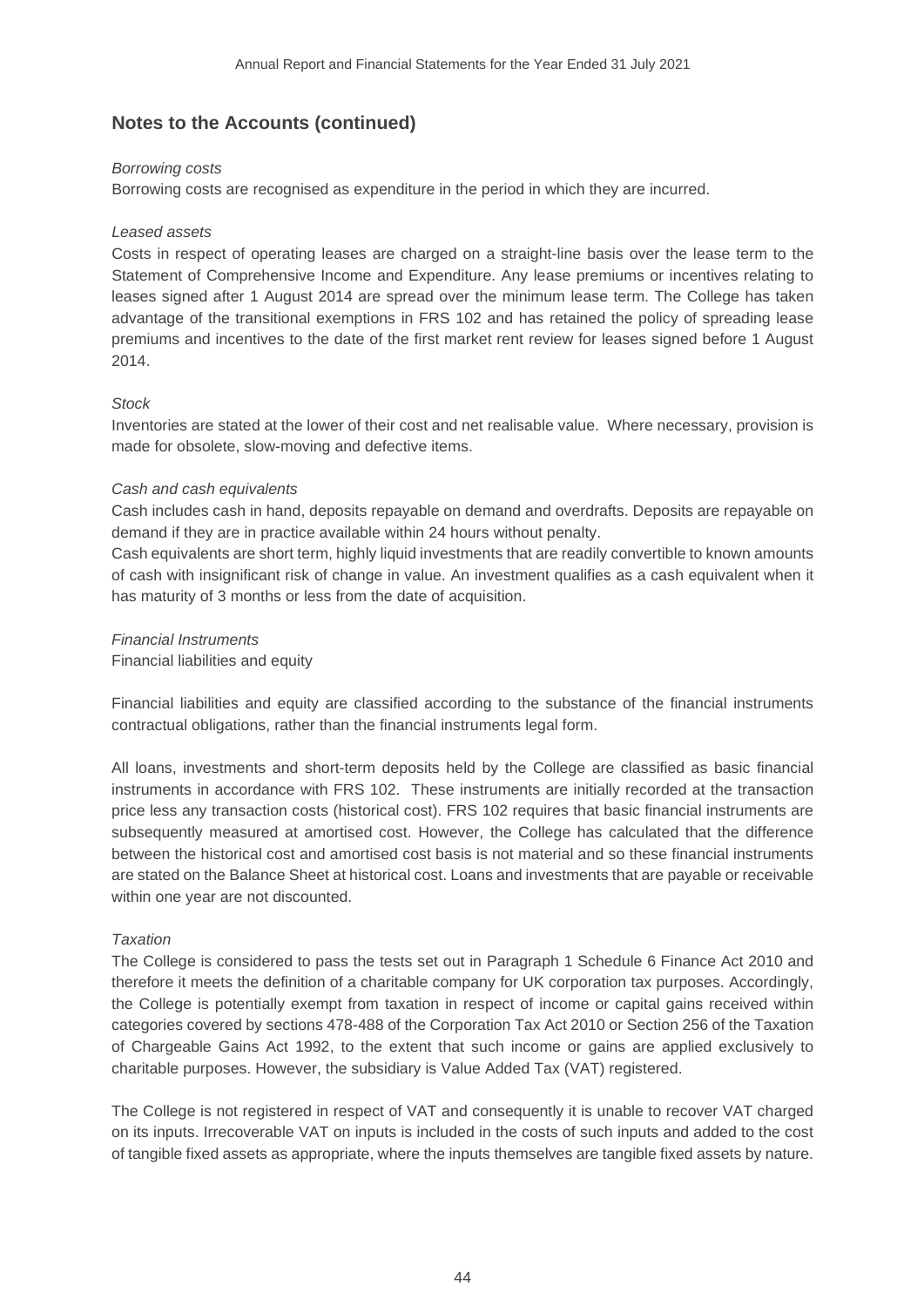## Notes to the Accounts (continued)

*Borrowing costs*

Borrowing costs are recognised as expenditure in the period in which they are incurred.

*Leased assets*

Costs in respect of operating leases are charged on a straight-line basis over the lease term to the Statement of Comprehensive Income and Expenditure. Any lease premiums or incentives relating to leases signed after 1 August 2014 are spread over the minimum lease term. The College has taken advantage of the transitional exemptions in FRS 102 and has retained the policy of spreading lease premiums and incentives to the date of the first market rent review for leases signed before 1 August 2014.

*Stock*

Inventories are stated at the lower of their cost and net realisable value. Where necessary, provision is made for obsolete, slow-moving and defective items.

*Cash and cash equivalents*

Cash includes cash in hand, deposits repayable on demand and overdrafts. Deposits are repayable on demand if they are in practice available within 24 hours without penalty.

Cash equivalents are short term, highly liquid investments that are readily convertible to known amounts of cash with insignificant risk of change in value. An investment qualifies as a cash equivalent when it has maturity of 3 months or less from the date of acquisition.

*Financial Instruments*

Financial liabilities and equity

Financial liabilities and equity are classified according to the substance of the financial instruments contractual obligations, rather than the financial instruments legal form.

All loans, investments and short-term deposits held by the College are classified as basic financial instruments in accordance with FRS 102. These instruments are initially recorded at the transaction price less any transaction costs (historical cost). FRS 102 requires that basic financial instruments are subsequently measured at amortised cost. However, the College has calculated that the difference between the historical cost and amortised cost basis is not material and so these financial instruments are stated on the Balance Sheet at historical cost. Loans and investments that are payable or receivable within one year are not discounted.

*Taxation*

The College is considered to pass the tests set out in Paragraph 1 Schedule 6 Finance Act 2010 and therefore it meets the definition of a charitable company for UK corporation tax purposes. Accordingly, the College is potentially exempt from taxation in respect of income or capital gains received within categories covered by sections 478-488 of the Corporation Tax Act 2010 or Section 256 of the Taxation of Chargeable Gains Act 1992, to the extent that such income or gains are applied exclusively to charitable purposes. However, the subsidiary is Value Added Tax (VAT) registered.

The College is not registered in respect of VAT and consequently it is unable to recover VAT charged on its inputs. Irrecoverable VAT on inputs is included in the costs of such inputs and added to the cost of tangible fixed assets as appropriate, where the inputs themselves are tangible fixed assets by nature.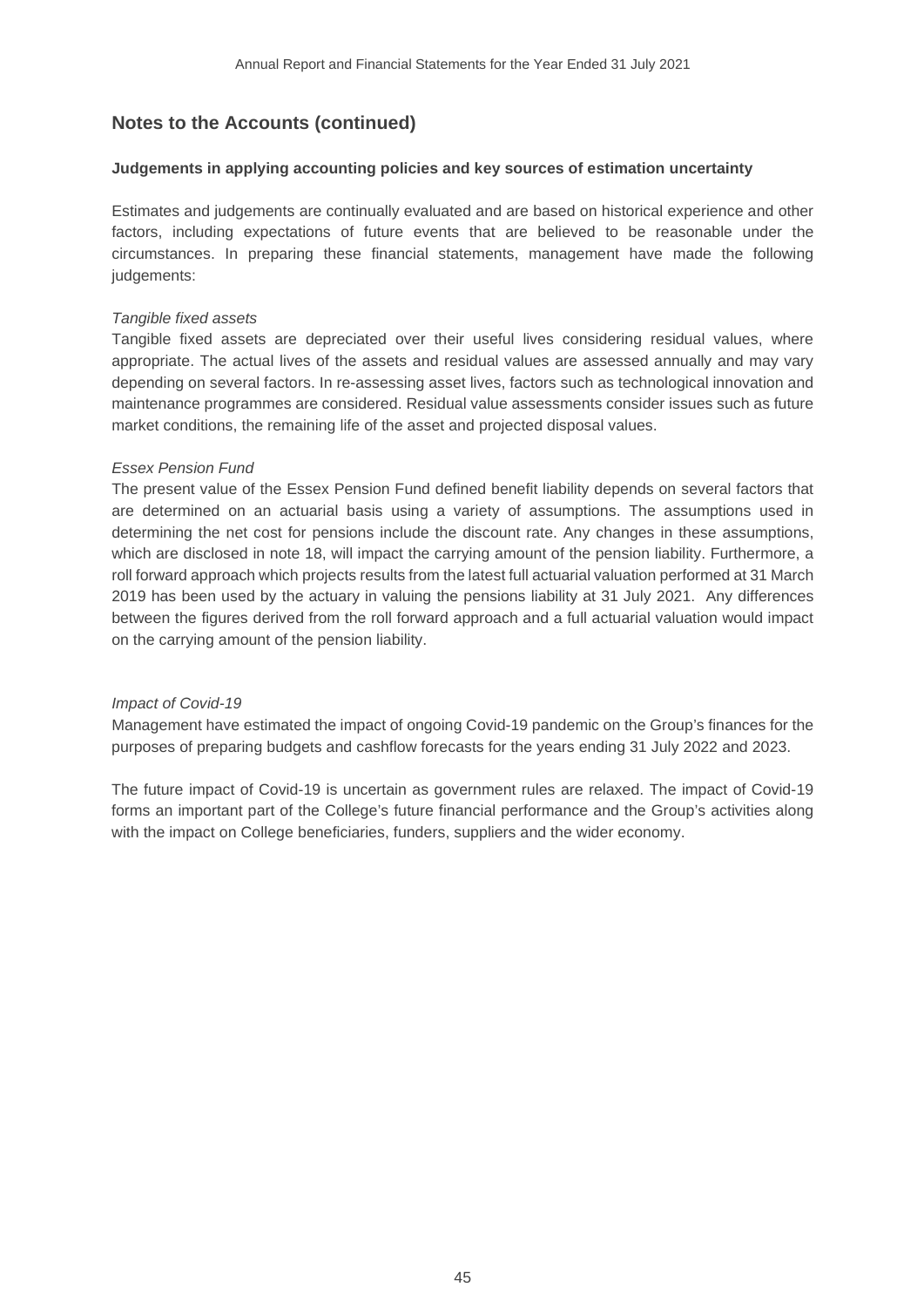## Notes to the Accounts (continued)

**Judgements in applying accounting policies and key sources of estimation uncertainty**

Estimates and judgements are continually evaluated and are based on historical experience and other factors, including expectations of future events that are believed to be reasonable under the circumstances. In preparing these financial statements, management have made the following judgements:

*Tangible fixed assets*

Tangible fixed assets are depreciated over their useful lives considering residual values, where appropriate. The actual lives of the assets and residual values are assessed annually and may vary depending on several factors. In re-assessing asset lives, factors such as technological innovation and maintenance programmes are considered. Residual value assessments consider issues such as future market conditions, the remaining life of the asset and projected disposal values.

*Essex Pension Fund*

The present value of the Essex Pension Fund defined benefit liability depends on several factors that are determined on an actuarial basis using a variety of assumptions. The assumptions used in determining the net cost for pensions include the discount rate. Any changes in these assumptions, which are disclosed in note 18, will impact the carrying amount of the pension liability. Furthermore, a roll forward approach which projects results from the latest full actuarial valuation performed at 31 March 2019 has been used by the actuary in valuing the pensions liability at 31 July 2021. Any differences between the figures derived from the roll forward approach and a full actuarial valuation would impact on the carrying amount of the pension liability.

*Impact of Covid-19*

Management have estimated the impact of ongoing Covid-19 pandemic on the Group's finances for the purposes of preparing budgets and cashflow forecasts for the years ending 31 July 2022 and 2023.

The future impact of Covid-19 is uncertain as government rules are relaxed. The impact of Covid-19 forms an important part of the College's future financial performance and the Group's activities along with the impact on College beneficiaries, funders, suppliers and the wider economy.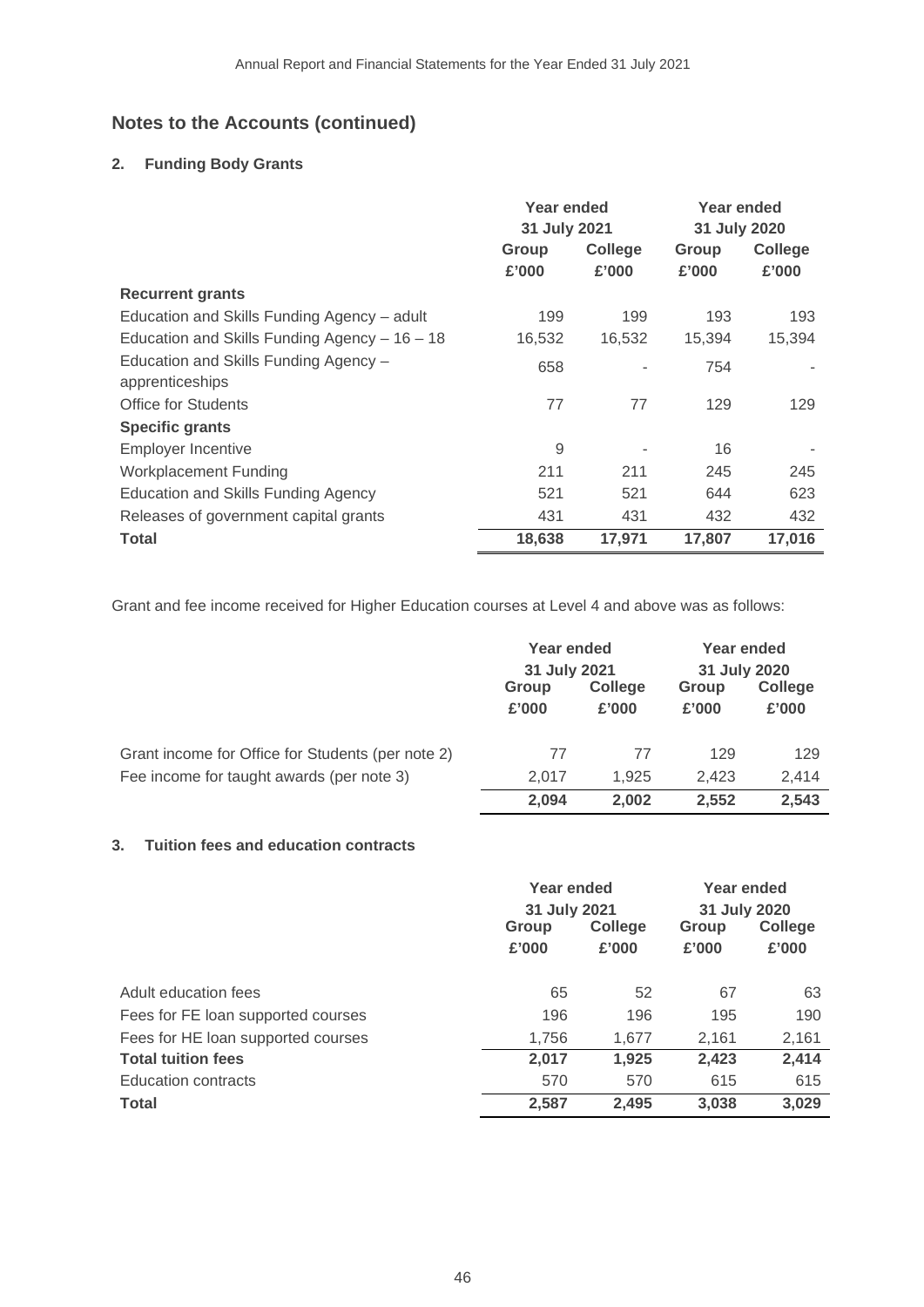## Notes to the Accounts (continued)

### 2. Funding Body Grants

| | Year ended 31 July 2021 | | Year ended 31 July 2020 | |
|---|---|---|---|---|
| | Group £'000 | College £'000 | Group £'000 | College £'000 |
| **Recurrent grants** | | | | |
| Education and Skills Funding Agency – adult | 199 | 199 | 193 | 193 |
| Education and Skills Funding Agency – 16 – 18 | 16,532 | 16,532 | 15,394 | 15,394 |
| Education and Skills Funding Agency – apprenticeships | 658 | - | 754 | - |
| Office for Students | 77 | 77 | 129 | 129 |
| **Specific grants** | | | | |
| Employer Incentive | 9 | - | 16 | - |
| Workplacement Funding | 211 | 211 | 245 | 245 |
| Education and Skills Funding Agency | 521 | 521 | 644 | 623 |
| Releases of government capital grants | 431 | 431 | 432 | 432 |
| **Total** | **18,638** | **17,971** | **17,807** | **17,016** |

Grant and fee income received for Higher Education courses at Level 4 and above was as follows:

| | Year ended 31 July 2021 | | Year ended 31 July 2020 | |
|---|---|---|---|---|
| | Group £'000 | College £'000 | Group £'000 | College £'000 |
| Grant income for Office for Students (per note 2) | 77 | 77 | 129 | 129 |
| Fee income for taught awards (per note 3) | 2,017 | 1,925 | 2,423 | 2,414 |
| | **2,094** | **2,002** | **2,552** | **2,543** |

### 3. Tuition fees and education contracts

| | Year ended 31 July 2021 | | Year ended 31 July 2020 | |
|---|---|---|---|---|
| | Group £'000 | College £'000 | Group £'000 | College £'000 |
| Adult education fees | 65 | 52 | 67 | 63 |
| Fees for FE loan supported courses | 196 | 196 | 195 | 190 |
| Fees for HE loan supported courses | 1,756 | 1,677 | 2,161 | 2,161 |
| **Total tuition fees** | **2,017** | **1,925** | **2,423** | **2,414** |
| Education contracts | 570 | 570 | 615 | 615 |
| **Total** | **2,587** | **2,495** | **3,038** | **3,029** |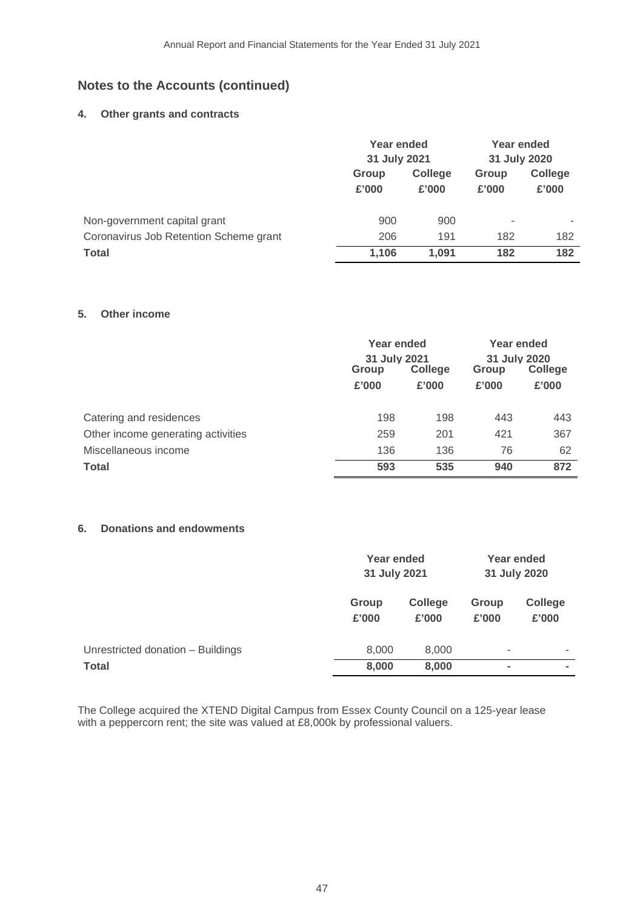## Notes to the Accounts (continued)

### 4. Other grants and contracts

| | Year ended 31 July 2021 | | Year ended 31 July 2020 | |
|---|---|---|---|---|
| | Group £'000 | College £'000 | Group £'000 | College £'000 |
| Non-government capital grant | 900 | 900 | - | - |
| Coronavirus Job Retention Scheme grant | 206 | 191 | 182 | 182 |
| **Total** | **1,106** | **1,091** | **182** | **182** |

### 5. Other income

| | Year ended 31 July 2021 | | Year ended 31 July 2020 | |
|---|---|---|---|---|
| | Group £'000 | College £'000 | Group £'000 | College £'000 |
| Catering and residences | 198 | 198 | 443 | 443 |
| Other income generating activities | 259 | 201 | 421 | 367 |
| Miscellaneous income | 136 | 136 | 76 | 62 |
| **Total** | **593** | **535** | **940** | **872** |

### 6. Donations and endowments

| | Year ended 31 July 2021 | | Year ended 31 July 2020 | |
|---|---|---|---|---|
| | Group £'000 | College £'000 | Group £'000 | College £'000 |
| Unrestricted donation – Buildings | 8,000 | 8,000 | - | - |
| **Total** | **8,000** | **8,000** | **-** | **-** |

The College acquired the XTEND Digital Campus from Essex County Council on a 125-year lease with a peppercorn rent; the site was valued at £8,000k by professional valuers.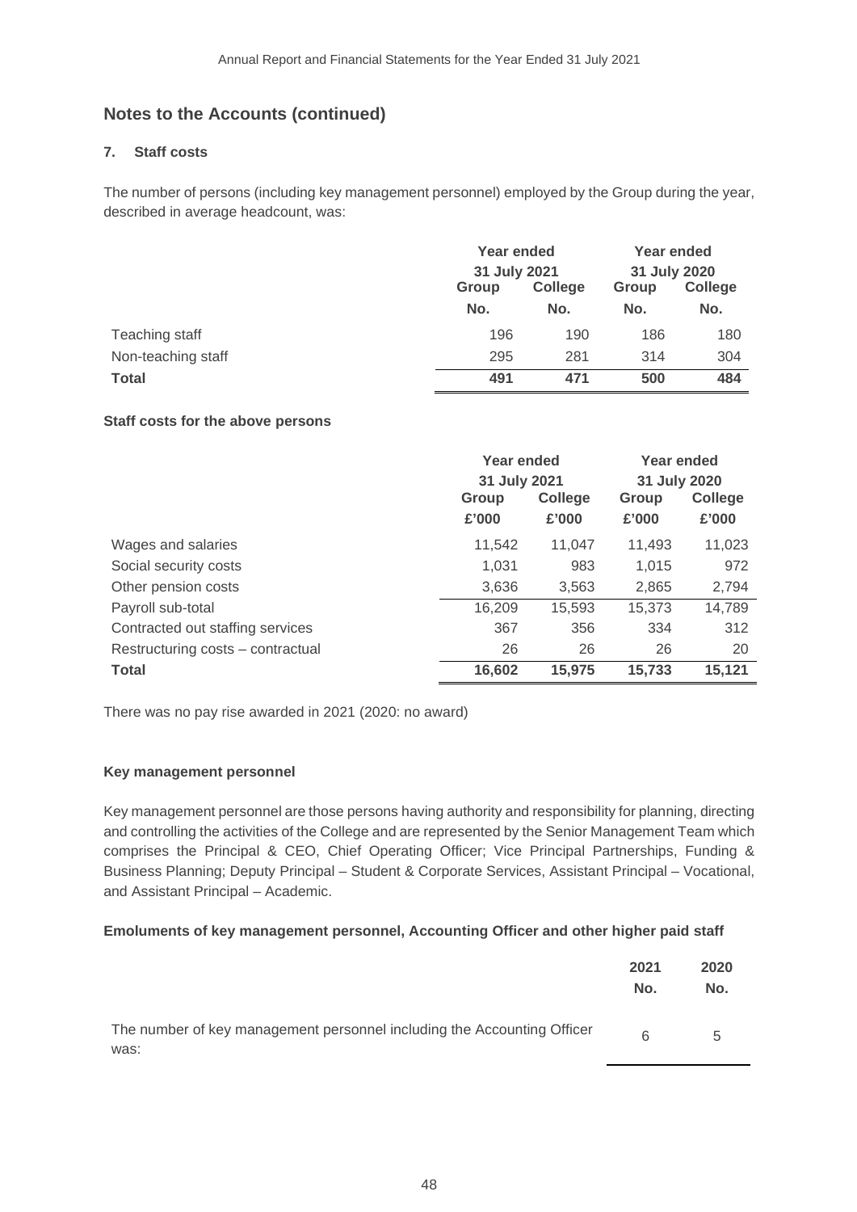## Notes to the Accounts (continued)

### 7. Staff costs

The number of persons (including key management personnel) employed by the Group during the year, described in average headcount, was:

| | Year ended 31 July 2021 | | Year ended 31 July 2020 | |
|---|---|---|---|---|
| | Group | College | Group | College |
| | No. | No. | No. | No. |
| Teaching staff | 196 | 190 | 186 | 180 |
| Non-teaching staff | 295 | 281 | 314 | 304 |
| **Total** | **491** | **471** | **500** | **484** |

**Staff costs for the above persons**

| | Year ended 31 July 2021 | | Year ended 31 July 2020 | |
|---|---|---|---|---|
| | Group | College | Group | College |
| | £'000 | £'000 | £'000 | £'000 |
| Wages and salaries | 11,542 | 11,047 | 11,493 | 11,023 |
| Social security costs | 1,031 | 983 | 1,015 | 972 |
| Other pension costs | 3,636 | 3,563 | 2,865 | 2,794 |
| Payroll sub-total | 16,209 | 15,593 | 15,373 | 14,789 |
| Contracted out staffing services | 367 | 356 | 334 | 312 |
| Restructuring costs – contractual | 26 | 26 | 26 | 20 |
| **Total** | **16,602** | **15,975** | **15,733** | **15,121** |

There was no pay rise awarded in 2021 (2020: no award)

**Key management personnel**

Key management personnel are those persons having authority and responsibility for planning, directing and controlling the activities of the College and are represented by the Senior Management Team which comprises the Principal & CEO, Chief Operating Officer; Vice Principal Partnerships, Funding & Business Planning; Deputy Principal – Student & Corporate Services, Assistant Principal – Vocational, and Assistant Principal – Academic.

**Emoluments of key management personnel, Accounting Officer and other higher paid staff**

| | 2021 | 2020 |
|---|---|---|
| | No. | No. |
| The number of key management personnel including the Accounting Officer was: | 6 | 5 |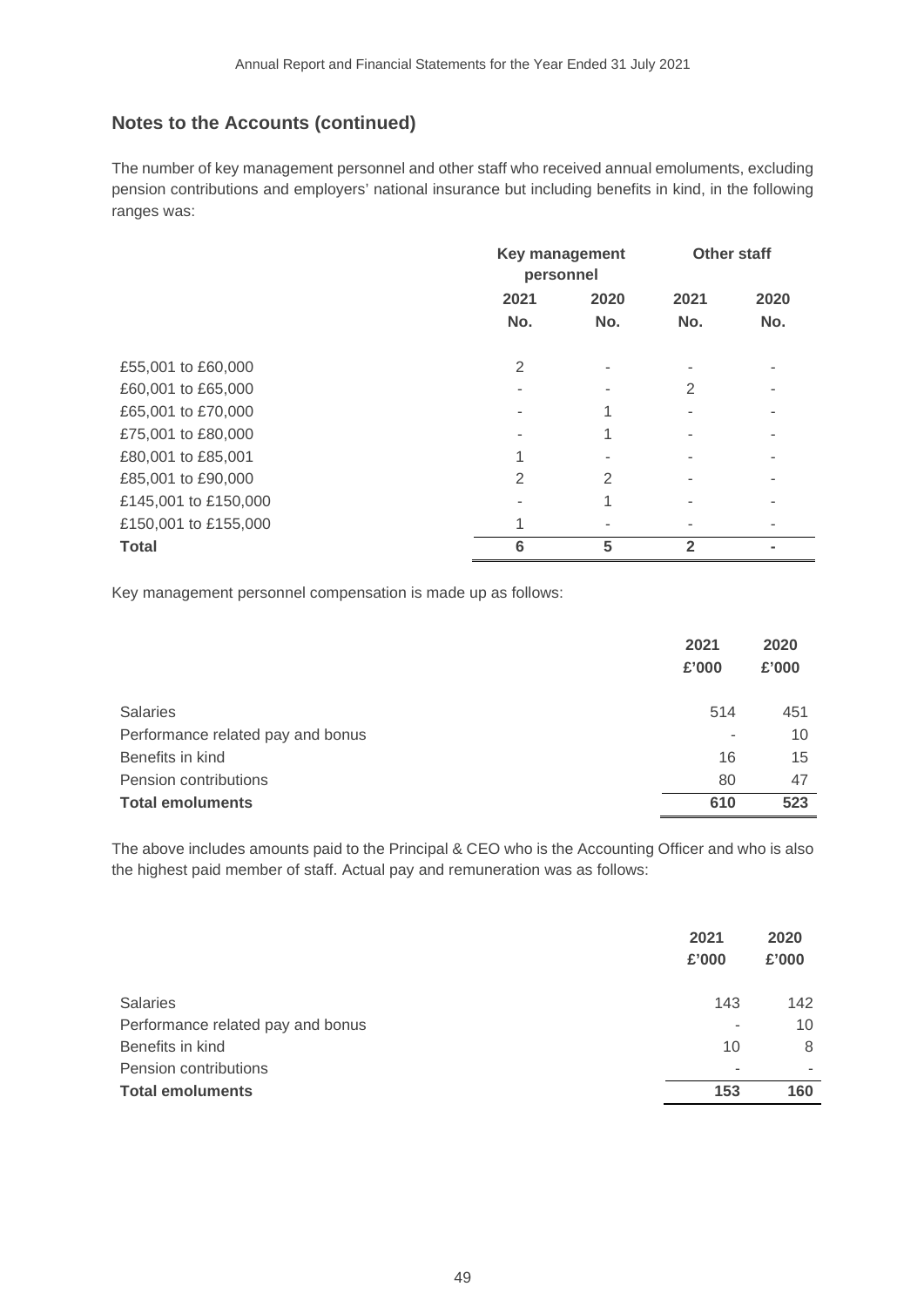## Notes to the Accounts (continued)

The number of key management personnel and other staff who received annual emoluments, excluding pension contributions and employers' national insurance but including benefits in kind, in the following ranges was:

| | Key management personnel | | Other staff | |
|---|---|---|---|---|
| | 2021 | 2020 | 2021 | 2020 |
| | No. | No. | No. | No. |
| £55,001 to £60,000 | 2 | - | - | - |
| £60,001 to £65,000 | - | - | 2 | - |
| £65,001 to £70,000 | - | 1 | - | - |
| £75,001 to £80,000 | - | 1 | - | - |
| £80,001 to £85,001 | 1 | - | - | - |
| £85,001 to £90,000 | 2 | 2 | - | - |
| £145,001 to £150,000 | - | 1 | - | - |
| £150,001 to £155,000 | 1 | - | - | - |
| **Total** | **6** | **5** | **2** | **-** |

Key management personnel compensation is made up as follows:

| | 2021 | 2020 |
|---|---|---|
| | £'000 | £'000 |
| Salaries | 514 | 451 |
| Performance related pay and bonus | - | 10 |
| Benefits in kind | 16 | 15 |
| Pension contributions | 80 | 47 |
| **Total emoluments** | **610** | **523** |

The above includes amounts paid to the Principal & CEO who is the Accounting Officer and who is also the highest paid member of staff. Actual pay and remuneration was as follows:

| | 2021 | 2020 |
|---|---|---|
| | £'000 | £'000 |
| Salaries | 143 | 142 |
| Performance related pay and bonus | - | 10 |
| Benefits in kind | 10 | 8 |
| Pension contributions | - | - |
| **Total emoluments** | **153** | **160** |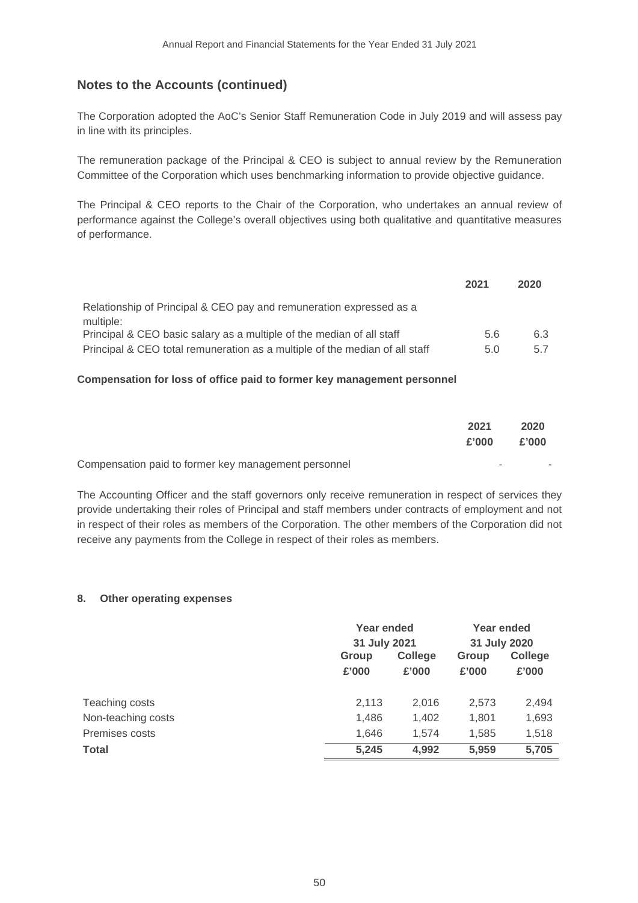## Notes to the Accounts (continued)

The Corporation adopted the AoC's Senior Staff Remuneration Code in July 2019 and will assess pay in line with its principles.

The remuneration package of the Principal & CEO is subject to annual review by the Remuneration Committee of the Corporation which uses benchmarking information to provide objective guidance.

The Principal & CEO reports to the Chair of the Corporation, who undertakes an annual review of performance against the College's overall objectives using both qualitative and quantitative measures of performance.

| | **2021** | **2020** |
|---|---|---|
| Relationship of Principal & CEO pay and remuneration expressed as a multiple: | | |
| Principal & CEO basic salary as a multiple of the median of all staff | 5.6 | 6.3 |
| Principal & CEO total remuneration as a multiple of the median of all staff | 5.0 | 5.7 |

**Compensation for loss of office paid to former key management personnel**

| | **2021** | **2020** |
|---|---|---|
| | **£'000** | **£'000** |
| Compensation paid to former key management personnel | - | - |

The Accounting Officer and the staff governors only receive remuneration in respect of services they provide undertaking their roles of Principal and staff members under contracts of employment and not in respect of their roles as members of the Corporation. The other members of the Corporation did not receive any payments from the College in respect of their roles as members.

### 8. Other operating expenses

| | **Year ended 31 July 2021** | | **Year ended 31 July 2020** | |
|---|---|---|---|---|
| | **Group** | **College** | **Group** | **College** |
| | **£'000** | **£'000** | **£'000** | **£'000** |
| Teaching costs | 2,113 | 2,016 | 2,573 | 2,494 |
| Non-teaching costs | 1,486 | 1,402 | 1,801 | 1,693 |
| Premises costs | 1,646 | 1,574 | 1,585 | 1,518 |
| **Total** | **5,245** | **4,992** | **5,959** | **5,705** |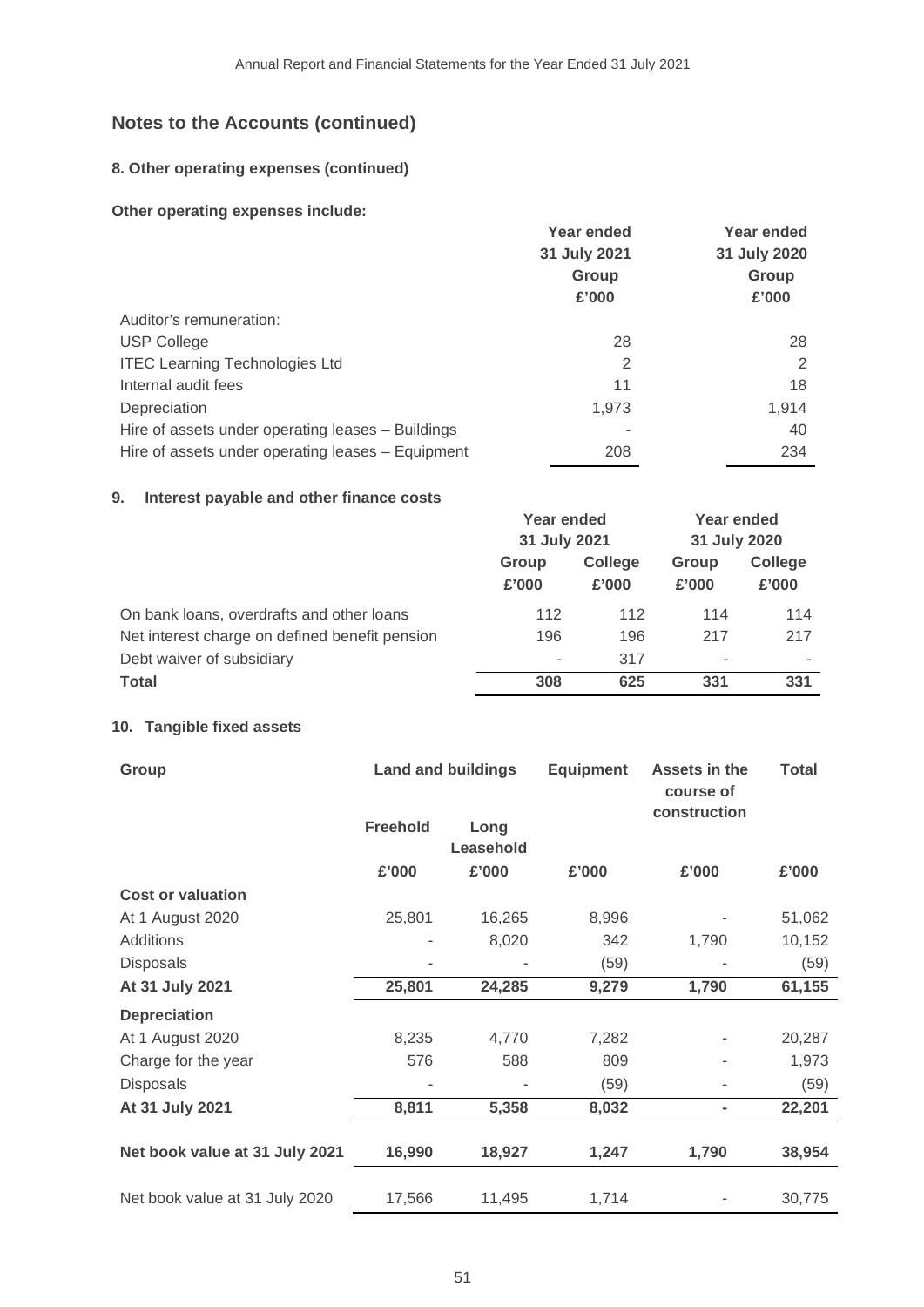## Notes to the Accounts (continued)

### 8. Other operating expenses (continued)

**Other operating expenses include:**

| | Year ended 31 July 2021 Group £'000 | Year ended 31 July 2020 Group £'000 |
|---|---|---|
| Auditor's remuneration: | | |
| USP College | 28 | 28 |
| ITEC Learning Technologies Ltd | 2 | 2 |
| Internal audit fees | 11 | 18 |
| Depreciation | 1,973 | 1,914 |
| Hire of assets under operating leases – Buildings | - | 40 |
| Hire of assets under operating leases – Equipment | 208 | 234 |

### 9. Interest payable and other finance costs

| | Year ended 31 July 2021 | | Year ended 31 July 2020 | |
|---|---|---|---|---|
| | Group £'000 | College £'000 | Group £'000 | College £'000 |
| On bank loans, overdrafts and other loans | 112 | 112 | 114 | 114 |
| Net interest charge on defined benefit pension | 196 | 196 | 217 | 217 |
| Debt waiver of subsidiary | - | 317 | - | - |
| **Total** | **308** | **625** | **331** | **331** |

### 10. Tangible fixed assets

| Group | Land and buildings | | Equipment | Assets in the course of construction | Total |
|---|---|---|---|---|---|
| | Freehold | Long Leasehold | | | |
| | £'000 | £'000 | £'000 | £'000 | £'000 |
| **Cost or valuation** | | | | | |
| At 1 August 2020 | 25,801 | 16,265 | 8,996 | - | 51,062 |
| Additions | - | 8,020 | 342 | 1,790 | 10,152 |
| Disposals | - | - | (59) | - | (59) |
| **At 31 July 2021** | **25,801** | **24,285** | **9,279** | **1,790** | **61,155** |
| **Depreciation** | | | | | |
| At 1 August 2020 | 8,235 | 4,770 | 7,282 | - | 20,287 |
| Charge for the year | 576 | 588 | 809 | - | 1,973 |
| Disposals | - | - | (59) | - | (59) |
| **At 31 July 2021** | **8,811** | **5,358** | **8,032** | **-** | **22,201** |
| **Net book value at 31 July 2021** | **16,990** | **18,927** | **1,247** | **1,790** | **38,954** |
| Net book value at 31 July 2020 | 17,566 | 11,495 | 1,714 | - | 30,775 |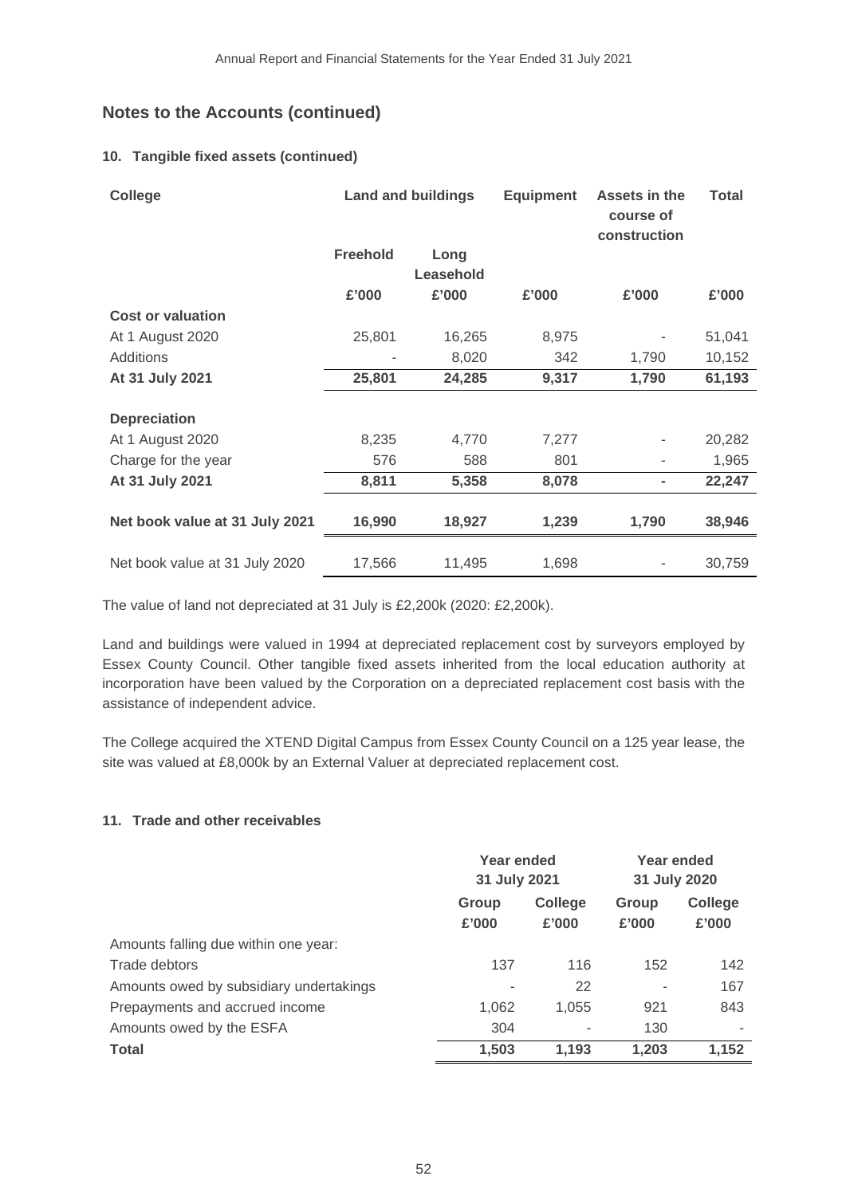## Notes to the Accounts (continued)

### 10. Tangible fixed assets (continued)

| College | Land and buildings | | Equipment | Assets in the course of construction | Total |
|---|---|---|---|---|---|
| | Freehold | Long Leasehold | | | |
| | £'000 | £'000 | £'000 | £'000 | £'000 |
| **Cost or valuation** | | | | | |
| At 1 August 2020 | 25,801 | 16,265 | 8,975 | - | 51,041 |
| Additions | - | 8,020 | 342 | 1,790 | 10,152 |
| **At 31 July 2021** | **25,801** | **24,285** | **9,317** | **1,790** | **61,193** |
| **Depreciation** | | | | | |
| At 1 August 2020 | 8,235 | 4,770 | 7,277 | - | 20,282 |
| Charge for the year | 576 | 588 | 801 | - | 1,965 |
| **At 31 July 2021** | **8,811** | **5,358** | **8,078** | **-** | **22,247** |
| **Net book value at 31 July 2021** | **16,990** | **18,927** | **1,239** | **1,790** | **38,946** |
| Net book value at 31 July 2020 | 17,566 | 11,495 | 1,698 | - | 30,759 |

The value of land not depreciated at 31 July is £2,200k (2020: £2,200k).

Land and buildings were valued in 1994 at depreciated replacement cost by surveyors employed by Essex County Council. Other tangible fixed assets inherited from the local education authority at incorporation have been valued by the Corporation on a depreciated replacement cost basis with the assistance of independent advice.

The College acquired the XTEND Digital Campus from Essex County Council on a 125 year lease, the site was valued at £8,000k by an External Valuer at depreciated replacement cost.

### 11. Trade and other receivables

| | Year ended 31 July 2021 | | Year ended 31 July 2020 | |
|---|---|---|---|---|
| | Group £'000 | College £'000 | Group £'000 | College £'000 |
| Amounts falling due within one year: | | | | |
| Trade debtors | 137 | 116 | 152 | 142 |
| Amounts owed by subsidiary undertakings | - | 22 | - | 167 |
| Prepayments and accrued income | 1,062 | 1,055 | 921 | 843 |
| Amounts owed by the ESFA | 304 | - | 130 | - |
| **Total** | **1,503** | **1,193** | **1,203** | **1,152** |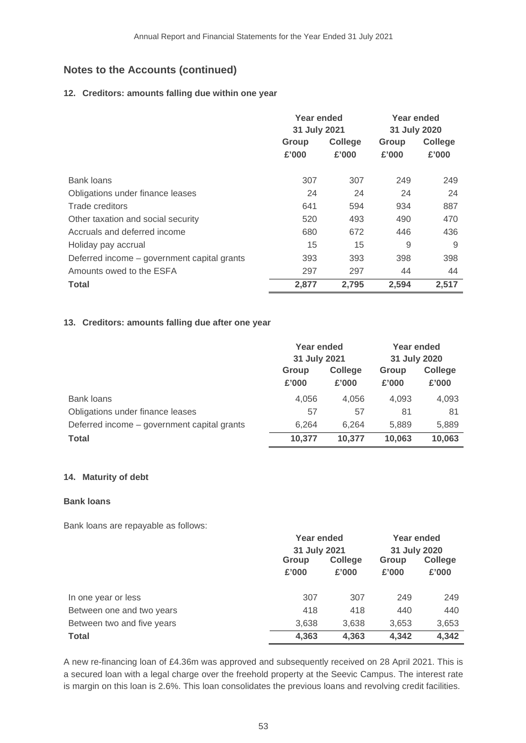## Notes to the Accounts (continued)

### 12. Creditors: amounts falling due within one year

| | Year ended 31 July 2021 | | Year ended 31 July 2020 | |
|---|---|---|---|---|
| | Group £'000 | College £'000 | Group £'000 | College £'000 |
| Bank loans | 307 | 307 | 249 | 249 |
| Obligations under finance leases | 24 | 24 | 24 | 24 |
| Trade creditors | 641 | 594 | 934 | 887 |
| Other taxation and social security | 520 | 493 | 490 | 470 |
| Accruals and deferred income | 680 | 672 | 446 | 436 |
| Holiday pay accrual | 15 | 15 | 9 | 9 |
| Deferred income – government capital grants | 393 | 393 | 398 | 398 |
| Amounts owed to the ESFA | 297 | 297 | 44 | 44 |
| **Total** | **2,877** | **2,795** | **2,594** | **2,517** |

### 13. Creditors: amounts falling due after one year

| | Year ended 31 July 2021 | | Year ended 31 July 2020 | |
|---|---|---|---|---|
| | Group £'000 | College £'000 | Group £'000 | College £'000 |
| Bank loans | 4,056 | 4,056 | 4,093 | 4,093 |
| Obligations under finance leases | 57 | 57 | 81 | 81 |
| Deferred income – government capital grants | 6,264 | 6,264 | 5,889 | 5,889 |
| **Total** | **10,377** | **10,377** | **10,063** | **10,063** |

### 14. Maturity of debt

**Bank loans**

Bank loans are repayable as follows:

| | Year ended 31 July 2021 | | Year ended 31 July 2020 | |
|---|---|---|---|---|
| | Group £'000 | College £'000 | Group £'000 | College £'000 |
| In one year or less | 307 | 307 | 249 | 249 |
| Between one and two years | 418 | 418 | 440 | 440 |
| Between two and five years | 3,638 | 3,638 | 3,653 | 3,653 |
| **Total** | **4,363** | **4,363** | **4,342** | **4,342** |

A new re-financing loan of £4.36m was approved and subsequently received on 28 April 2021. This is a secured loan with a legal charge over the freehold property at the Seevic Campus. The interest rate is margin on this loan is 2.6%. This loan consolidates the previous loans and revolving credit facilities.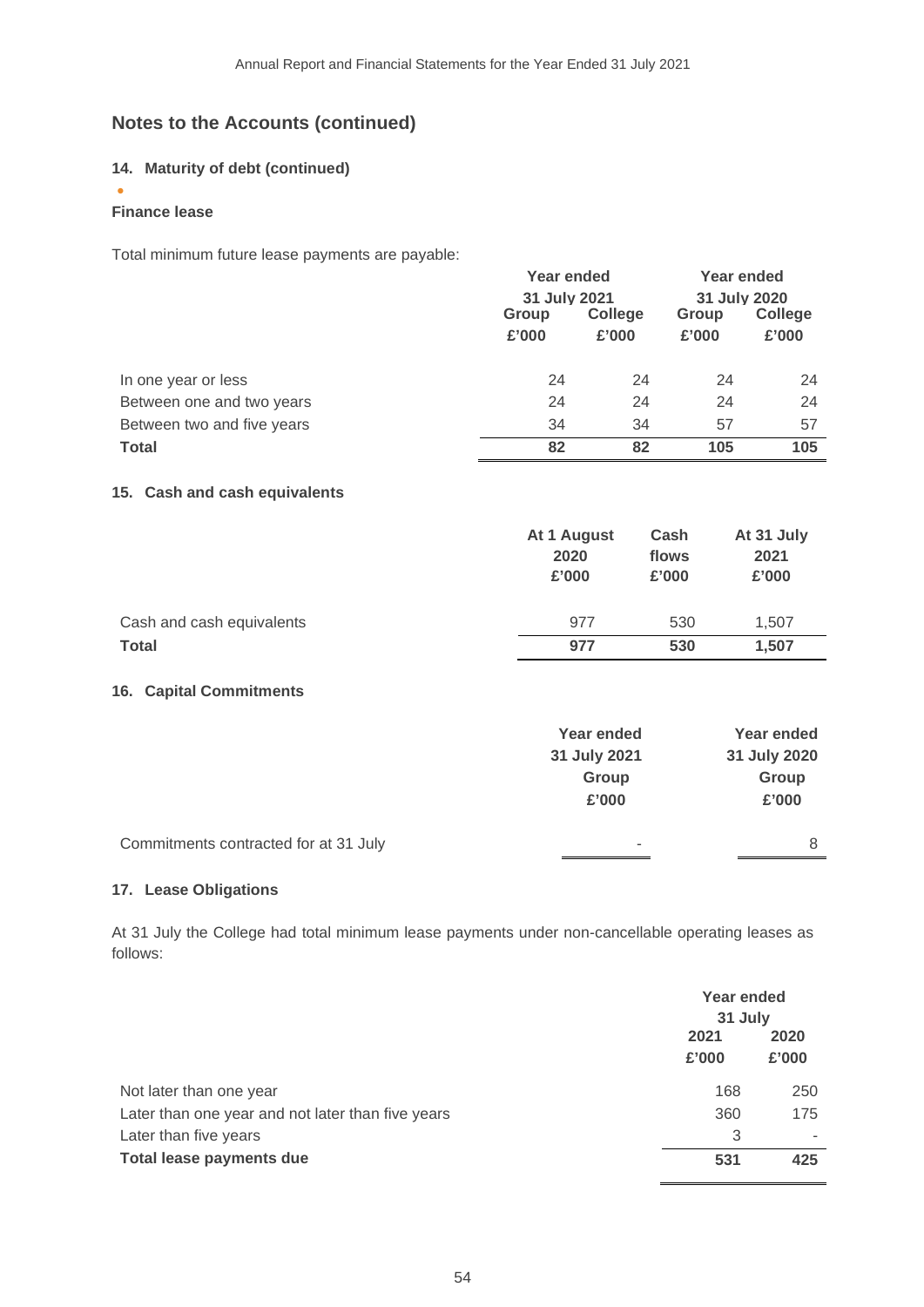## Notes to the Accounts (continued)

### 14. Maturity of debt (continued)

**Finance lease**

Total minimum future lease payments are payable:

| | Year ended 31 July 2021 | | Year ended 31 July 2020 | |
|---|---|---|---|---|
| | Group | College | Group | College |
| | £'000 | £'000 | £'000 | £'000 |
| In one year or less | 24 | 24 | 24 | 24 |
| Between one and two years | 24 | 24 | 24 | 24 |
| Between two and five years | 34 | 34 | 57 | 57 |
| **Total** | **82** | **82** | **105** | **105** |

### 15. Cash and cash equivalents

| | At 1 August 2020 | Cash flows | At 31 July 2021 |
|---|---|---|---|
| | £'000 | £'000 | £'000 |
| Cash and cash equivalents | 977 | 530 | 1,507 |
| **Total** | **977** | **530** | **1,507** |

### 16. Capital Commitments

| | Year ended 31 July 2021 | Year ended 31 July 2020 |
|---|---|---|
| | Group | Group |
| | £'000 | £'000 |
| Commitments contracted for at 31 July | - | 8 |

### 17. Lease Obligations

At 31 July the College had total minimum lease payments under non-cancellable operating leases as follows:

| | Year ended 31 July | |
|---|---|---|
| | 2021 | 2020 |
| | £'000 | £'000 |
| Not later than one year | 168 | 250 |
| Later than one year and not later than five years | 360 | 175 |
| Later than five years | 3 | - |
| **Total lease payments due** | **531** | **425** |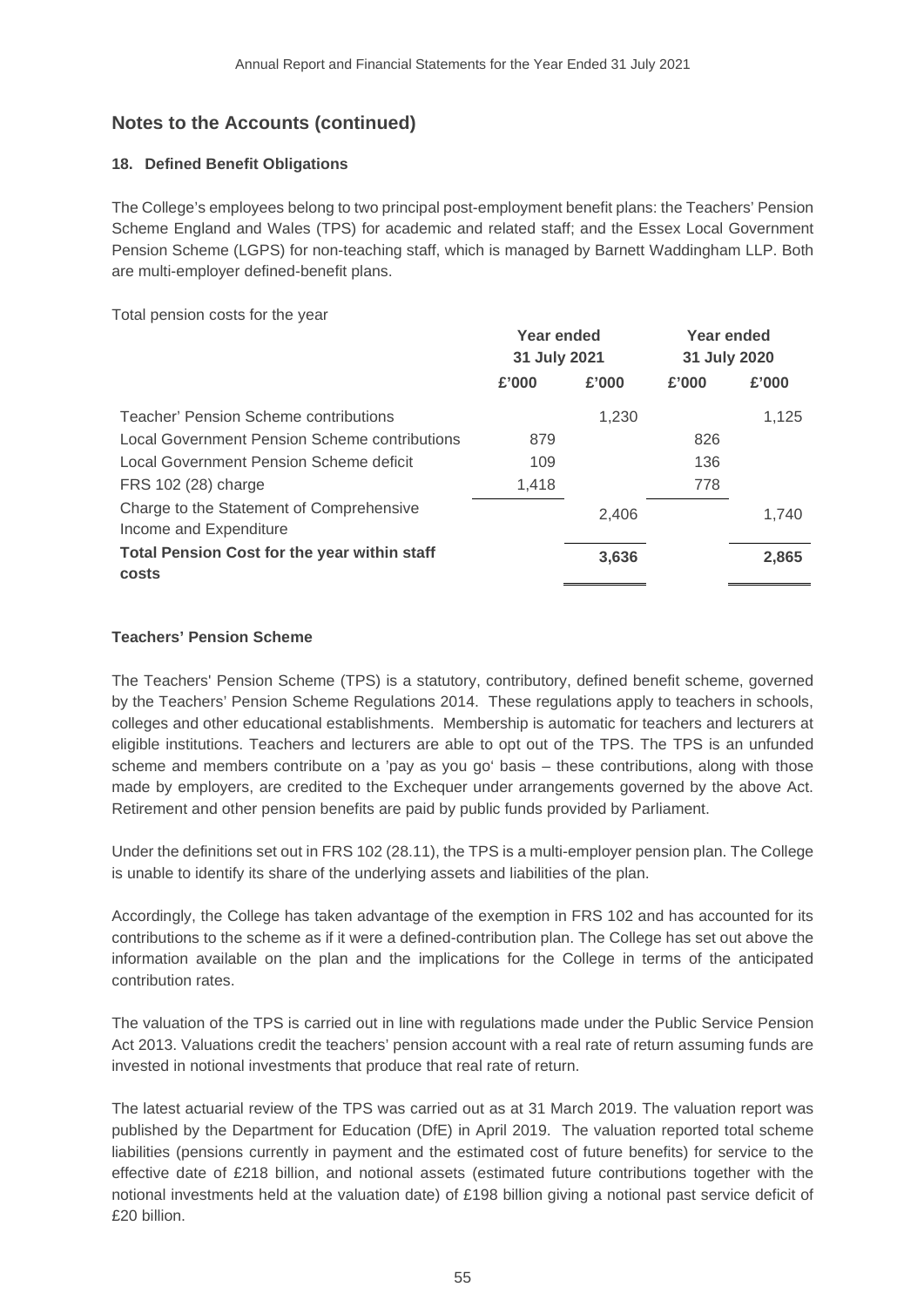## Notes to the Accounts (continued)

### 18. Defined Benefit Obligations

The College's employees belong to two principal post-employment benefit plans: the Teachers' Pension Scheme England and Wales (TPS) for academic and related staff; and the Essex Local Government Pension Scheme (LGPS) for non-teaching staff, which is managed by Barnett Waddingham LLP. Both are multi-employer defined-benefit plans.

Total pension costs for the year

| | Year ended 31 July 2021 | | Year ended 31 July 2020 | |
|---|---|---|---|---|
| | £'000 | £'000 | £'000 | £'000 |
| Teacher' Pension Scheme contributions | | 1,230 | | 1,125 |
| Local Government Pension Scheme contributions | 879 | | 826 | |
| Local Government Pension Scheme deficit | 109 | | 136 | |
| FRS 102 (28) charge | 1,418 | | 778 | |
| Charge to the Statement of Comprehensive Income and Expenditure | | 2,406 | | 1,740 |
| **Total Pension Cost for the year within staff costs** | | **3,636** | | **2,865** |

**Teachers' Pension Scheme**

The Teachers' Pension Scheme (TPS) is a statutory, contributory, defined benefit scheme, governed by the Teachers' Pension Scheme Regulations 2014. These regulations apply to teachers in schools, colleges and other educational establishments. Membership is automatic for teachers and lecturers at eligible institutions. Teachers and lecturers are able to opt out of the TPS. The TPS is an unfunded scheme and members contribute on a 'pay as you go' basis – these contributions, along with those made by employers, are credited to the Exchequer under arrangements governed by the above Act. Retirement and other pension benefits are paid by public funds provided by Parliament.

Under the definitions set out in FRS 102 (28.11), the TPS is a multi-employer pension plan. The College is unable to identify its share of the underlying assets and liabilities of the plan.

Accordingly, the College has taken advantage of the exemption in FRS 102 and has accounted for its contributions to the scheme as if it were a defined-contribution plan. The College has set out above the information available on the plan and the implications for the College in terms of the anticipated contribution rates.

The valuation of the TPS is carried out in line with regulations made under the Public Service Pension Act 2013. Valuations credit the teachers' pension account with a real rate of return assuming funds are invested in notional investments that produce that real rate of return.

The latest actuarial review of the TPS was carried out as at 31 March 2019. The valuation report was published by the Department for Education (DfE) in April 2019. The valuation reported total scheme liabilities (pensions currently in payment and the estimated cost of future benefits) for service to the effective date of £218 billion, and notional assets (estimated future contributions together with the notional investments held at the valuation date) of £198 billion giving a notional past service deficit of £20 billion.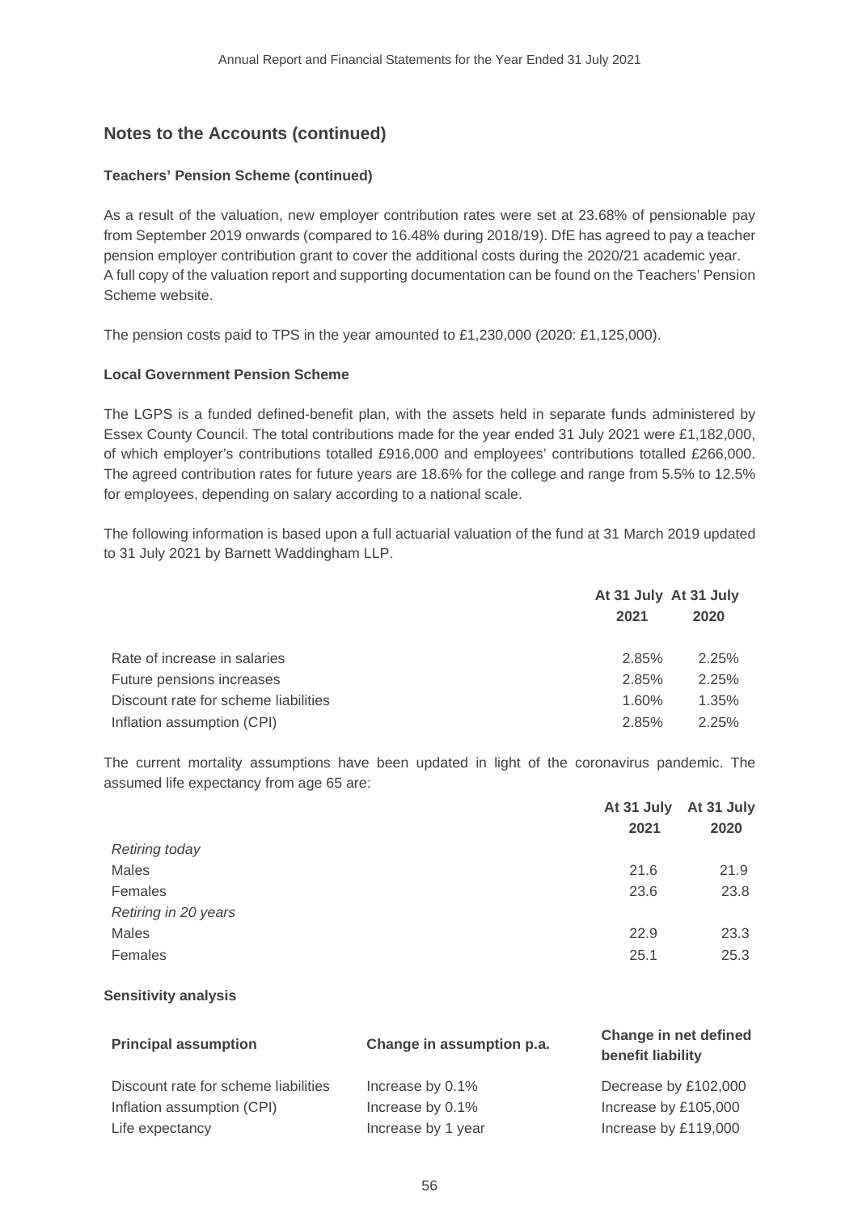## Notes to the Accounts (continued)

**Teachers' Pension Scheme (continued)**

As a result of the valuation, new employer contribution rates were set at 23.68% of pensionable pay from September 2019 onwards (compared to 16.48% during 2018/19). DfE has agreed to pay a teacher pension employer contribution grant to cover the additional costs during the 2020/21 academic year. A full copy of the valuation report and supporting documentation can be found on the Teachers' Pension Scheme website.

The pension costs paid to TPS in the year amounted to £1,230,000 (2020: £1,125,000).

**Local Government Pension Scheme**

The LGPS is a funded defined-benefit plan, with the assets held in separate funds administered by Essex County Council. The total contributions made for the year ended 31 July 2021 were £1,182,000, of which employer's contributions totalled £916,000 and employees' contributions totalled £266,000. The agreed contribution rates for future years are 18.6% for the college and range from 5.5% to 12.5% for employees, depending on salary according to a national scale.

The following information is based upon a full actuarial valuation of the fund at 31 March 2019 updated to 31 July 2021 by Barnett Waddingham LLP.

| | At 31 July 2021 | At 31 July 2020 |
|---|---|---|
| Rate of increase in salaries | 2.85% | 2.25% |
| Future pensions increases | 2.85% | 2.25% |
| Discount rate for scheme liabilities | 1.60% | 1.35% |
| Inflation assumption (CPI) | 2.85% | 2.25% |

The current mortality assumptions have been updated in light of the coronavirus pandemic. The assumed life expectancy from age 65 are:

| | At 31 July 2021 | At 31 July 2020 |
|---|---|---|
| *Retiring today* | | |
| Males | 21.6 | 21.9 |
| Females | 23.6 | 23.8 |
| *Retiring in 20 years* | | |
| Males | 22.9 | 23.3 |
| Females | 25.1 | 25.3 |

**Sensitivity analysis**

| Principal assumption | Change in assumption p.a. | Change in net defined benefit liability |
|---|---|---|
| Discount rate for scheme liabilities | Increase by 0.1% | Decrease by £102,000 |
| Inflation assumption (CPI) | Increase by 0.1% | Increase by £105,000 |
| Life expectancy | Increase by 1 year | Increase by £119,000 |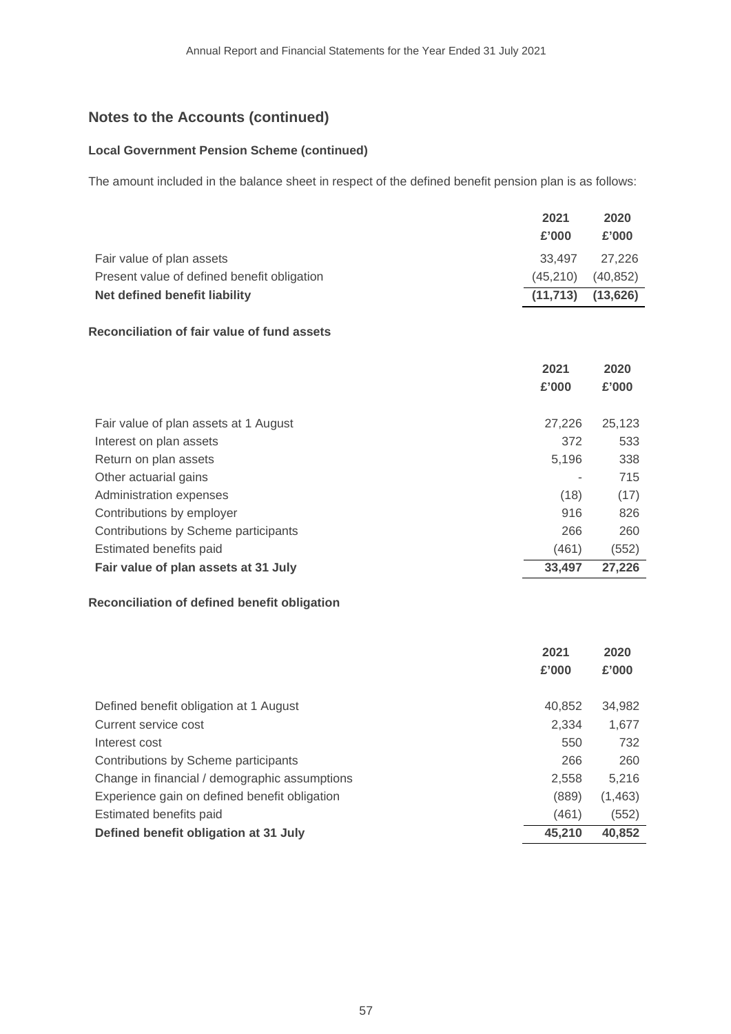## Notes to the Accounts (continued)

### Local Government Pension Scheme (continued)

The amount included in the balance sheet in respect of the defined benefit pension plan is as follows:

| | 2021<br>£'000 | 2020<br>£'000 |
|---|---|---|
| Fair value of plan assets | 33,497 | 27,226 |
| Present value of defined benefit obligation | (45,210) | (40,852) |
| **Net defined benefit liability** | **(11,713)** | **(13,626)** |

### Reconciliation of fair value of fund assets

| | 2021<br>£'000 | 2020<br>£'000 |
|---|---|---|
| Fair value of plan assets at 1 August | 27,226 | 25,123 |
| Interest on plan assets | 372 | 533 |
| Return on plan assets | 5,196 | 338 |
| Other actuarial gains | - | 715 |
| Administration expenses | (18) | (17) |
| Contributions by employer | 916 | 826 |
| Contributions by Scheme participants | 266 | 260 |
| Estimated benefits paid | (461) | (552) |
| **Fair value of plan assets at 31 July** | **33,497** | **27,226** |

### Reconciliation of defined benefit obligation

| | 2021<br>£'000 | 2020<br>£'000 |
|---|---|---|
| Defined benefit obligation at 1 August | 40,852 | 34,982 |
| Current service cost | 2,334 | 1,677 |
| Interest cost | 550 | 732 |
| Contributions by Scheme participants | 266 | 260 |
| Change in financial / demographic assumptions | 2,558 | 5,216 |
| Experience gain on defined benefit obligation | (889) | (1,463) |
| Estimated benefits paid | (461) | (552) |
| **Defined benefit obligation at 31 July** | **45,210** | **40,852** |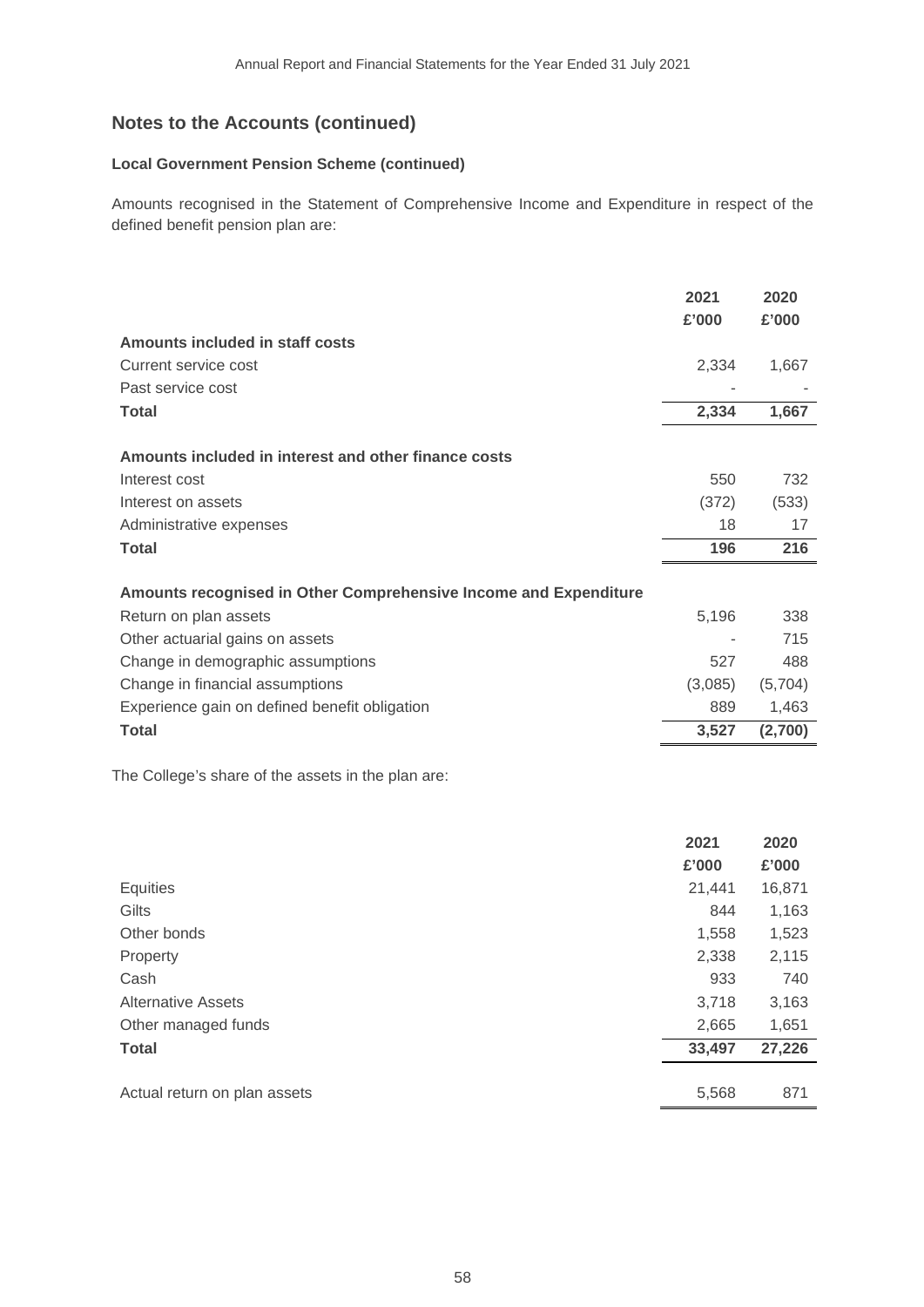## Notes to the Accounts (continued)

### Local Government Pension Scheme (continued)

Amounts recognised in the Statement of Comprehensive Income and Expenditure in respect of the defined benefit pension plan are:

| | 2021 | 2020 |
|---|---|---|
| | £'000 | £'000 |
| **Amounts included in staff costs** | | |
| Current service cost | 2,334 | 1,667 |
| Past service cost | - | - |
| **Total** | **2,334** | **1,667** |
| | | |
| **Amounts included in interest and other finance costs** | | |
| Interest cost | 550 | 732 |
| Interest on assets | (372) | (533) |
| Administrative expenses | 18 | 17 |
| **Total** | **196** | **216** |
| | | |
| **Amounts recognised in Other Comprehensive Income and Expenditure** | | |
| Return on plan assets | 5,196 | 338 |
| Other actuarial gains on assets | - | 715 |
| Change in demographic assumptions | 527 | 488 |
| Change in financial assumptions | (3,085) | (5,704) |
| Experience gain on defined benefit obligation | 889 | 1,463 |
| **Total** | **3,527** | **(2,700)** |

The College's share of the assets in the plan are:

| | 2021 | 2020 |
|---|---|---|
| | £'000 | £'000 |
| Equities | 21,441 | 16,871 |
| Gilts | 844 | 1,163 |
| Other bonds | 1,558 | 1,523 |
| Property | 2,338 | 2,115 |
| Cash | 933 | 740 |
| Alternative Assets | 3,718 | 3,163 |
| Other managed funds | 2,665 | 1,651 |
| **Total** | **33,497** | **27,226** |
| | | |
| Actual return on plan assets | 5,568 | 871 |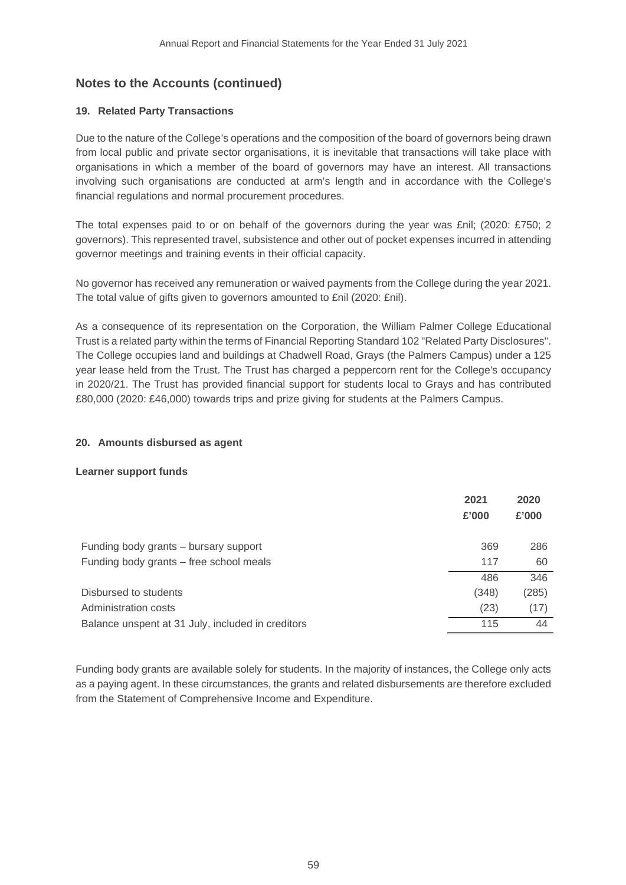## Notes to the Accounts (continued)

### 19. Related Party Transactions

Due to the nature of the College's operations and the composition of the board of governors being drawn from local public and private sector organisations, it is inevitable that transactions will take place with organisations in which a member of the board of governors may have an interest. All transactions involving such organisations are conducted at arm's length and in accordance with the College's financial regulations and normal procurement procedures.

The total expenses paid to or on behalf of the governors during the year was £nil; (2020: £750; 2 governors). This represented travel, subsistence and other out of pocket expenses incurred in attending governor meetings and training events in their official capacity.

No governor has received any remuneration or waived payments from the College during the year 2021. The total value of gifts given to governors amounted to £nil (2020: £nil).

As a consequence of its representation on the Corporation, the William Palmer College Educational Trust is a related party within the terms of Financial Reporting Standard 102 "Related Party Disclosures". The College occupies land and buildings at Chadwell Road, Grays (the Palmers Campus) under a 125 year lease held from the Trust. The Trust has charged a peppercorn rent for the College's occupancy in 2020/21. The Trust has provided financial support for students local to Grays and has contributed £80,000 (2020: £46,000) towards trips and prize giving for students at the Palmers Campus.

### 20. Amounts disbursed as agent

**Learner support funds**

| | 2021 £'000 | 2020 £'000 |
|---|---|---|
| Funding body grants – bursary support | 369 | 286 |
| Funding body grants – free school meals | 117 | 60 |
| | 486 | 346 |
| Disbursed to students | (348) | (285) |
| Administration costs | (23) | (17) |
| Balance unspent at 31 July, included in creditors | 115 | 44 |

Funding body grants are available solely for students. In the majority of instances, the College only acts as a paying agent. In these circumstances, the grants and related disbursements are therefore excluded from the Statement of Comprehensive Income and Expenditure.